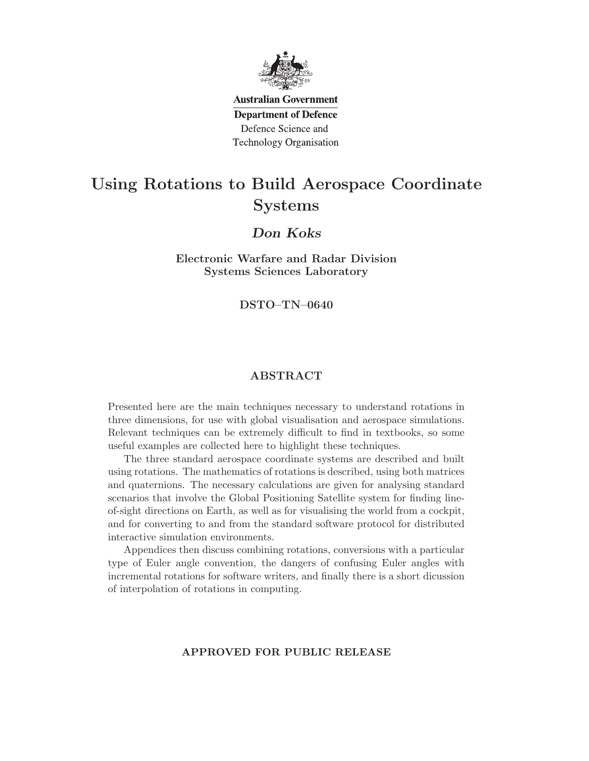Australian Government

Department of Defence

Defence Science and Technology Organisation

# Using Rotations to Build Aerospace Coordinate Systems

***Don Koks***

**Electronic Warfare and Radar Division**
**Systems Sciences Laboratory**

**DSTO–TN–0640**

## ABSTRACT

Presented here are the main techniques necessary to understand rotations in three dimensions, for use with global visualisation and aerospace simulations. Relevant techniques can be extremely difficult to find in textbooks, so some useful examples are collected here to highlight these techniques.

The three standard aerospace coordinate systems are described and built using rotations. The mathematics of rotations is described, using both matrices and quaternions. The necessary calculations are given for analysing standard scenarios that involve the Global Positioning Satellite system for finding line-of-sight directions on Earth, as well as for visualising the world from a cockpit, and for converting to and from the standard software protocol for distributed interactive simulation environments.

Appendices then discuss combining rotations, conversions with a particular type of Euler angle convention, the dangers of confusing Euler angles with incremental rotations for software writers, and finally there is a short dicussion of interpolation of rotations in computing.

**APPROVED FOR PUBLIC RELEASE**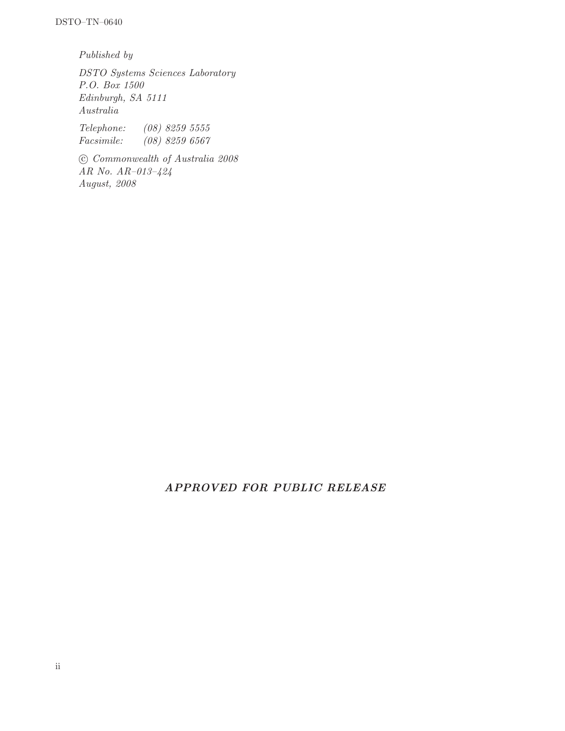*Published by*

*DSTO Systems Sciences Laboratory*
*P.O. Box 1500*
*Edinburgh, SA 5111*
*Australia*

*Telephone: (08) 8259 5555*
*Facsimile: (08) 8259 6567*

*© Commonwealth of Australia 2008*
*AR No. AR–013–424*
*August, 2008*

***APPROVED FOR PUBLIC RELEASE***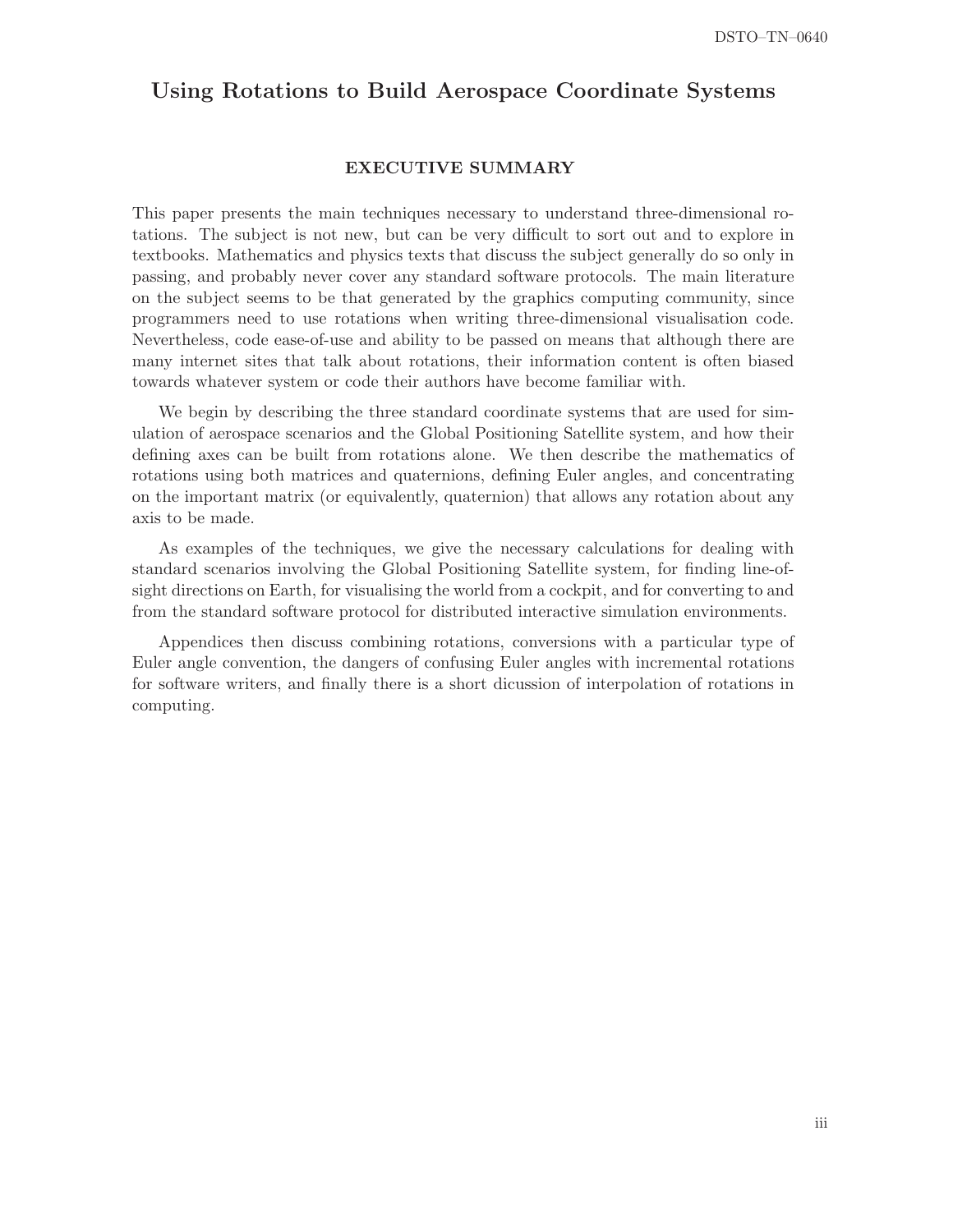# Using Rotations to Build Aerospace Coordinate Systems

## EXECUTIVE SUMMARY

This paper presents the main techniques necessary to understand three-dimensional rotations. The subject is not new, but can be very difficult to sort out and to explore in textbooks. Mathematics and physics texts that discuss the subject generally do so only in passing, and probably never cover any standard software protocols. The main literature on the subject seems to be that generated by the graphics computing community, since programmers need to use rotations when writing three-dimensional visualisation code. Nevertheless, code ease-of-use and ability to be passed on means that although there are many internet sites that talk about rotations, their information content is often biased towards whatever system or code their authors have become familiar with.

We begin by describing the three standard coordinate systems that are used for simulation of aerospace scenarios and the Global Positioning Satellite system, and how their defining axes can be built from rotations alone. We then describe the mathematics of rotations using both matrices and quaternions, defining Euler angles, and concentrating on the important matrix (or equivalently, quaternion) that allows any rotation about any axis to be made.

As examples of the techniques, we give the necessary calculations for dealing with standard scenarios involving the Global Positioning Satellite system, for finding line-of-sight directions on Earth, for visualising the world from a cockpit, and for converting to and from the standard software protocol for distributed interactive simulation environments.

Appendices then discuss combining rotations, conversions with a particular type of Euler angle convention, the dangers of confusing Euler angles with incremental rotations for software writers, and finally there is a short dicussion of interpolation of rotations in computing.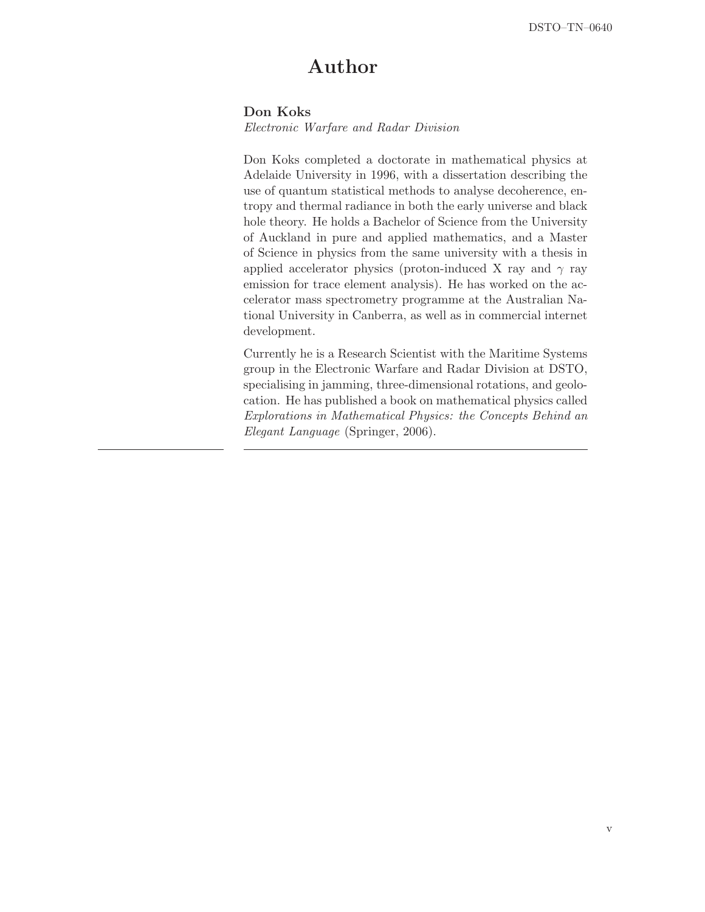# Author

**Don Koks**
*Electronic Warfare and Radar Division*

Don Koks completed a doctorate in mathematical physics at Adelaide University in 1996, with a dissertation describing the use of quantum statistical methods to analyse decoherence, entropy and thermal radiance in both the early universe and black hole theory. He holds a Bachelor of Science from the University of Auckland in pure and applied mathematics, and a Master of Science in physics from the same university with a thesis in applied accelerator physics (proton-induced X ray and $\gamma$ ray emission for trace element analysis). He has worked on the accelerator mass spectrometry programme at the Australian National University in Canberra, as well as in commercial internet development.

Currently he is a Research Scientist with the Maritime Systems group in the Electronic Warfare and Radar Division at DSTO, specialising in jamming, three-dimensional rotations, and geolocation. He has published a book on mathematical physics called *Explorations in Mathematical Physics: the Concepts Behind an Elegant Language* (Springer, 2006).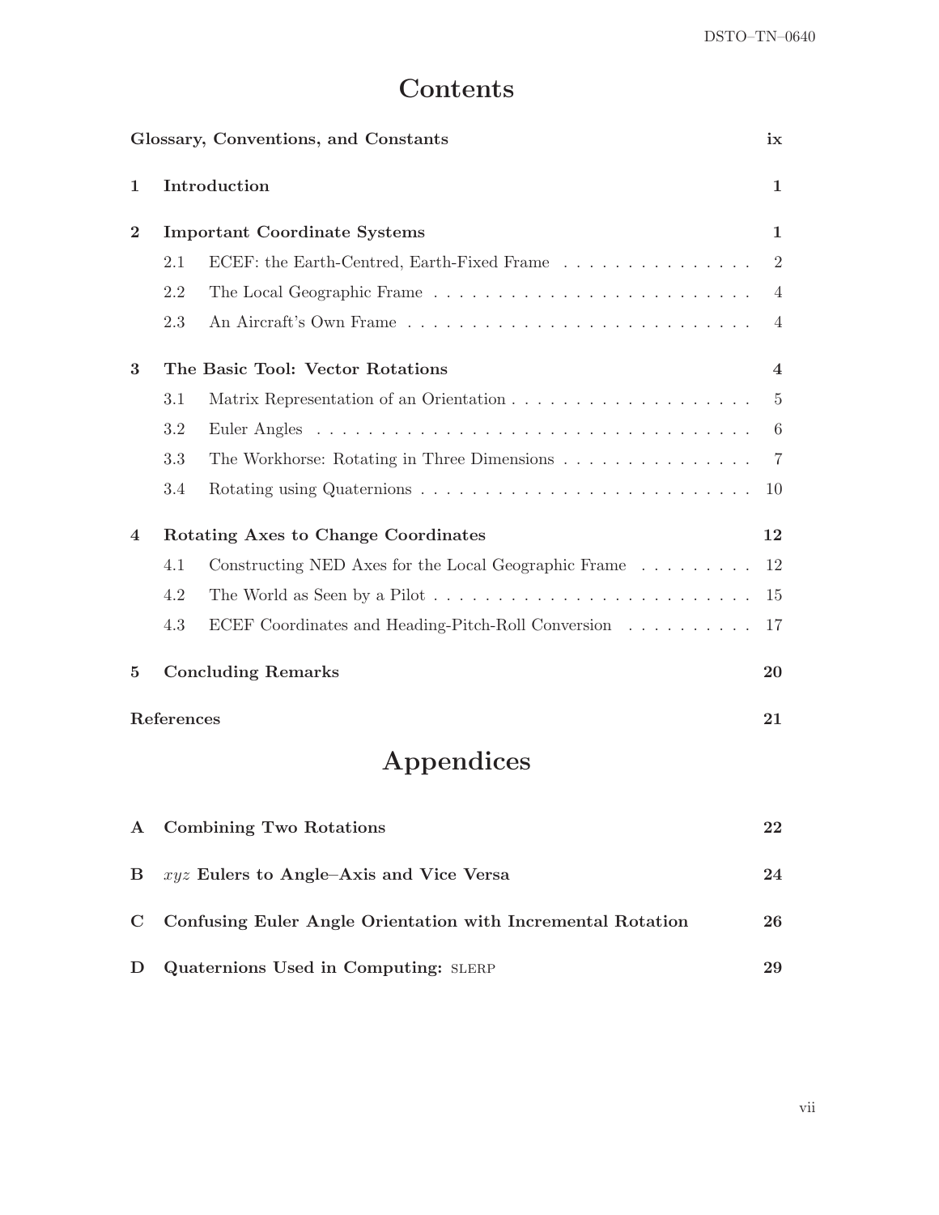# Contents

**Glossary, Conventions, and Constants** ix

**1 Introduction** 1

**2 Important Coordinate Systems** 1

- 2.1 ECEF: the Earth-Centred, Earth-Fixed Frame . . . 2
- 2.2 The Local Geographic Frame . . . 4
- 2.3 An Aircraft's Own Frame . . . 4

**3 The Basic Tool: Vector Rotations** 4

- 3.1 Matrix Representation of an Orientation . . . 5
- 3.2 Euler Angles . . . 6
- 3.3 The Workhorse: Rotating in Three Dimensions . . . 7
- 3.4 Rotating using Quaternions . . . 10

**4 Rotating Axes to Change Coordinates** 12

- 4.1 Constructing NED Axes for the Local Geographic Frame . . . 12
- 4.2 The World as Seen by a Pilot . . . 15
- 4.3 ECEF Coordinates and Heading-Pitch-Roll Conversion . . . 17

**5 Concluding Remarks** 20

**References** 21

# Appendices

**A Combining Two Rotations** 22

**B** ***xyz*** **Eulers to Angle–Axis and Vice Versa** 24

**C Confusing Euler Angle Orientation with Incremental Rotation** 26

**D Quaternions Used in Computing:** SLERP 29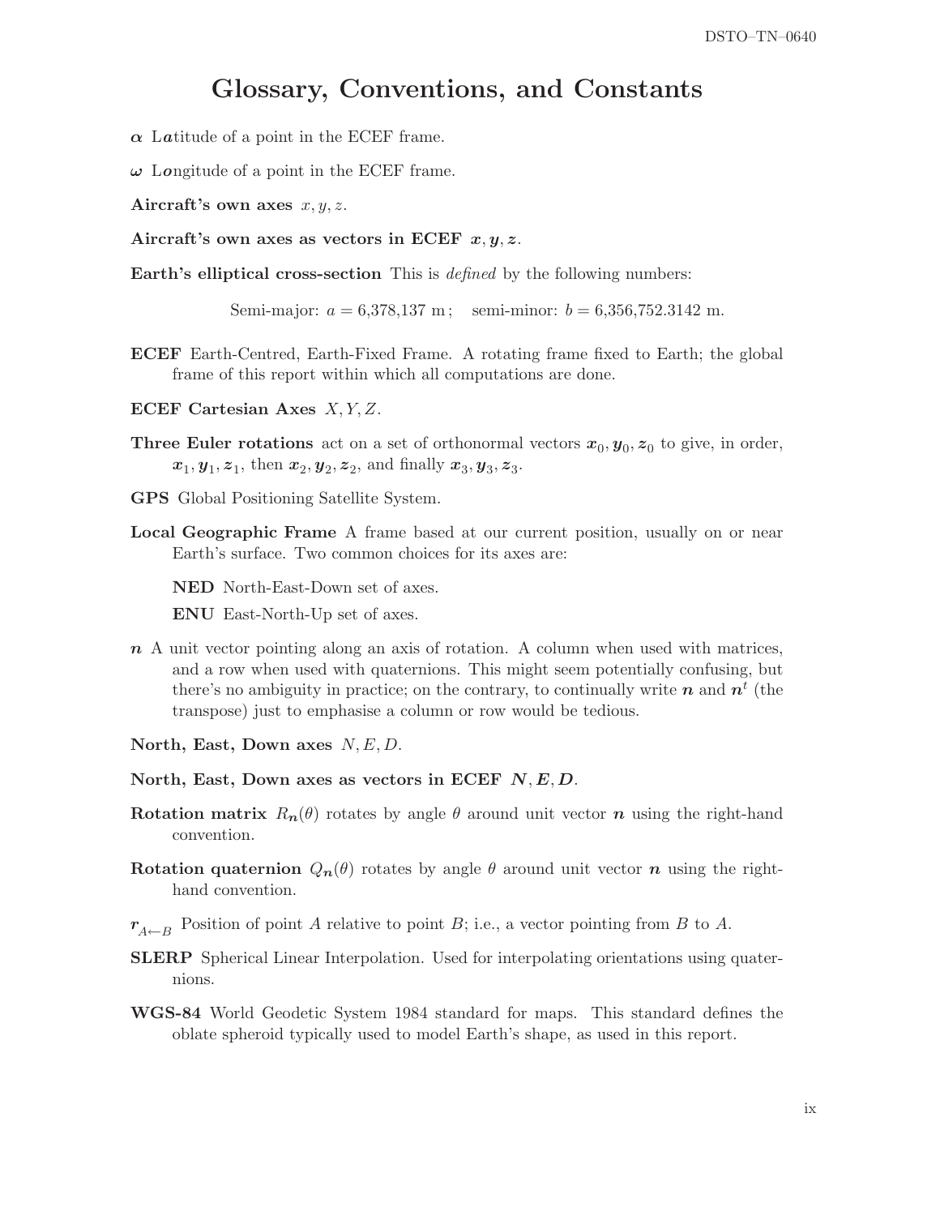# Glossary, Conventions, and Constants

$\boldsymbol{\alpha}$ L**a**titude of a point in the ECEF frame.

$\boldsymbol{\omega}$ L**o**ngitude of a point in the ECEF frame.

**Aircraft's own axes** $x, y, z$.

**Aircraft's own axes as vectors in ECEF** $\boldsymbol{x}, \boldsymbol{y}, \boldsymbol{z}$.

**Earth's elliptical cross-section** This is *defined* by the following numbers:

Semi-major: $a = 6{,}378{,}137$ m ; semi-minor: $b = 6{,}356{,}752.3142$ m.

**ECEF** Earth-Centred, Earth-Fixed Frame. A rotating frame fixed to Earth; the global frame of this report within which all computations are done.

**ECEF Cartesian Axes** $X, Y, Z$.

**Three Euler rotations** act on a set of orthonormal vectors $\boldsymbol{x}_0, \boldsymbol{y}_0, \boldsymbol{z}_0$ to give, in order, $\boldsymbol{x}_1, \boldsymbol{y}_1, \boldsymbol{z}_1$, then $\boldsymbol{x}_2, \boldsymbol{y}_2, \boldsymbol{z}_2$, and finally $\boldsymbol{x}_3, \boldsymbol{y}_3, \boldsymbol{z}_3$.

**GPS** Global Positioning Satellite System.

**Local Geographic Frame** A frame based at our current position, usually on or near Earth's surface. Two common choices for its axes are:

- **NED** North-East-Down set of axes.
- **ENU** East-North-Up set of axes.

$\boldsymbol{n}$ A unit vector pointing along an axis of rotation. A column when used with matrices, and a row when used with quaternions. This might seem potentially confusing, but there's no ambiguity in practice; on the contrary, to continually write $\boldsymbol{n}$ and $\boldsymbol{n}^t$ (the transpose) just to emphasise a column or row would be tedious.

**North, East, Down axes** $N, E, D$.

**North, East, Down axes as vectors in ECEF** $\boldsymbol{N}, \boldsymbol{E}, \boldsymbol{D}$.

**Rotation matrix** $R_{\boldsymbol{n}}(\theta)$ rotates by angle $\theta$ around unit vector $\boldsymbol{n}$ using the right-hand convention.

**Rotation quaternion** $Q_{\boldsymbol{n}}(\theta)$ rotates by angle $\theta$ around unit vector $\boldsymbol{n}$ using the right-hand convention.

$\boldsymbol{r}_{A \leftarrow B}$ Position of point $A$ relative to point $B$; i.e., a vector pointing from $B$ to $A$.

**SLERP** Spherical Linear Interpolation. Used for interpolating orientations using quaternions.

**WGS-84** World Geodetic System 1984 standard for maps. This standard defines the oblate spheroid typically used to model Earth's shape, as used in this report.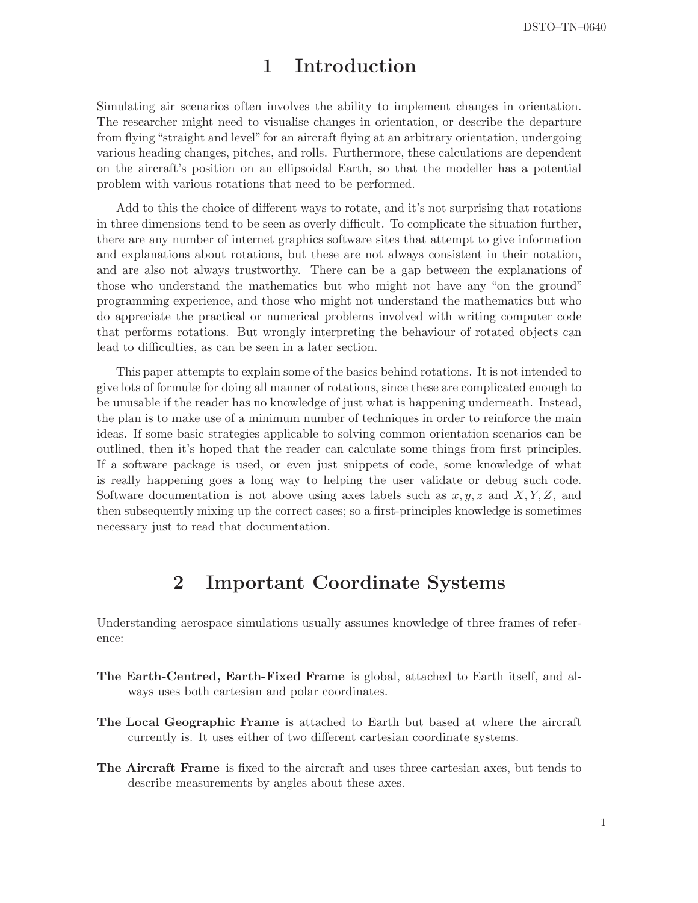# 1 Introduction

Simulating air scenarios often involves the ability to implement changes in orientation. The researcher might need to visualise changes in orientation, or describe the departure from flying "straight and level" for an aircraft flying at an arbitrary orientation, undergoing various heading changes, pitches, and rolls. Furthermore, these calculations are dependent on the aircraft's position on an ellipsoidal Earth, so that the modeller has a potential problem with various rotations that need to be performed.

Add to this the choice of different ways to rotate, and it's not surprising that rotations in three dimensions tend to be seen as overly difficult. To complicate the situation further, there are any number of internet graphics software sites that attempt to give information and explanations about rotations, but these are not always consistent in their notation, and are also not always trustworthy. There can be a gap between the explanations of those who understand the mathematics but who might not have any "on the ground" programming experience, and those who might not understand the mathematics but who do appreciate the practical or numerical problems involved with writing computer code that performs rotations. But wrongly interpreting the behaviour of rotated objects can lead to difficulties, as can be seen in a later section.

This paper attempts to explain some of the basics behind rotations. It is not intended to give lots of formulæ for doing all manner of rotations, since these are complicated enough to be unusable if the reader has no knowledge of just what is happening underneath. Instead, the plan is to make use of a minimum number of techniques in order to reinforce the main ideas. If some basic strategies applicable to solving common orientation scenarios can be outlined, then it's hoped that the reader can calculate some things from first principles. If a software package is used, or even just snippets of code, some knowledge of what is really happening goes a long way to helping the user validate or debug such code. Software documentation is not above using axes labels such as $x, y, z$ and $X, Y, Z$, and then subsequently mixing up the correct cases; so a first-principles knowledge is sometimes necessary just to read that documentation.

# 2 Important Coordinate Systems

Understanding aerospace simulations usually assumes knowledge of three frames of reference:

**The Earth-Centred, Earth-Fixed Frame** is global, attached to Earth itself, and always uses both cartesian and polar coordinates.

**The Local Geographic Frame** is attached to Earth but based at where the aircraft currently is. It uses either of two different cartesian coordinate systems.

**The Aircraft Frame** is fixed to the aircraft and uses three cartesian axes, but tends to describe measurements by angles about these axes.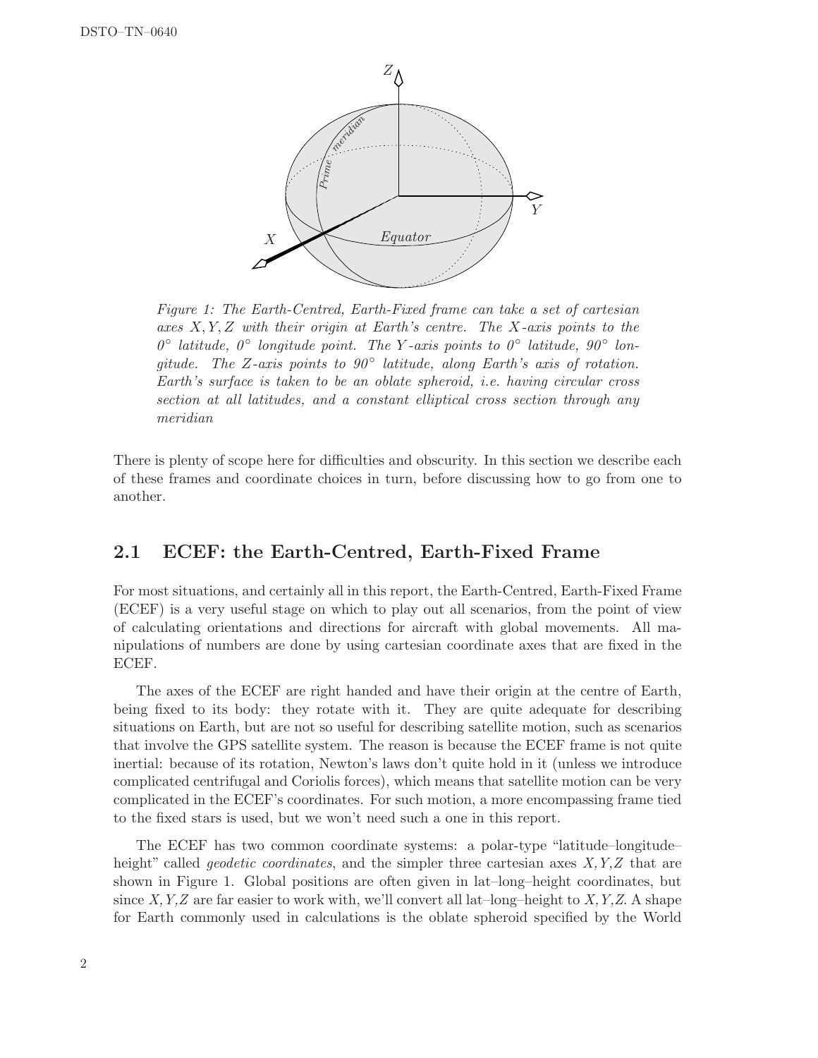Figure 1: The Earth-Centred, Earth-Fixed frame can take a set of cartesian axes $X, Y, Z$ with their origin at Earth's centre. The $X$-axis points to the 0° latitude, 0° longitude point. The $Y$-axis points to 0° latitude, 90° longitude. The $Z$-axis points to 90° latitude, along Earth's axis of rotation. Earth's surface is taken to be an oblate spheroid, i.e. having circular cross section at all latitudes, and a constant elliptical cross section through any meridian

There is plenty of scope here for difficulties and obscurity. In this section we describe each of these frames and coordinate choices in turn, before discussing how to go from one to another.

## 2.1 ECEF: the Earth-Centred, Earth-Fixed Frame

For most situations, and certainly all in this report, the Earth-Centred, Earth-Fixed Frame (ECEF) is a very useful stage on which to play out all scenarios, from the point of view of calculating orientations and directions for aircraft with global movements. All manipulations of numbers are done by using cartesian coordinate axes that are fixed in the ECEF.

The axes of the ECEF are right handed and have their origin at the centre of Earth, being fixed to its body: they rotate with it. They are quite adequate for describing situations on Earth, but are not so useful for describing satellite motion, such as scenarios that involve the GPS satellite system. The reason is because the ECEF frame is not quite inertial: because of its rotation, Newton's laws don't quite hold in it (unless we introduce complicated centrifugal and Coriolis forces), which means that satellite motion can be very complicated in the ECEF's coordinates. For such motion, a more encompassing frame tied to the fixed stars is used, but we won't need such a one in this report.

The ECEF has two common coordinate systems: a polar-type "latitude–longitude–height" called *geodetic coordinates*, and the simpler three cartesian axes $X, Y, Z$ that are shown in Figure 1. Global positions are often given in lat–long–height coordinates, but since $X, Y, Z$ are far easier to work with, we'll convert all lat–long–height to $X, Y, Z$. A shape for Earth commonly used in calculations is the oblate spheroid specified by the World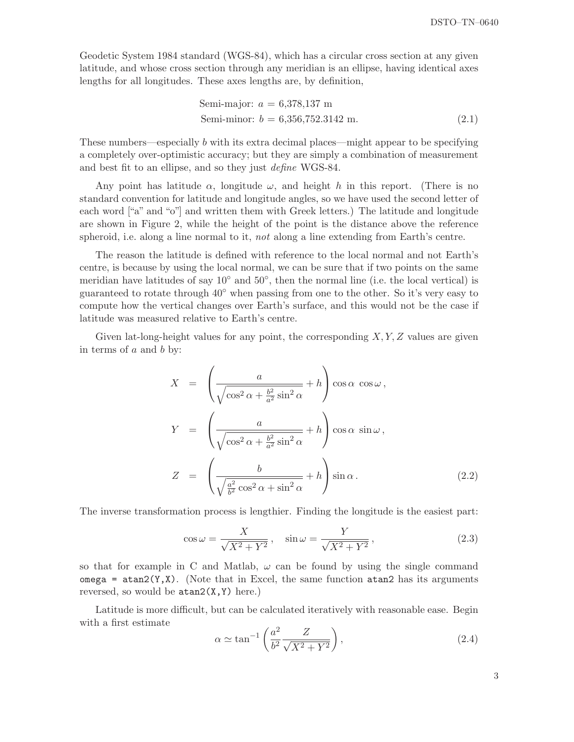Geodetic System 1984 standard (WGS-84), which has a circular cross section at any given latitude, and whose cross section through any meridian is an ellipse, having identical axes lengths for all longitudes. These axes lengths are, by definition,

$$
\begin{aligned}
\text{Semi-major: } a &= 6{,}378{,}137 \text{ m} \\
\text{Semi-minor: } b &= 6{,}356{,}752.3142 \text{ m.}
\end{aligned}
\tag{2.1}
$$

These numbers—especially $b$ with its extra decimal places—might appear to be specifying a completely over-optimistic accuracy; but they are simply a combination of measurement and best fit to an ellipse, and so they just *define* WGS-84.

Any point has latitude $\alpha$, longitude $\omega$, and height $h$ in this report. (There is no standard convention for latitude and longitude angles, so we have used the second letter of each word ["a" and "o"] and written them with Greek letters.) The latitude and longitude are shown in Figure 2, while the height of the point is the distance above the reference spheroid, i.e. along a line normal to it, *not* along a line extending from Earth's centre.

The reason the latitude is defined with reference to the local normal and not Earth's centre, is because by using the local normal, we can be sure that if two points on the same meridian have latitudes of say 10° and 50°, then the normal line (i.e. the local vertical) is guaranteed to rotate through 40° when passing from one to the other. So it's very easy to compute how the vertical changes over Earth's surface, and this would not be the case if latitude was measured relative to Earth's centre.

Given lat-long-height values for any point, the corresponding $X, Y, Z$ values are given in terms of $a$ and $b$ by:

$$
\begin{aligned}
X &= \left( \frac{a}{\sqrt{\cos^2\alpha + \frac{b^2}{a^2}\sin^2\alpha}} + h \right) \cos\alpha \, \cos\omega \,, \\
Y &= \left( \frac{a}{\sqrt{\cos^2\alpha + \frac{b^2}{a^2}\sin^2\alpha}} + h \right) \cos\alpha \, \sin\omega \,, \\
Z &= \left( \frac{b}{\sqrt{\frac{a^2}{b^2}\cos^2\alpha + \sin^2\alpha}} + h \right) \sin\alpha \,.
\end{aligned}
\tag{2.2}
$$

The inverse transformation process is lengthier. Finding the longitude is the easiest part:

$$
\cos\omega = \frac{X}{\sqrt{X^2+Y^2}} \,, \quad \sin\omega = \frac{Y}{\sqrt{X^2+Y^2}} \,,
\tag{2.3}
$$

so that for example in C and Matlab, $\omega$ can be found by using the single command `omega = atan2(Y,X)`. (Note that in Excel, the same function `atan2` has its arguments reversed, so would be `atan2(X,Y)` here.)

Latitude is more difficult, but can be calculated iteratively with reasonable ease. Begin with a first estimate

$$
\alpha \simeq \tan^{-1}\left( \frac{a^2}{b^2} \frac{Z}{\sqrt{X^2+Y^2}} \right),
\tag{2.4}
$$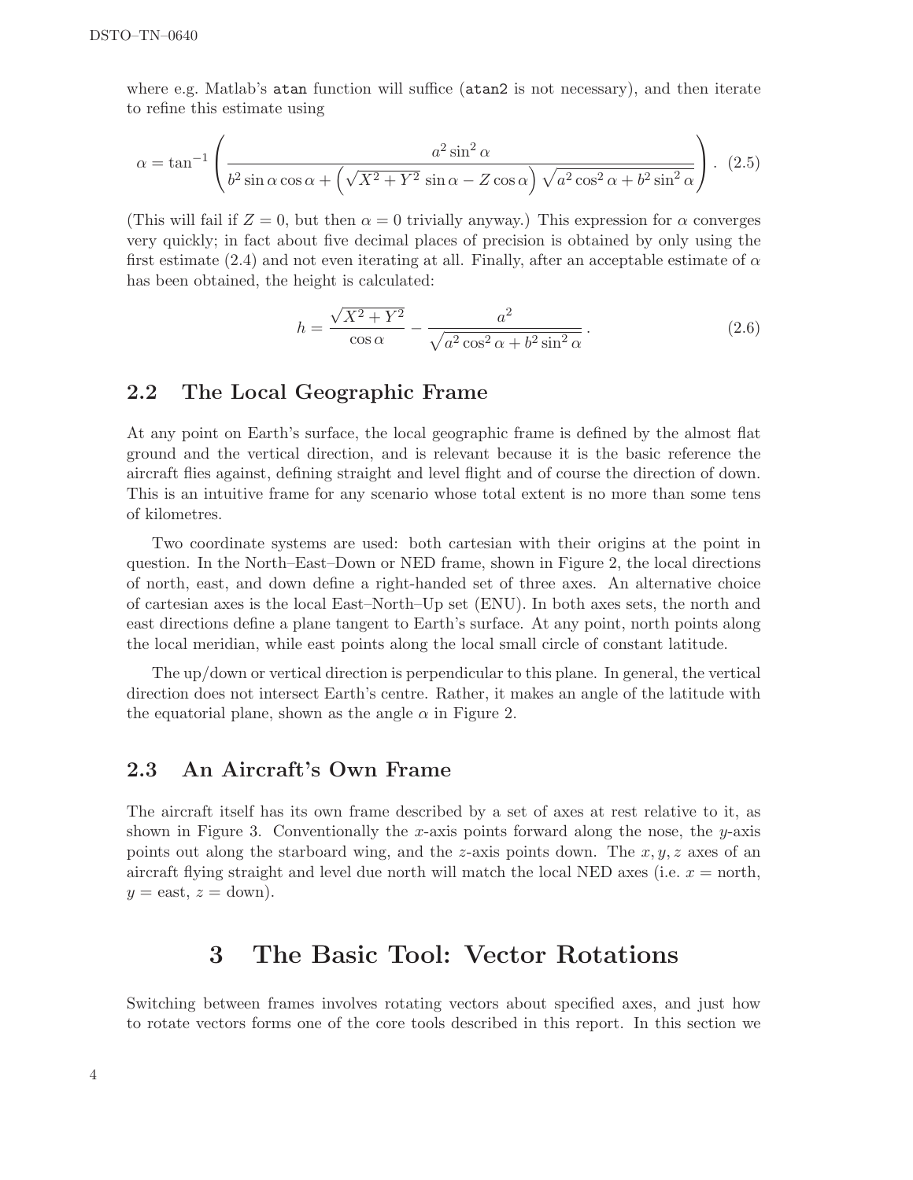where e.g. Matlab's `atan` function will suffice (`atan2` is not necessary), and then iterate to refine this estimate using

$$\alpha = \tan^{-1}\left(\frac{a^2\sin^2\alpha}{b^2\sin\alpha\cos\alpha + \left(\sqrt{X^2+Y^2}\,\sin\alpha - Z\cos\alpha\right)\sqrt{a^2\cos^2\alpha + b^2\sin^2\alpha}}\right). \quad (2.5)$$

(This will fail if $Z = 0$, but then $\alpha = 0$ trivially anyway.) This expression for $\alpha$ converges very quickly; in fact about five decimal places of precision is obtained by only using the first estimate (2.4) and not even iterating at all. Finally, after an acceptable estimate of $\alpha$ has been obtained, the height is calculated:

$$h = \frac{\sqrt{X^2+Y^2}}{\cos\alpha} - \frac{a^2}{\sqrt{a^2\cos^2\alpha + b^2\sin^2\alpha}}\,. \quad (2.6)$$

## 2.2 The Local Geographic Frame

At any point on Earth's surface, the local geographic frame is defined by the almost flat ground and the vertical direction, and is relevant because it is the basic reference the aircraft flies against, defining straight and level flight and of course the direction of down. This is an intuitive frame for any scenario whose total extent is no more than some tens of kilometres.

Two coordinate systems are used: both cartesian with their origins at the point in question. In the North–East–Down or NED frame, shown in Figure 2, the local directions of north, east, and down define a right-handed set of three axes. An alternative choice of cartesian axes is the local East–North–Up set (ENU). In both axes sets, the north and east directions define a plane tangent to Earth's surface. At any point, north points along the local meridian, while east points along the local small circle of constant latitude.

The up/down or vertical direction is perpendicular to this plane. In general, the vertical direction does not intersect Earth's centre. Rather, it makes an angle of the latitude with the equatorial plane, shown as the angle $\alpha$ in Figure 2.

## 2.3 An Aircraft's Own Frame

The aircraft itself has its own frame described by a set of axes at rest relative to it, as shown in Figure 3. Conventionally the $x$-axis points forward along the nose, the $y$-axis points out along the starboard wing, and the $z$-axis points down. The $x, y, z$ axes of an aircraft flying straight and level due north will match the local NED axes (i.e. $x =$ north, $y =$ east, $z =$ down).

# 3 The Basic Tool: Vector Rotations

Switching between frames involves rotating vectors about specified axes, and just how to rotate vectors forms one of the core tools described in this report. In this section we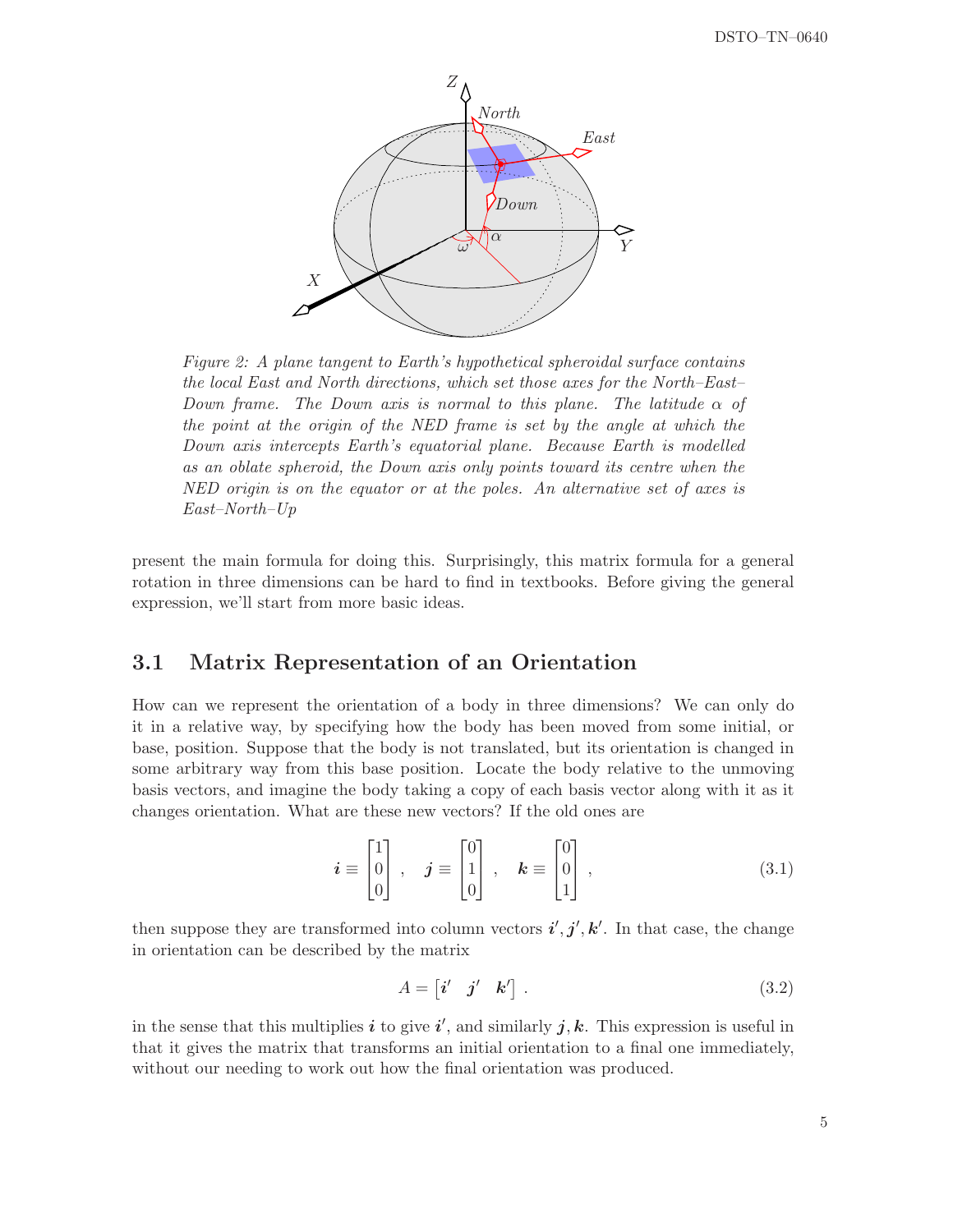*Figure 2: A plane tangent to Earth's hypothetical spheroidal surface contains the local East and North directions, which set those axes for the North–East–Down frame. The Down axis is normal to this plane. The latitude $\alpha$ of the point at the origin of the NED frame is set by the angle at which the Down axis intercepts Earth's equatorial plane. Because Earth is modelled as an oblate spheroid, the Down axis only points toward its centre when the NED origin is on the equator or at the poles. An alternative set of axes is East–North–Up*

present the main formula for doing this. Surprisingly, this matrix formula for a general rotation in three dimensions can be hard to find in textbooks. Before giving the general expression, we'll start from more basic ideas.

## 3.1 Matrix Representation of an Orientation

How can we represent the orientation of a body in three dimensions? We can only do it in a relative way, by specifying how the body has been moved from some initial, or base, position. Suppose that the body is not translated, but its orientation is changed in some arbitrary way from this base position. Locate the body relative to the unmoving basis vectors, and imagine the body taking a copy of each basis vector along with it as it changes orientation. What are these new vectors? If the old ones are

$$\boldsymbol{i} \equiv \begin{bmatrix} 1 \\ 0 \\ 0 \end{bmatrix}, \quad \boldsymbol{j} \equiv \begin{bmatrix} 0 \\ 1 \\ 0 \end{bmatrix}, \quad \boldsymbol{k} \equiv \begin{bmatrix} 0 \\ 0 \\ 1 \end{bmatrix}, \tag{3.1}$$

then suppose they are transformed into column vectors $\boldsymbol{i}', \boldsymbol{j}', \boldsymbol{k}'$. In that case, the change in orientation can be described by the matrix

$$A = \begin{bmatrix} \boldsymbol{i}' & \boldsymbol{j}' & \boldsymbol{k}' \end{bmatrix}. \tag{3.2}$$

in the sense that this multiplies $\boldsymbol{i}$ to give $\boldsymbol{i}'$, and similarly $\boldsymbol{j}, \boldsymbol{k}$. This expression is useful in that it gives the matrix that transforms an initial orientation to a final one immediately, without our needing to work out how the final orientation was produced.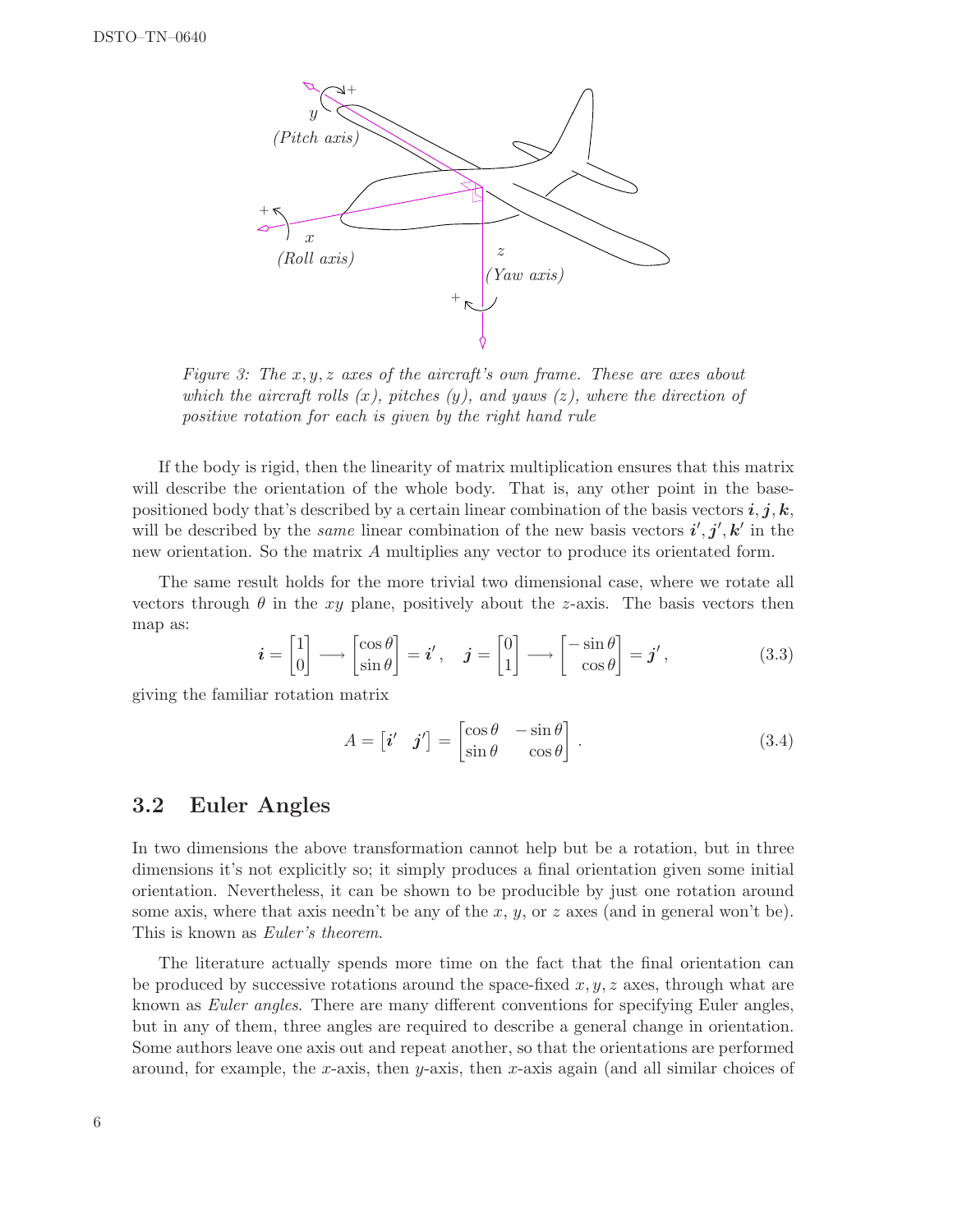*Figure 3: The $x, y, z$ axes of the aircraft's own frame. These are axes about which the aircraft rolls ($x$), pitches ($y$), and yaws ($z$), where the direction of positive rotation for each is given by the right hand rule*

If the body is rigid, then the linearity of matrix multiplication ensures that this matrix will describe the orientation of the whole body. That is, any other point in the base-positioned body that's described by a certain linear combination of the basis vectors $\boldsymbol{i}, \boldsymbol{j}, \boldsymbol{k}$, will be described by the *same* linear combination of the new basis vectors $\boldsymbol{i}', \boldsymbol{j}', \boldsymbol{k}'$ in the new orientation. So the matrix $A$ multiplies any vector to produce its orientated form.

The same result holds for the more trivial two dimensional case, where we rotate all vectors through $\theta$ in the $xy$ plane, positively about the $z$-axis. The basis vectors then map as:

$$\boldsymbol{i} = \begin{bmatrix} 1 \\ 0 \end{bmatrix} \longrightarrow \begin{bmatrix} \cos\theta \\ \sin\theta \end{bmatrix} = \boldsymbol{i}', \quad \boldsymbol{j} = \begin{bmatrix} 0 \\ 1 \end{bmatrix} \longrightarrow \begin{bmatrix} -\sin\theta \\ \cos\theta \end{bmatrix} = \boldsymbol{j}', \tag{3.3}$$

giving the familiar rotation matrix

$$A = \begin{bmatrix} \boldsymbol{i}' & \boldsymbol{j}' \end{bmatrix} = \begin{bmatrix} \cos\theta & -\sin\theta \\ \sin\theta & \cos\theta \end{bmatrix}. \tag{3.4}$$

## 3.2 Euler Angles

In two dimensions the above transformation cannot help but be a rotation, but in three dimensions it's not explicitly so; it simply produces a final orientation given some initial orientation. Nevertheless, it can be shown to be producible by just one rotation around some axis, where that axis needn't be any of the $x$, $y$, or $z$ axes (and in general won't be). This is known as *Euler's theorem*.

The literature actually spends more time on the fact that the final orientation can be produced by successive rotations around the space-fixed $x, y, z$ axes, through what are known as *Euler angles*. There are many different conventions for specifying Euler angles, but in any of them, three angles are required to describe a general change in orientation. Some authors leave one axis out and repeat another, so that the orientations are performed around, for example, the $x$-axis, then $y$-axis, then $x$-axis again (and all similar choices of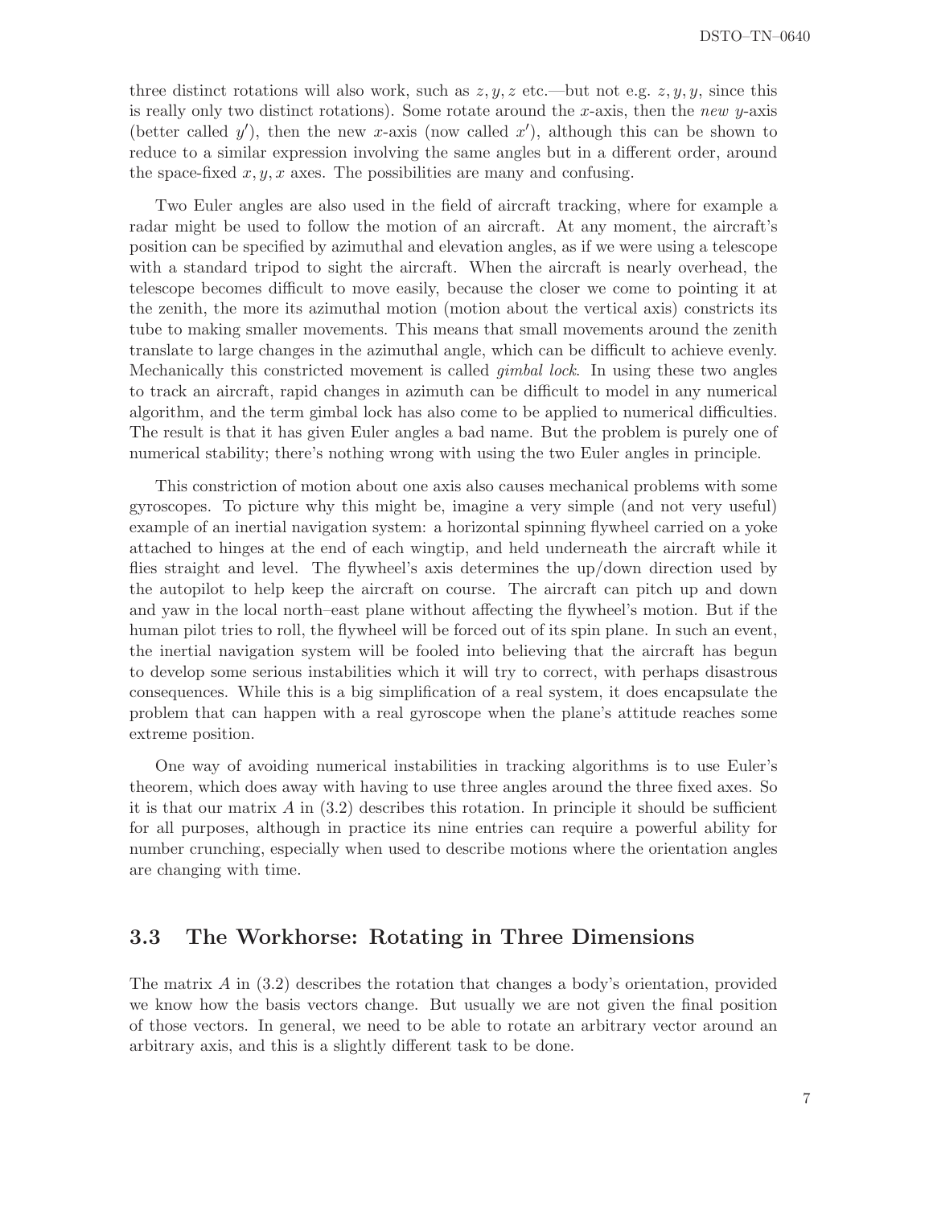three distinct rotations will also work, such as $z, y, z$ etc.—but not e.g. $z, y, y$, since this is really only two distinct rotations). Some rotate around the $x$-axis, then the *new* $y$-axis (better called $y'$), then the new $x$-axis (now called $x'$), although this can be shown to reduce to a similar expression involving the same angles but in a different order, around the space-fixed $x, y, x$ axes. The possibilities are many and confusing.

Two Euler angles are also used in the field of aircraft tracking, where for example a radar might be used to follow the motion of an aircraft. At any moment, the aircraft's position can be specified by azimuthal and elevation angles, as if we were using a telescope with a standard tripod to sight the aircraft. When the aircraft is nearly overhead, the telescope becomes difficult to move easily, because the closer we come to pointing it at the zenith, the more its azimuthal motion (motion about the vertical axis) constricts its tube to making smaller movements. This means that small movements around the zenith translate to large changes in the azimuthal angle, which can be difficult to achieve evenly. Mechanically this constricted movement is called *gimbal lock*. In using these two angles to track an aircraft, rapid changes in azimuth can be difficult to model in any numerical algorithm, and the term gimbal lock has also come to be applied to numerical difficulties. The result is that it has given Euler angles a bad name. But the problem is purely one of numerical stability; there's nothing wrong with using the two Euler angles in principle.

This constriction of motion about one axis also causes mechanical problems with some gyroscopes. To picture why this might be, imagine a very simple (and not very useful) example of an inertial navigation system: a horizontal spinning flywheel carried on a yoke attached to hinges at the end of each wingtip, and held underneath the aircraft while it flies straight and level. The flywheel's axis determines the up/down direction used by the autopilot to help keep the aircraft on course. The aircraft can pitch up and down and yaw in the local north–east plane without affecting the flywheel's motion. But if the human pilot tries to roll, the flywheel will be forced out of its spin plane. In such an event, the inertial navigation system will be fooled into believing that the aircraft has begun to develop some serious instabilities which it will try to correct, with perhaps disastrous consequences. While this is a big simplification of a real system, it does encapsulate the problem that can happen with a real gyroscope when the plane's attitude reaches some extreme position.

One way of avoiding numerical instabilities in tracking algorithms is to use Euler's theorem, which does away with having to use three angles around the three fixed axes. So it is that our matrix $A$ in (3.2) describes this rotation. In principle it should be sufficient for all purposes, although in practice its nine entries can require a powerful ability for number crunching, especially when used to describe motions where the orientation angles are changing with time.

## 3.3 The Workhorse: Rotating in Three Dimensions

The matrix $A$ in (3.2) describes the rotation that changes a body's orientation, provided we know how the basis vectors change. But usually we are not given the final position of those vectors. In general, we need to be able to rotate an arbitrary vector around an arbitrary axis, and this is a slightly different task to be done.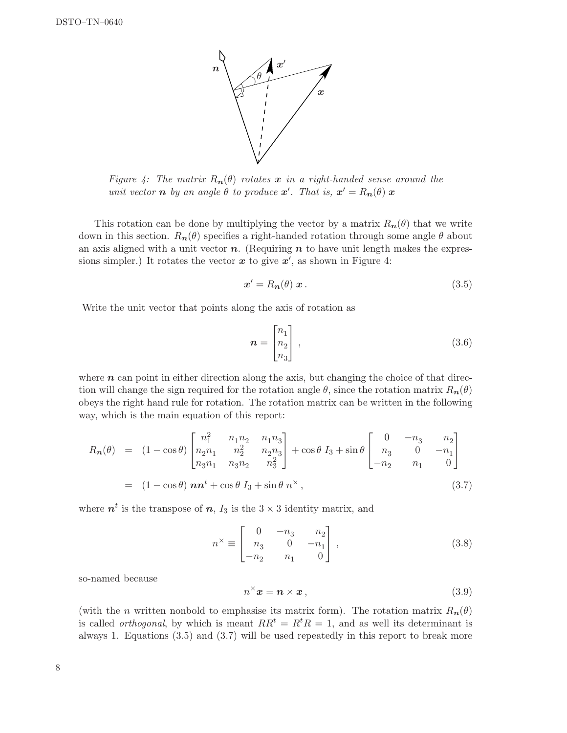*Figure 4: The matrix $R_{\boldsymbol{n}}(\theta)$ rotates $\boldsymbol{x}$ in a right-handed sense around the unit vector $\boldsymbol{n}$ by an angle $\theta$ to produce $\boldsymbol{x}'$. That is, $\boldsymbol{x}' = R_{\boldsymbol{n}}(\theta)\,\boldsymbol{x}$*

This rotation can be done by multiplying the vector by a matrix $R_{\boldsymbol{n}}(\theta)$ that we write down in this section. $R_{\boldsymbol{n}}(\theta)$ specifies a right-handed rotation through some angle $\theta$ about an axis aligned with a unit vector $\boldsymbol{n}$. (Requiring $\boldsymbol{n}$ to have unit length makes the expressions simpler.) It rotates the vector $\boldsymbol{x}$ to give $\boldsymbol{x}'$, as shown in Figure 4:

$$\boldsymbol{x}' = R_{\boldsymbol{n}}(\theta)\,\boldsymbol{x}\,. \tag{3.5}$$

Write the unit vector that points along the axis of rotation as

$$\boldsymbol{n} = \begin{bmatrix} n_1 \\ n_2 \\ n_3 \end{bmatrix}, \tag{3.6}$$

where $\boldsymbol{n}$ can point in either direction along the axis, but changing the choice of that direction will change the sign required for the rotation angle $\theta$, since the rotation matrix $R_{\boldsymbol{n}}(\theta)$ obeys the right hand rule for rotation. The rotation matrix can be written in the following way, which is the main equation of this report:

$$\begin{aligned} R_{\boldsymbol{n}}(\theta) &= (1-\cos\theta)\begin{bmatrix} n_1^2 & n_1 n_2 & n_1 n_3 \\ n_2 n_1 & n_2^2 & n_2 n_3 \\ n_3 n_1 & n_3 n_2 & n_3^2 \end{bmatrix} + \cos\theta\; I_3 + \sin\theta \begin{bmatrix} 0 & -n_3 & n_2 \\ n_3 & 0 & -n_1 \\ -n_2 & n_1 & 0 \end{bmatrix} \\ &= (1-\cos\theta)\,\boldsymbol{n}\boldsymbol{n}^t + \cos\theta\; I_3 + \sin\theta\; n^{\times}\,, \end{aligned} \tag{3.7}$$

where $\boldsymbol{n}^t$ is the transpose of $\boldsymbol{n}$, $I_3$ is the $3\times 3$ identity matrix, and

$$n^{\times} \equiv \begin{bmatrix} 0 & -n_3 & n_2 \\ n_3 & 0 & -n_1 \\ -n_2 & n_1 & 0 \end{bmatrix}, \tag{3.8}$$

so-named because

$$n^{\times}\boldsymbol{x} = \boldsymbol{n}\times\boldsymbol{x}\,, \tag{3.9}$$

(with the $n$ written nonbold to emphasise its matrix form). The rotation matrix $R_{\boldsymbol{n}}(\theta)$ is called *orthogonal*, by which is meant $RR^t = R^tR = 1$, and as well its determinant is always 1. Equations (3.5) and (3.7) will be used repeatedly in this report to break more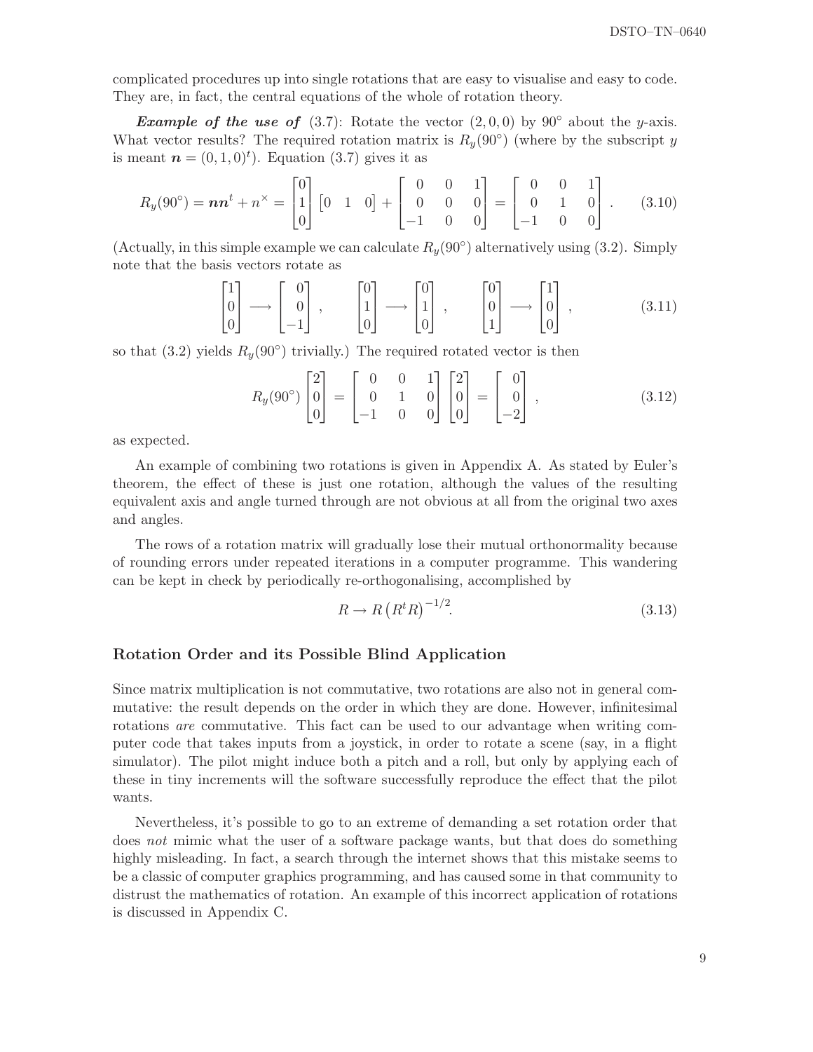complicated procedures up into single rotations that are easy to visualise and easy to code. They are, in fact, the central equations of the whole of rotation theory.

***Example of the use of*** (3.7): Rotate the vector $(2, 0, 0)$ by $90°$ about the $y$-axis. What vector results? The required rotation matrix is $R_y(90°)$ (where by the subscript $y$ is meant $\boldsymbol{n} = (0, 1, 0)^t$). Equation (3.7) gives it as

$$R_y(90°) = \boldsymbol{n}\boldsymbol{n}^t + n^\times = \begin{bmatrix} 0 \\ 1 \\ 0 \end{bmatrix} \begin{bmatrix} 0 & 1 & 0 \end{bmatrix} + \begin{bmatrix} 0 & 0 & 1 \\ 0 & 0 & 0 \\ -1 & 0 & 0 \end{bmatrix} = \begin{bmatrix} 0 & 0 & 1 \\ 0 & 1 & 0 \\ -1 & 0 & 0 \end{bmatrix}. \tag{3.10}$$

(Actually, in this simple example we can calculate $R_y(90°)$ alternatively using (3.2). Simply note that the basis vectors rotate as

$$\begin{bmatrix} 1 \\ 0 \\ 0 \end{bmatrix} \longrightarrow \begin{bmatrix} 0 \\ 0 \\ -1 \end{bmatrix}, \qquad \begin{bmatrix} 0 \\ 1 \\ 0 \end{bmatrix} \longrightarrow \begin{bmatrix} 0 \\ 1 \\ 0 \end{bmatrix}, \qquad \begin{bmatrix} 0 \\ 0 \\ 1 \end{bmatrix} \longrightarrow \begin{bmatrix} 1 \\ 0 \\ 0 \end{bmatrix}, \tag{3.11}$$

so that (3.2) yields $R_y(90°)$ trivially.) The required rotated vector is then

$$R_y(90°) \begin{bmatrix} 2 \\ 0 \\ 0 \end{bmatrix} = \begin{bmatrix} 0 & 0 & 1 \\ 0 & 1 & 0 \\ -1 & 0 & 0 \end{bmatrix} \begin{bmatrix} 2 \\ 0 \\ 0 \end{bmatrix} = \begin{bmatrix} 0 \\ 0 \\ -2 \end{bmatrix}, \tag{3.12}$$

as expected.

An example of combining two rotations is given in Appendix A. As stated by Euler's theorem, the effect of these is just one rotation, although the values of the resulting equivalent axis and angle turned through are not obvious at all from the original two axes and angles.

The rows of a rotation matrix will gradually lose their mutual orthonormality because of rounding errors under repeated iterations in a computer programme. This wandering can be kept in check by periodically re-orthogonalising, accomplished by

$$R \to R \left(R^t R\right)^{-1/2}. \tag{3.13}$$

## Rotation Order and its Possible Blind Application

Since matrix multiplication is not commutative, two rotations are also not in general commutative: the result depends on the order in which they are done. However, infinitesimal rotations *are* commutative. This fact can be used to our advantage when writing computer code that takes inputs from a joystick, in order to rotate a scene (say, in a flight simulator). The pilot might induce both a pitch and a roll, but only by applying each of these in tiny increments will the software successfully reproduce the effect that the pilot wants.

Nevertheless, it's possible to go to an extreme of demanding a set rotation order that does *not* mimic what the user of a software package wants, but that does do something highly misleading. In fact, a search through the internet shows that this mistake seems to be a classic of computer graphics programming, and has caused some in that community to distrust the mathematics of rotation. An example of this incorrect application of rotations is discussed in Appendix C.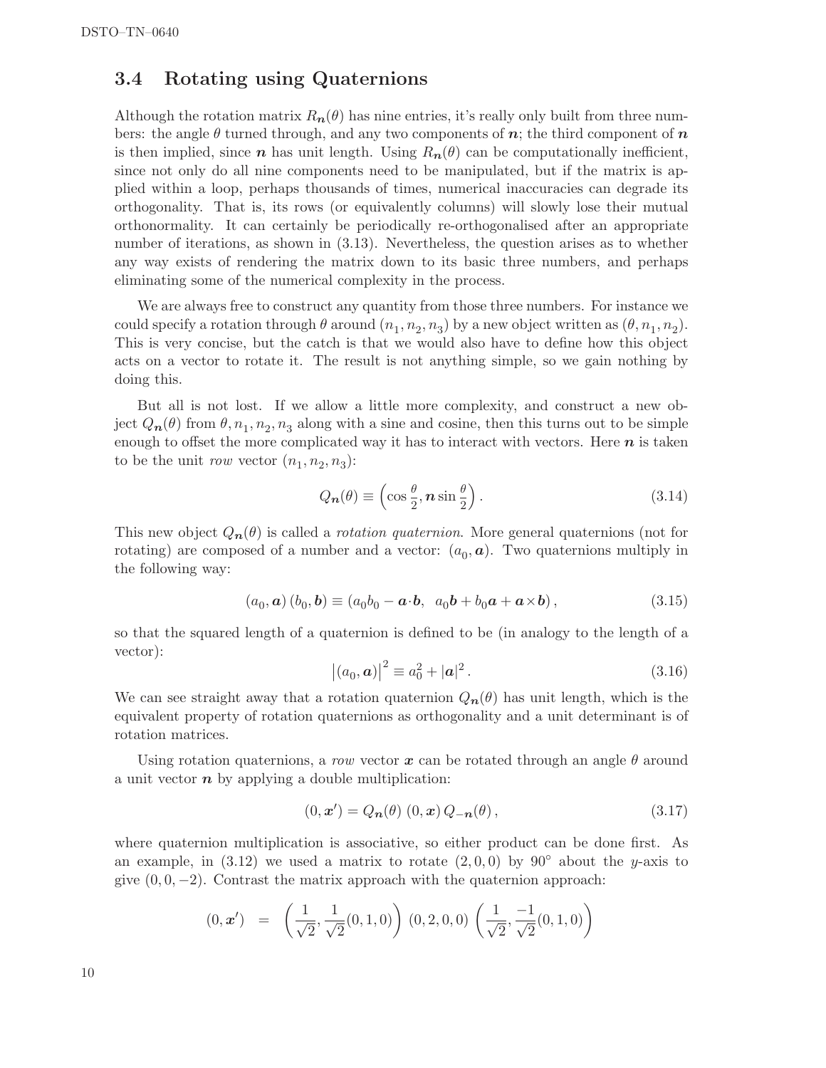## 3.4 Rotating using Quaternions

Although the rotation matrix $R_{\boldsymbol{n}}(\theta)$ has nine entries, it's really only built from three numbers: the angle $\theta$ turned through, and any two components of $\boldsymbol{n}$; the third component of $\boldsymbol{n}$ is then implied, since $\boldsymbol{n}$ has unit length. Using $R_{\boldsymbol{n}}(\theta)$ can be computationally inefficient, since not only do all nine components need to be manipulated, but if the matrix is applied within a loop, perhaps thousands of times, numerical inaccuracies can degrade its orthogonality. That is, its rows (or equivalently columns) will slowly lose their mutual orthonormality. It can certainly be periodically re-orthogonalised after an appropriate number of iterations, as shown in (3.13). Nevertheless, the question arises as to whether any way exists of rendering the matrix down to its basic three numbers, and perhaps eliminating some of the numerical complexity in the process.

We are always free to construct any quantity from those three numbers. For instance we could specify a rotation through $\theta$ around $(n_1, n_2, n_3)$ by a new object written as $(\theta, n_1, n_2)$. This is very concise, but the catch is that we would also have to define how this object acts on a vector to rotate it. The result is not anything simple, so we gain nothing by doing this.

But all is not lost. If we allow a little more complexity, and construct a new object $Q_{\boldsymbol{n}}(\theta)$ from $\theta, n_1, n_2, n_3$ along with a sine and cosine, then this turns out to be simple enough to offset the more complicated way it has to interact with vectors. Here $\boldsymbol{n}$ is taken to be the unit *row* vector $(n_1, n_2, n_3)$:

$$Q_{\boldsymbol{n}}(\theta) \equiv \left(\cos\frac{\theta}{2}, \boldsymbol{n}\sin\frac{\theta}{2}\right). \tag{3.14}$$

This new object $Q_{\boldsymbol{n}}(\theta)$ is called a *rotation quaternion*. More general quaternions (not for rotating) are composed of a number and a vector: $(a_0, \boldsymbol{a})$. Two quaternions multiply in the following way:

$$(a_0, \boldsymbol{a})\,(b_0, \boldsymbol{b}) \equiv (a_0 b_0 - \boldsymbol{a}\cdot\boldsymbol{b},\;\; a_0\boldsymbol{b} + b_0\boldsymbol{a} + \boldsymbol{a}\times\boldsymbol{b})\,, \tag{3.15}$$

so that the squared length of a quaternion is defined to be (in analogy to the length of a vector):

$$\left|(a_0, \boldsymbol{a})\right|^2 \equiv a_0^2 + |\boldsymbol{a}|^2\,. \tag{3.16}$$

We can see straight away that a rotation quaternion $Q_{\boldsymbol{n}}(\theta)$ has unit length, which is the equivalent property of rotation quaternions as orthogonality and a unit determinant is of rotation matrices.

Using rotation quaternions, a *row* vector $\boldsymbol{x}$ can be rotated through an angle $\theta$ around a unit vector $\boldsymbol{n}$ by applying a double multiplication:

$$(0, \boldsymbol{x}') = Q_{\boldsymbol{n}}(\theta)\;(0, \boldsymbol{x})\,Q_{-\boldsymbol{n}}(\theta)\,, \tag{3.17}$$

where quaternion multiplication is associative, so either product can be done first. As an example, in (3.12) we used a matrix to rotate $(2, 0, 0)$ by $90^\circ$ about the $y$-axis to give $(0, 0, -2)$. Contrast the matrix approach with the quaternion approach:

$$(0, \boldsymbol{x}') \;\;=\;\; \left(\frac{1}{\sqrt{2}}, \frac{1}{\sqrt{2}}(0,1,0)\right)\,(0,2,0,0)\,\left(\frac{1}{\sqrt{2}}, \frac{-1}{\sqrt{2}}(0,1,0)\right)$$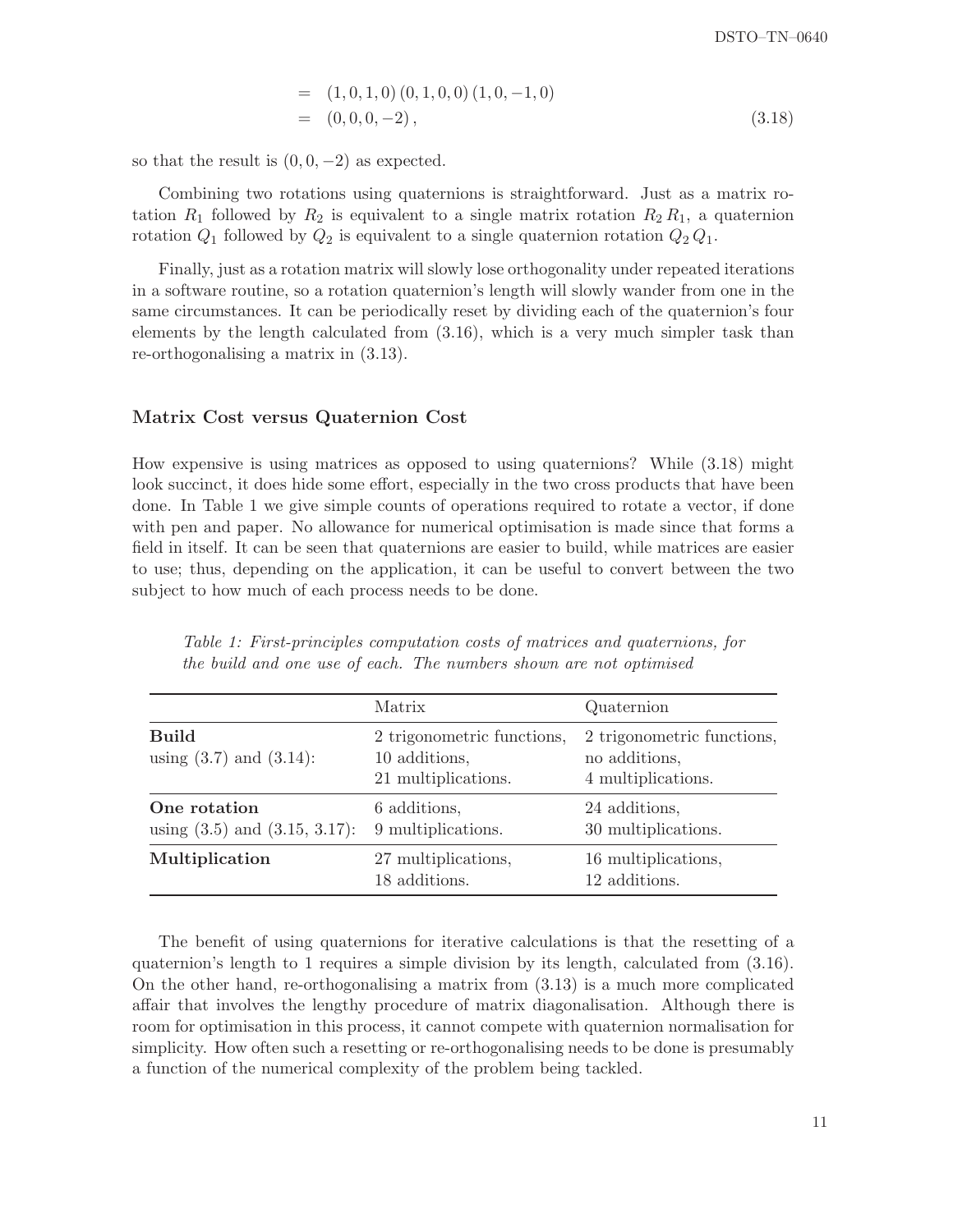$$
\begin{aligned}
&= (1,0,1,0)\,(0,1,0,0)\,(1,0,-1,0) \\
&= (0,0,0,-2)\,,
\end{aligned}
\tag{3.18}
$$

so that the result is $(0, 0, -2)$ as expected.

Combining two rotations using quaternions is straightforward. Just as a matrix rotation $R_1$ followed by $R_2$ is equivalent to a single matrix rotation $R_2 R_1$, a quaternion rotation $Q_1$ followed by $Q_2$ is equivalent to a single quaternion rotation $Q_2 Q_1$.

Finally, just as a rotation matrix will slowly lose orthogonality under repeated iterations in a software routine, so a rotation quaternion's length will slowly wander from one in the same circumstances. It can be periodically reset by dividing each of the quaternion's four elements by the length calculated from (3.16), which is a very much simpler task than re-orthogonalising a matrix in (3.13).

### Matrix Cost versus Quaternion Cost

How expensive is using matrices as opposed to using quaternions? While (3.18) might look succinct, it does hide some effort, especially in the two cross products that have been done. In Table 1 we give simple counts of operations required to rotate a vector, if done with pen and paper. No allowance for numerical optimisation is made since that forms a field in itself. It can be seen that quaternions are easier to build, while matrices are easier to use; thus, depending on the application, it can be useful to convert between the two subject to how much of each process needs to be done.

*Table 1: First-principles computation costs of matrices and quaternions, for the build and one use of each. The numbers shown are not optimised*

| | Matrix | Quaternion |
|---|---|---|
| **Build** using (3.7) and (3.14): | 2 trigonometric functions, 10 additions, 21 multiplications. | 2 trigonometric functions, no additions, 4 multiplications. |
| **One rotation** using (3.5) and (3.15, 3.17): | 6 additions, 9 multiplications. | 24 additions, 30 multiplications. |
| **Multiplication** | 27 multiplications, 18 additions. | 16 multiplications, 12 additions. |

The benefit of using quaternions for iterative calculations is that the resetting of a quaternion's length to 1 requires a simple division by its length, calculated from (3.16). On the other hand, re-orthogonalising a matrix from (3.13) is a much more complicated affair that involves the lengthy procedure of matrix diagonalisation. Although there is room for optimisation in this process, it cannot compete with quaternion normalisation for simplicity. How often such a resetting or re-orthogonalising needs to be done is presumably a function of the numerical complexity of the problem being tackled.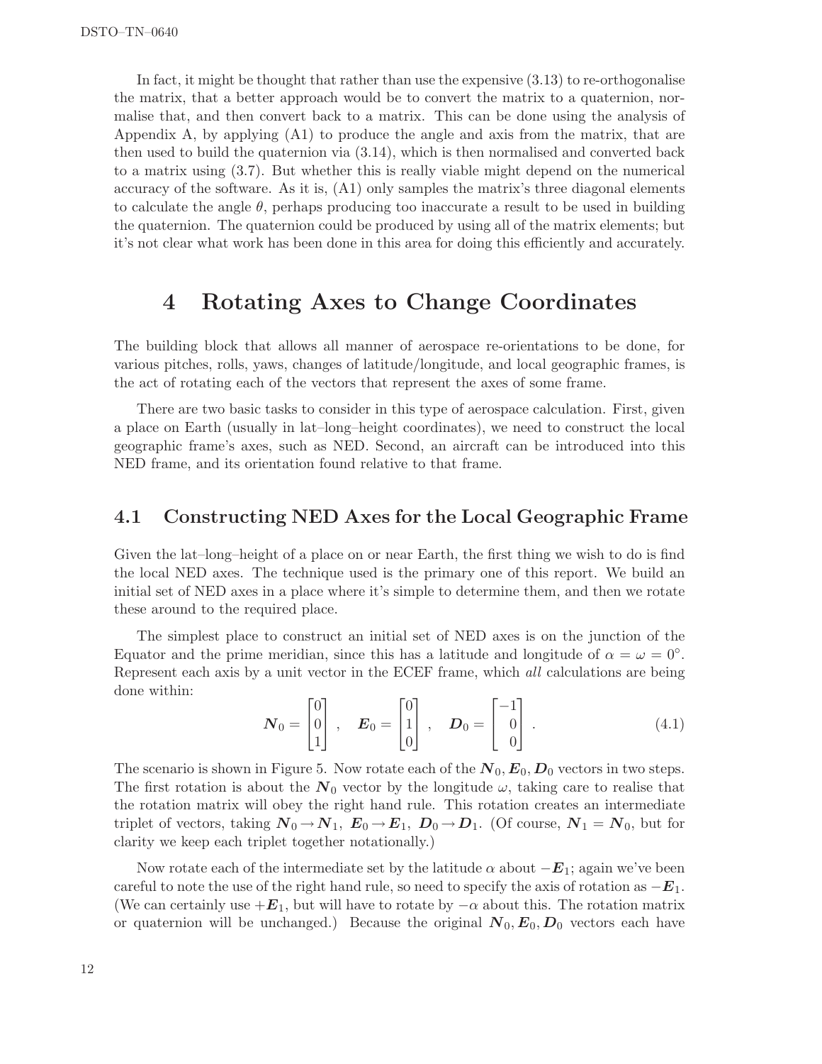In fact, it might be thought that rather than use the expensive (3.13) to re-orthogonalise the matrix, that a better approach would be to convert the matrix to a quaternion, normalise that, and then convert back to a matrix. This can be done using the analysis of Appendix A, by applying (A1) to produce the angle and axis from the matrix, that are then used to build the quaternion via (3.14), which is then normalised and converted back to a matrix using (3.7). But whether this is really viable might depend on the numerical accuracy of the software. As it is, (A1) only samples the matrix's three diagonal elements to calculate the angle $\theta$, perhaps producing too inaccurate a result to be used in building the quaternion. The quaternion could be produced by using all of the matrix elements; but it's not clear what work has been done in this area for doing this efficiently and accurately.

# 4 Rotating Axes to Change Coordinates

The building block that allows all manner of aerospace re-orientations to be done, for various pitches, rolls, yaws, changes of latitude/longitude, and local geographic frames, is the act of rotating each of the vectors that represent the axes of some frame.

There are two basic tasks to consider in this type of aerospace calculation. First, given a place on Earth (usually in lat–long–height coordinates), we need to construct the local geographic frame's axes, such as NED. Second, an aircraft can be introduced into this NED frame, and its orientation found relative to that frame.

## 4.1 Constructing NED Axes for the Local Geographic Frame

Given the lat–long–height of a place on or near Earth, the first thing we wish to do is find the local NED axes. The technique used is the primary one of this report. We build an initial set of NED axes in a place where it's simple to determine them, and then we rotate these around to the required place.

The simplest place to construct an initial set of NED axes is on the junction of the Equator and the prime meridian, since this has a latitude and longitude of $\alpha = \omega = 0°$. Represent each axis by a unit vector in the ECEF frame, which *all* calculations are being done within:

$$\boldsymbol{N}_0 = \begin{bmatrix} 0 \\ 0 \\ 1 \end{bmatrix} , \quad \boldsymbol{E}_0 = \begin{bmatrix} 0 \\ 1 \\ 0 \end{bmatrix} , \quad \boldsymbol{D}_0 = \begin{bmatrix} -1 \\ 0 \\ 0 \end{bmatrix} . \tag{4.1}$$

The scenario is shown in Figure 5. Now rotate each of the $\boldsymbol{N}_0, \boldsymbol{E}_0, \boldsymbol{D}_0$ vectors in two steps. The first rotation is about the $\boldsymbol{N}_0$ vector by the longitude $\omega$, taking care to realise that the rotation matrix will obey the right hand rule. This rotation creates an intermediate triplet of vectors, taking $\boldsymbol{N}_0 \rightarrow \boldsymbol{N}_1$, $\boldsymbol{E}_0 \rightarrow \boldsymbol{E}_1$, $\boldsymbol{D}_0 \rightarrow \boldsymbol{D}_1$. (Of course, $\boldsymbol{N}_1 = \boldsymbol{N}_0$, but for clarity we keep each triplet together notationally.)

Now rotate each of the intermediate set by the latitude $\alpha$ about $-\boldsymbol{E}_1$; again we've been careful to note the use of the right hand rule, so need to specify the axis of rotation as $-\boldsymbol{E}_1$. (We can certainly use $+\boldsymbol{E}_1$, but will have to rotate by $-\alpha$ about this. The rotation matrix or quaternion will be unchanged.) Because the original $\boldsymbol{N}_0, \boldsymbol{E}_0, \boldsymbol{D}_0$ vectors each have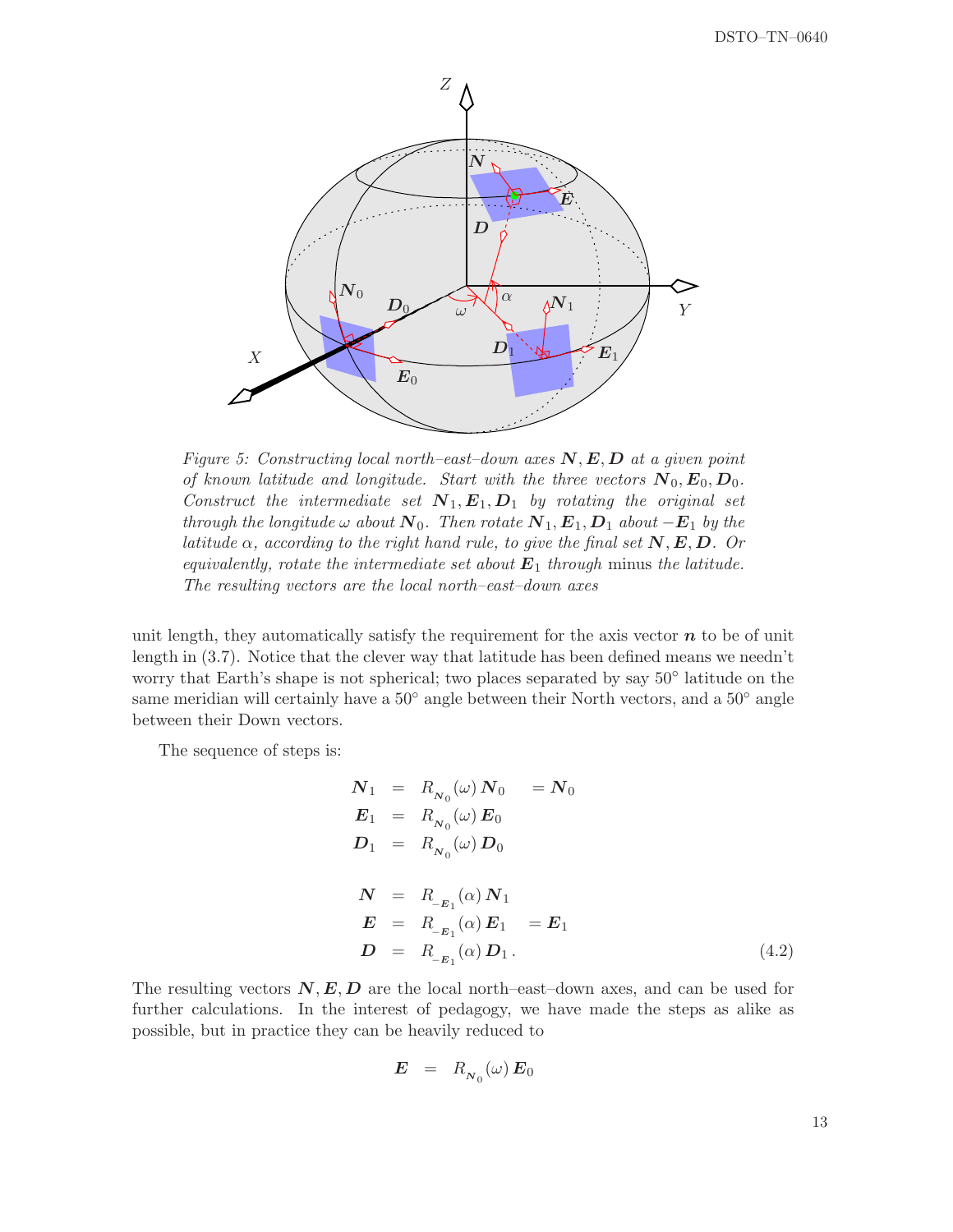*Figure 5: Constructing local north–east–down axes $\boldsymbol{N}, \boldsymbol{E}, \boldsymbol{D}$ at a given point of known latitude and longitude. Start with the three vectors $\boldsymbol{N}_0, \boldsymbol{E}_0, \boldsymbol{D}_0$. Construct the intermediate set $\boldsymbol{N}_1, \boldsymbol{E}_1, \boldsymbol{D}_1$ by rotating the original set through the longitude $\omega$ about $\boldsymbol{N}_0$. Then rotate $\boldsymbol{N}_1, \boldsymbol{E}_1, \boldsymbol{D}_1$ about $-\boldsymbol{E}_1$ by the latitude $\alpha$, according to the right hand rule, to give the final set $\boldsymbol{N}, \boldsymbol{E}, \boldsymbol{D}$. Or equivalently, rotate the intermediate set about $\boldsymbol{E}_1$ through* minus *the latitude. The resulting vectors are the local north–east–down axes*

unit length, they automatically satisfy the requirement for the axis vector $\boldsymbol{n}$ to be of unit length in (3.7). Notice that the clever way that latitude has been defined means we needn't worry that Earth's shape is not spherical; two places separated by say 50° latitude on the same meridian will certainly have a 50° angle between their North vectors, and a 50° angle between their Down vectors.

The sequence of steps is:

$$
\begin{aligned}
\boldsymbol{N}_1 &= R_{\boldsymbol{N}_0}(\omega)\,\boldsymbol{N}_0 \quad = \boldsymbol{N}_0 \\
\boldsymbol{E}_1 &= R_{\boldsymbol{N}_0}(\omega)\,\boldsymbol{E}_0 \\
\boldsymbol{D}_1 &= R_{\boldsymbol{N}_0}(\omega)\,\boldsymbol{D}_0 \\[1em]
\boldsymbol{N} &= R_{-\boldsymbol{E}_1}(\alpha)\,\boldsymbol{N}_1 \\
\boldsymbol{E} &= R_{-\boldsymbol{E}_1}(\alpha)\,\boldsymbol{E}_1 \quad = \boldsymbol{E}_1 \\
\boldsymbol{D} &= R_{-\boldsymbol{E}_1}(\alpha)\,\boldsymbol{D}_1 \,.
\end{aligned}
\tag{4.2}
$$

The resulting vectors $\boldsymbol{N}, \boldsymbol{E}, \boldsymbol{D}$ are the local north–east–down axes, and can be used for further calculations. In the interest of pedagogy, we have made the steps as alike as possible, but in practice they can be heavily reduced to

$$
\boldsymbol{E} \;=\; R_{\boldsymbol{N}_0}(\omega)\,\boldsymbol{E}_0
$$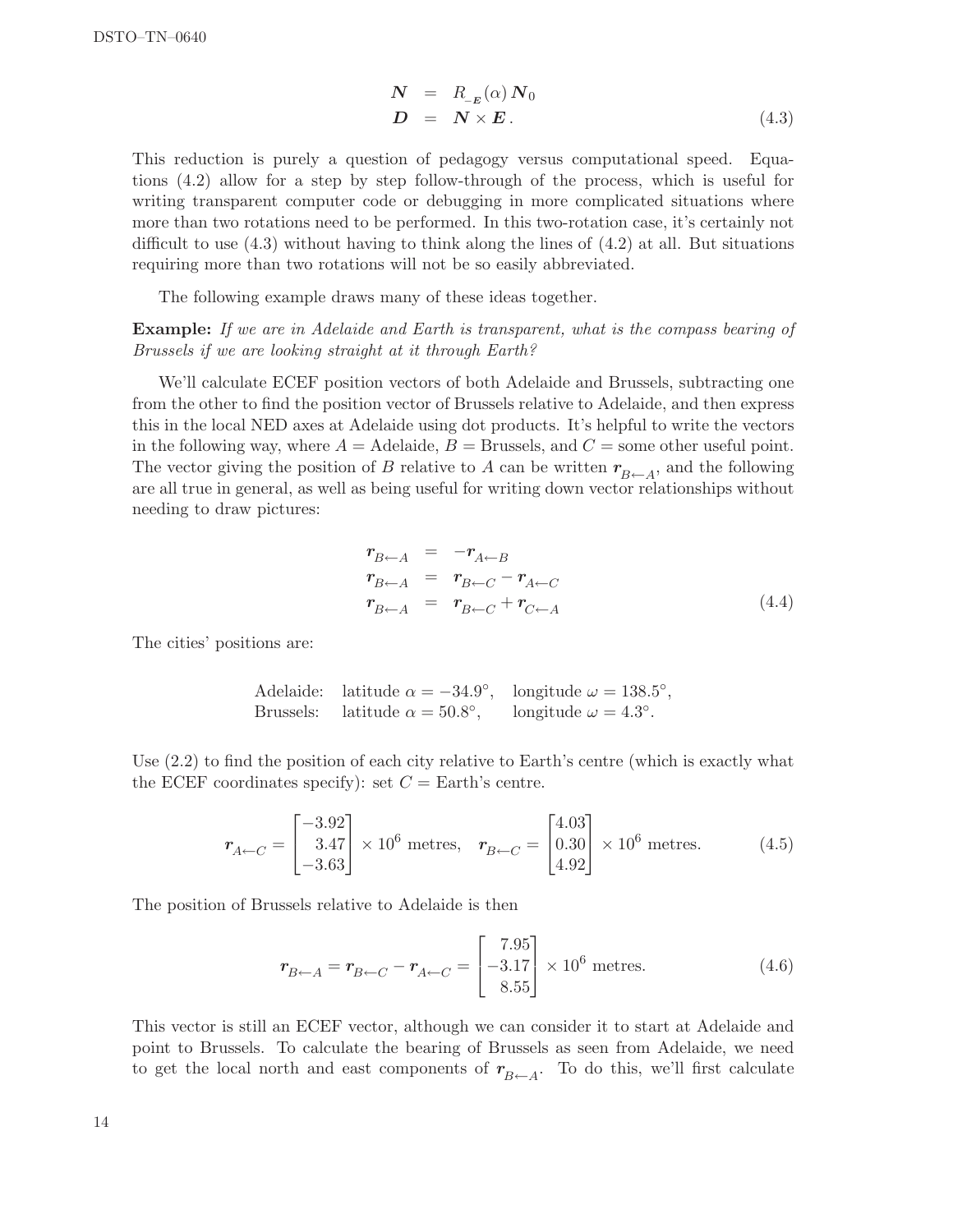$$
\begin{aligned}
\boldsymbol{N} &= R_{-\boldsymbol{E}}(\alpha)\, \boldsymbol{N}_0 \\
\boldsymbol{D} &= \boldsymbol{N} \times \boldsymbol{E}\,.
\end{aligned} \tag{4.3}
$$

This reduction is purely a question of pedagogy versus computational speed. Equations (4.2) allow for a step by step follow-through of the process, which is useful for writing transparent computer code or debugging in more complicated situations where more than two rotations need to be performed. In this two-rotation case, it's certainly not difficult to use (4.3) without having to think along the lines of (4.2) at all. But situations requiring more than two rotations will not be so easily abbreviated.

The following example draws many of these ideas together.

**Example:** *If we are in Adelaide and Earth is transparent, what is the compass bearing of Brussels if we are looking straight at it through Earth?*

We'll calculate ECEF position vectors of both Adelaide and Brussels, subtracting one from the other to find the position vector of Brussels relative to Adelaide, and then express this in the local NED axes at Adelaide using dot products. It's helpful to write the vectors in the following way, where $A$ = Adelaide, $B$ = Brussels, and $C$ = some other useful point. The vector giving the position of $B$ relative to $A$ can be written $\boldsymbol{r}_{B \leftarrow A}$, and the following are all true in general, as well as being useful for writing down vector relationships without needing to draw pictures:

$$
\begin{aligned}
\boldsymbol{r}_{B \leftarrow A} &= -\boldsymbol{r}_{A \leftarrow B} \\
\boldsymbol{r}_{B \leftarrow A} &= \boldsymbol{r}_{B \leftarrow C} - \boldsymbol{r}_{A \leftarrow C} \\
\boldsymbol{r}_{B \leftarrow A} &= \boldsymbol{r}_{B \leftarrow C} + \boldsymbol{r}_{C \leftarrow A}
\end{aligned} \tag{4.4}
$$

The cities' positions are:

Adelaide: latitude $\alpha = -34.9^\circ$, longitude $\omega = 138.5^\circ$,
Brussels: latitude $\alpha = 50.8^\circ$, longitude $\omega = 4.3^\circ$.

Use (2.2) to find the position of each city relative to Earth's centre (which is exactly what the ECEF coordinates specify): set $C$ = Earth's centre.

$$
\boldsymbol{r}_{A \leftarrow C} = \begin{bmatrix} -3.92 \\ 3.47 \\ -3.63 \end{bmatrix} \times 10^6 \text{ metres}, \quad \boldsymbol{r}_{B \leftarrow C} = \begin{bmatrix} 4.03 \\ 0.30 \\ 4.92 \end{bmatrix} \times 10^6 \text{ metres}. \tag{4.5}
$$

The position of Brussels relative to Adelaide is then

$$
\boldsymbol{r}_{B \leftarrow A} = \boldsymbol{r}_{B \leftarrow C} - \boldsymbol{r}_{A \leftarrow C} = \begin{bmatrix} 7.95 \\ -3.17 \\ 8.55 \end{bmatrix} \times 10^6 \text{ metres}. \tag{4.6}
$$

This vector is still an ECEF vector, although we can consider it to start at Adelaide and point to Brussels. To calculate the bearing of Brussels as seen from Adelaide, we need to get the local north and east components of $\boldsymbol{r}_{B \leftarrow A}$. To do this, we'll first calculate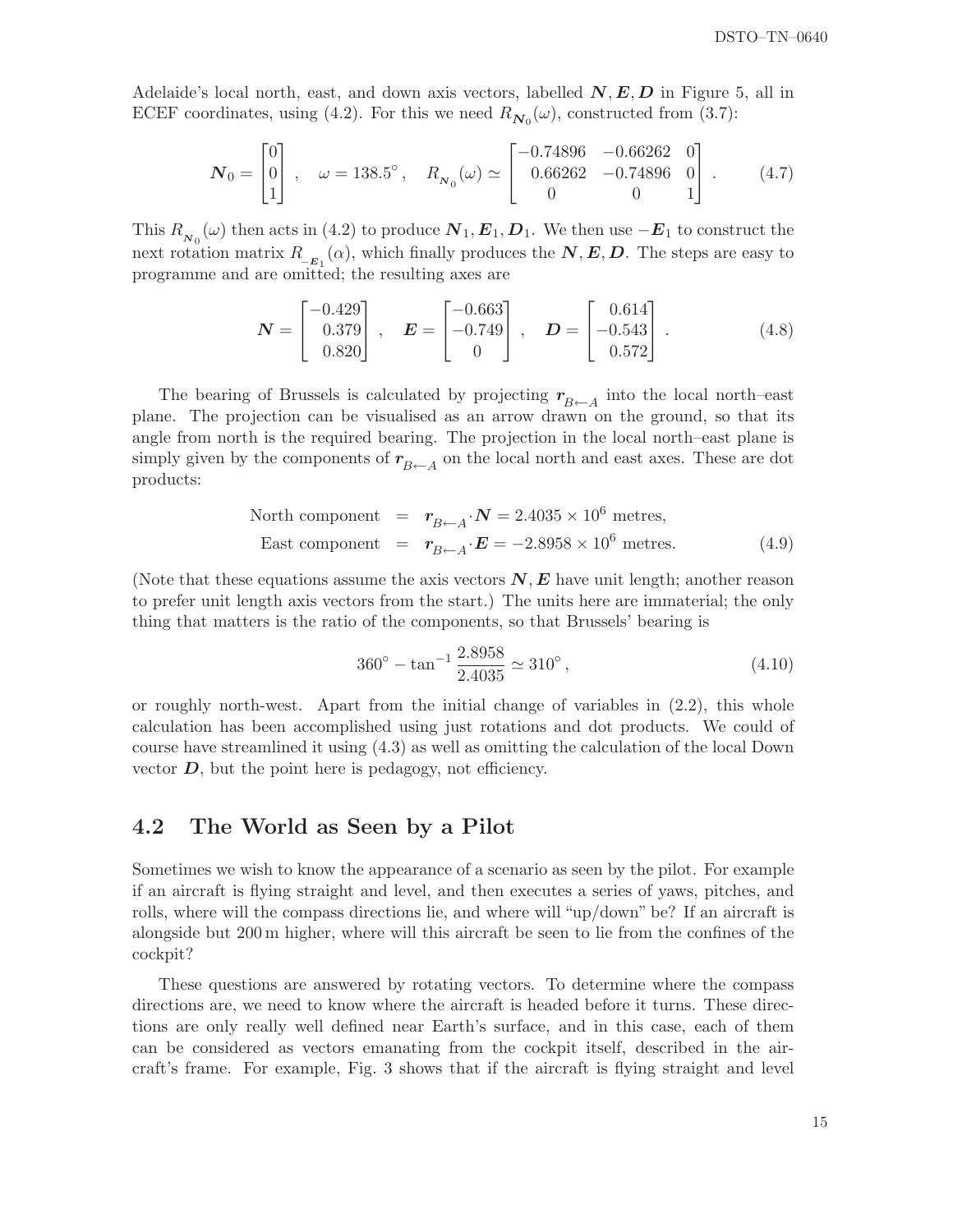Adelaide's local north, east, and down axis vectors, labelled $\boldsymbol{N}, \boldsymbol{E}, \boldsymbol{D}$ in Figure 5, all in ECEF coordinates, using (4.2). For this we need $R_{\boldsymbol{N}_0}(\omega)$, constructed from (3.7):

$$\boldsymbol{N}_0 = \begin{bmatrix} 0 \\ 0 \\ 1 \end{bmatrix}, \quad \omega = 138.5^\circ, \quad R_{\boldsymbol{N}_0}(\omega) \simeq \begin{bmatrix} -0.74896 & -0.66262 & 0 \\ 0.66262 & -0.74896 & 0 \\ 0 & 0 & 1 \end{bmatrix}. \tag{4.7}$$

This $R_{\boldsymbol{N}_0}(\omega)$ then acts in (4.2) to produce $\boldsymbol{N}_1, \boldsymbol{E}_1, \boldsymbol{D}_1$. We then use $-\boldsymbol{E}_1$ to construct the next rotation matrix $R_{-\boldsymbol{E}_1}(\alpha)$, which finally produces the $\boldsymbol{N}, \boldsymbol{E}, \boldsymbol{D}$. The steps are easy to programme and are omitted; the resulting axes are

$$\boldsymbol{N} = \begin{bmatrix} -0.429 \\ 0.379 \\ 0.820 \end{bmatrix}, \quad \boldsymbol{E} = \begin{bmatrix} -0.663 \\ -0.749 \\ 0 \end{bmatrix}, \quad \boldsymbol{D} = \begin{bmatrix} 0.614 \\ -0.543 \\ 0.572 \end{bmatrix}. \tag{4.8}$$

The bearing of Brussels is calculated by projecting $\boldsymbol{r}_{B \leftarrow A}$ into the local north–east plane. The projection can be visualised as an arrow drawn on the ground, so that its angle from north is the required bearing. The projection in the local north–east plane is simply given by the components of $\boldsymbol{r}_{B \leftarrow A}$ on the local north and east axes. These are dot products:

$$\begin{aligned} \text{North component} &= \boldsymbol{r}_{B \leftarrow A} \cdot \boldsymbol{N} = 2.4035 \times 10^6 \text{ metres}, \\ \text{East component} &= \boldsymbol{r}_{B \leftarrow A} \cdot \boldsymbol{E} = -2.8958 \times 10^6 \text{ metres}. \end{aligned} \tag{4.9}$$

(Note that these equations assume the axis vectors $\boldsymbol{N}, \boldsymbol{E}$ have unit length; another reason to prefer unit length axis vectors from the start.) The units here are immaterial; the only thing that matters is the ratio of the components, so that Brussels' bearing is

$$360^\circ - \tan^{-1} \frac{2.8958}{2.4035} \simeq 310^\circ, \tag{4.10}$$

or roughly north-west. Apart from the initial change of variables in (2.2), this whole calculation has been accomplished using just rotations and dot products. We could of course have streamlined it using (4.3) as well as omitting the calculation of the local Down vector $\boldsymbol{D}$, but the point here is pedagogy, not efficiency.

## 4.2 The World as Seen by a Pilot

Sometimes we wish to know the appearance of a scenario as seen by the pilot. For example if an aircraft is flying straight and level, and then executes a series of yaws, pitches, and rolls, where will the compass directions lie, and where will "up/down" be? If an aircraft is alongside but 200 m higher, where will this aircraft be seen to lie from the confines of the cockpit?

These questions are answered by rotating vectors. To determine where the compass directions are, we need to know where the aircraft is headed before it turns. These directions are only really well defined near Earth's surface, and in this case, each of them can be considered as vectors emanating from the cockpit itself, described in the aircraft's frame. For example, Fig. 3 shows that if the aircraft is flying straight and level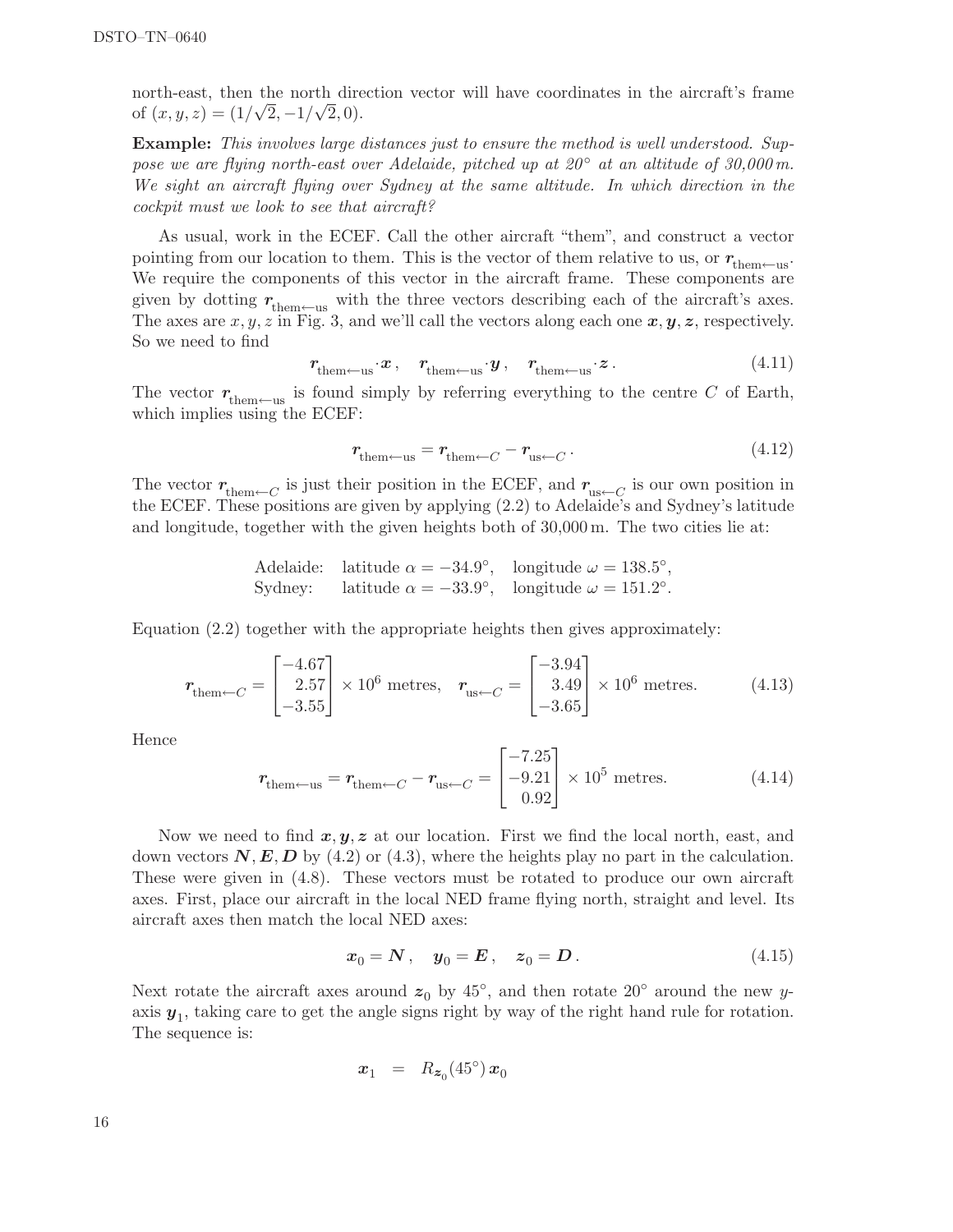north-east, then the north direction vector will have coordinates in the aircraft's frame of $(x, y, z) = (1/\sqrt{2}, -1/\sqrt{2}, 0)$.

**Example:** *This involves large distances just to ensure the method is well understood. Suppose we are flying north-east over Adelaide, pitched up at 20° at an altitude of 30,000 m. We sight an aircraft flying over Sydney at the same altitude. In which direction in the cockpit must we look to see that aircraft?*

As usual, work in the ECEF. Call the other aircraft "them", and construct a vector pointing from our location to them. This is the vector of them relative to us, or $\boldsymbol{r}_{\text{them}\leftarrow\text{us}}$. We require the components of this vector in the aircraft frame. These components are given by dotting $\boldsymbol{r}_{\text{them}\leftarrow\text{us}}$ with the three vectors describing each of the aircraft's axes. The axes are $x, y, z$ in Fig. 3, and we'll call the vectors along each one $\boldsymbol{x}, \boldsymbol{y}, \boldsymbol{z}$, respectively. So we need to find

$$\boldsymbol{r}_{\text{them}\leftarrow\text{us}} \cdot \boldsymbol{x}\,, \quad \boldsymbol{r}_{\text{them}\leftarrow\text{us}} \cdot \boldsymbol{y}\,, \quad \boldsymbol{r}_{\text{them}\leftarrow\text{us}} \cdot \boldsymbol{z}\,. \tag{4.11}$$

The vector $\boldsymbol{r}_{\text{them}\leftarrow\text{us}}$ is found simply by referring everything to the centre $C$ of Earth, which implies using the ECEF:

$$\boldsymbol{r}_{\text{them}\leftarrow\text{us}} = \boldsymbol{r}_{\text{them}\leftarrow C} - \boldsymbol{r}_{\text{us}\leftarrow C}\,. \tag{4.12}$$

The vector $\boldsymbol{r}_{\text{them}\leftarrow C}$ is just their position in the ECEF, and $\boldsymbol{r}_{\text{us}\leftarrow C}$ is our own position in the ECEF. These positions are given by applying (2.2) to Adelaide's and Sydney's latitude and longitude, together with the given heights both of 30,000 m. The two cities lie at:

Adelaide: latitude $\alpha = -34.9°$, longitude $\omega = 138.5°$,
Sydney: latitude $\alpha = -33.9°$, longitude $\omega = 151.2°$.

Equation (2.2) together with the appropriate heights then gives approximately:

$$\boldsymbol{r}_{\text{them}\leftarrow C} = \begin{bmatrix} -4.67 \\ 2.57 \\ -3.55 \end{bmatrix} \times 10^6 \text{ metres}, \quad \boldsymbol{r}_{\text{us}\leftarrow C} = \begin{bmatrix} -3.94 \\ 3.49 \\ -3.65 \end{bmatrix} \times 10^6 \text{ metres}. \tag{4.13}$$

Hence

$$\boldsymbol{r}_{\text{them}\leftarrow\text{us}} = \boldsymbol{r}_{\text{them}\leftarrow C} - \boldsymbol{r}_{\text{us}\leftarrow C} = \begin{bmatrix} -7.25 \\ -9.21 \\ 0.92 \end{bmatrix} \times 10^5 \text{ metres}. \tag{4.14}$$

Now we need to find $\boldsymbol{x}, \boldsymbol{y}, \boldsymbol{z}$ at our location. First we find the local north, east, and down vectors $\boldsymbol{N}, \boldsymbol{E}, \boldsymbol{D}$ by (4.2) or (4.3), where the heights play no part in the calculation. These were given in (4.8). These vectors must be rotated to produce our own aircraft axes. First, place our aircraft in the local NED frame flying north, straight and level. Its aircraft axes then match the local NED axes:

$$\boldsymbol{x}_0 = \boldsymbol{N}\,, \quad \boldsymbol{y}_0 = \boldsymbol{E}\,, \quad \boldsymbol{z}_0 = \boldsymbol{D}\,. \tag{4.15}$$

Next rotate the aircraft axes around $\boldsymbol{z}_0$ by 45°, and then rotate 20° around the new $y$-axis $\boldsymbol{y}_1$, taking care to get the angle signs right by way of the right hand rule for rotation. The sequence is:

$$\boldsymbol{x}_1 \;=\; R_{\boldsymbol{z}_0}(45°)\, \boldsymbol{x}_0$$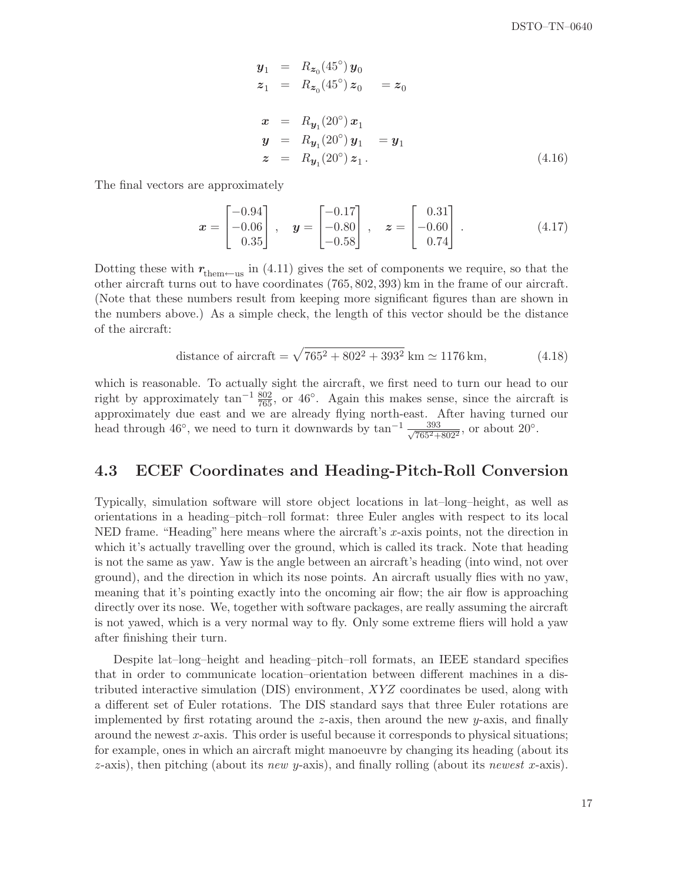$$
\begin{aligned}
\boldsymbol{y}_1 &= R_{\boldsymbol{z}_0}(45^\circ)\,\boldsymbol{y}_0 \\
\boldsymbol{z}_1 &= R_{\boldsymbol{z}_0}(45^\circ)\,\boldsymbol{z}_0 \quad = \boldsymbol{z}_0 \\
\\
\boldsymbol{x} &= R_{\boldsymbol{y}_1}(20^\circ)\,\boldsymbol{x}_1 \\
\boldsymbol{y} &= R_{\boldsymbol{y}_1}(20^\circ)\,\boldsymbol{y}_1 \quad = \boldsymbol{y}_1 \\
\boldsymbol{z} &= R_{\boldsymbol{y}_1}(20^\circ)\,\boldsymbol{z}_1 \,.
\end{aligned}
\tag{4.16}
$$

The final vectors are approximately

$$
\boldsymbol{x} = \begin{bmatrix} -0.94 \\ -0.06 \\ 0.35 \end{bmatrix}, \quad \boldsymbol{y} = \begin{bmatrix} -0.17 \\ -0.80 \\ -0.58 \end{bmatrix}, \quad \boldsymbol{z} = \begin{bmatrix} 0.31 \\ -0.60 \\ 0.74 \end{bmatrix}. \tag{4.17}
$$

Dotting these with $\boldsymbol{r}_{\text{them}\leftarrow\text{us}}$ in (4.11) gives the set of components we require, so that the other aircraft turns out to have coordinates $(765, 802, 393)$ km in the frame of our aircraft. (Note that these numbers result from keeping more significant figures than are shown in the numbers above.) As a simple check, the length of this vector should be the distance of the aircraft:

$$
\text{distance of aircraft} = \sqrt{765^2 + 802^2 + 393^2}\ \text{km} \simeq 1176\ \text{km}, \tag{4.18}
$$

which is reasonable. To actually sight the aircraft, we first need to turn our head to our right by approximately $\tan^{-1}\frac{802}{765}$, or $46^\circ$. Again this makes sense, since the aircraft is approximately due east and we are already flying north-east. After having turned our head through $46^\circ$, we need to turn it downwards by $\tan^{-1}\frac{393}{\sqrt{765^2+802^2}}$, or about $20^\circ$.

## 4.3 ECEF Coordinates and Heading-Pitch-Roll Conversion

Typically, simulation software will store object locations in lat–long–height, as well as orientations in a heading–pitch–roll format: three Euler angles with respect to its local NED frame. "Heading" here means where the aircraft's $x$-axis points, not the direction in which it's actually travelling over the ground, which is called its track. Note that heading is not the same as yaw. Yaw is the angle between an aircraft's heading (into wind, not over ground), and the direction in which its nose points. An aircraft usually flies with no yaw, meaning that it's pointing exactly into the oncoming air flow; the air flow is approaching directly over its nose. We, together with software packages, are really assuming the aircraft is not yawed, which is a very normal way to fly. Only some extreme fliers will hold a yaw after finishing their turn.

Despite lat–long–height and heading–pitch–roll formats, an IEEE standard specifies that in order to communicate location–orientation between different machines in a distributed interactive simulation (DIS) environment, $XYZ$ coordinates be used, along with a different set of Euler rotations. The DIS standard says that three Euler rotations are implemented by first rotating around the $z$-axis, then around the new $y$-axis, and finally around the newest $x$-axis. This order is useful because it corresponds to physical situations; for example, ones in which an aircraft might manoeuvre by changing its heading (about its $z$-axis), then pitching (about its *new* $y$-axis), and finally rolling (about its *newest* $x$-axis).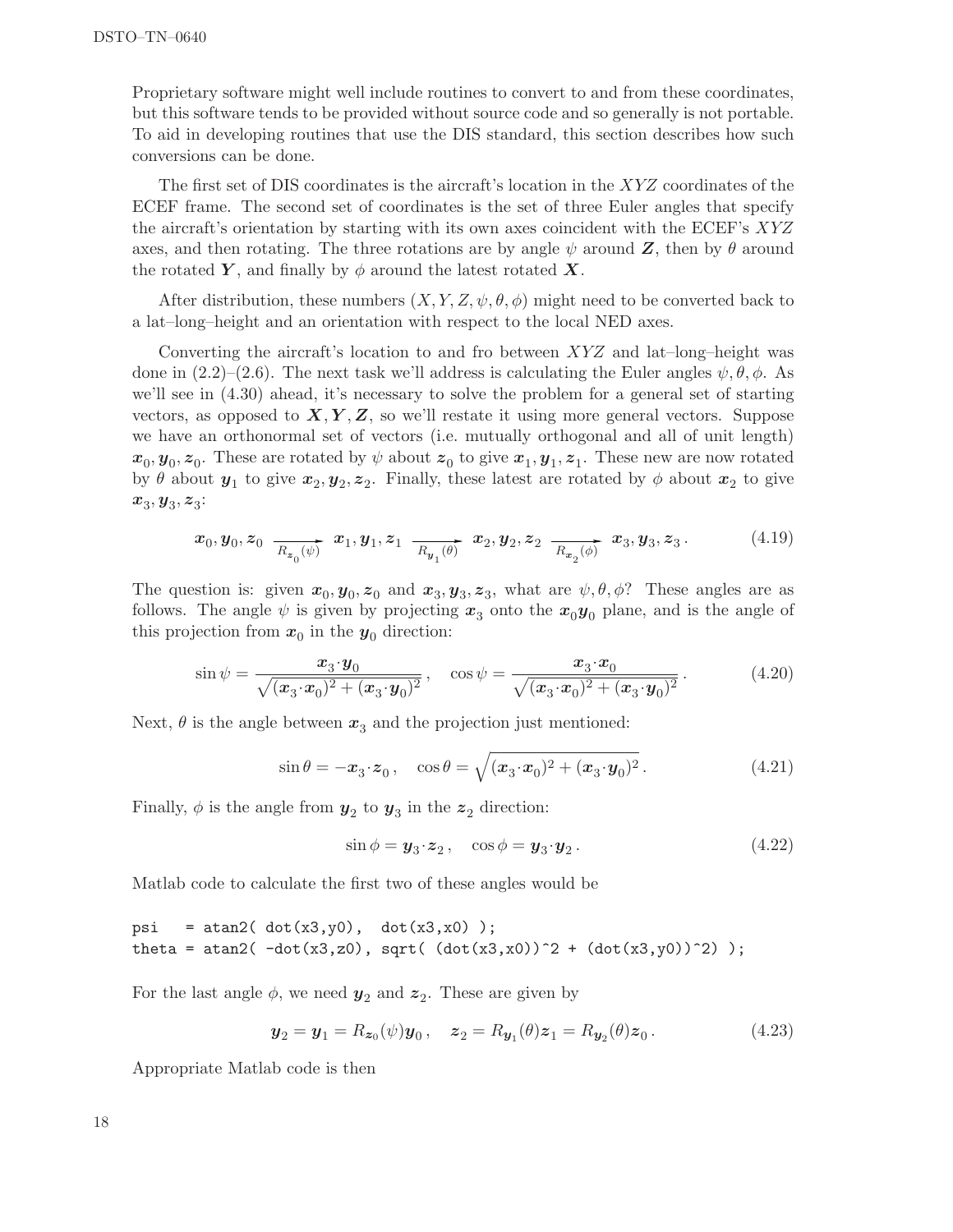Proprietary software might well include routines to convert to and from these coordinates, but this software tends to be provided without source code and so generally is not portable. To aid in developing routines that use the DIS standard, this section describes how such conversions can be done.

The first set of DIS coordinates is the aircraft's location in the $XYZ$ coordinates of the ECEF frame. The second set of coordinates is the set of three Euler angles that specify the aircraft's orientation by starting with its own axes coincident with the ECEF's $XYZ$ axes, and then rotating. The three rotations are by angle $\psi$ around $\boldsymbol{Z}$, then by $\theta$ around the rotated $\boldsymbol{Y}$, and finally by $\phi$ around the latest rotated $\boldsymbol{X}$.

After distribution, these numbers $(X, Y, Z, \psi, \theta, \phi)$ might need to be converted back to a lat–long–height and an orientation with respect to the local NED axes.

Converting the aircraft's location to and fro between $XYZ$ and lat–long–height was done in (2.2)–(2.6). The next task we'll address is calculating the Euler angles $\psi, \theta, \phi$. As we'll see in (4.30) ahead, it's necessary to solve the problem for a general set of starting vectors, as opposed to $\boldsymbol{X}, \boldsymbol{Y}, \boldsymbol{Z}$, so we'll restate it using more general vectors. Suppose we have an orthonormal set of vectors (i.e. mutually orthogonal and all of unit length) $\boldsymbol{x}_0, \boldsymbol{y}_0, \boldsymbol{z}_0$. These are rotated by $\psi$ about $\boldsymbol{z}_0$ to give $\boldsymbol{x}_1, \boldsymbol{y}_1, \boldsymbol{z}_1$. These new are now rotated by $\theta$ about $\boldsymbol{y}_1$ to give $\boldsymbol{x}_2, \boldsymbol{y}_2, \boldsymbol{z}_2$. Finally, these latest are rotated by $\phi$ about $\boldsymbol{x}_2$ to give $\boldsymbol{x}_3, \boldsymbol{y}_3, \boldsymbol{z}_3$:

$$\boldsymbol{x}_0, \boldsymbol{y}_0, \boldsymbol{z}_0 \xrightarrow[R_{\boldsymbol{z}_0}(\psi)]{} \boldsymbol{x}_1, \boldsymbol{y}_1, \boldsymbol{z}_1 \xrightarrow[R_{\boldsymbol{y}_1}(\theta)]{} \boldsymbol{x}_2, \boldsymbol{y}_2, \boldsymbol{z}_2 \xrightarrow[R_{\boldsymbol{x}_2}(\phi)]{} \boldsymbol{x}_3, \boldsymbol{y}_3, \boldsymbol{z}_3 \,. \tag{4.19}$$

The question is: given $\boldsymbol{x}_0, \boldsymbol{y}_0, \boldsymbol{z}_0$ and $\boldsymbol{x}_3, \boldsymbol{y}_3, \boldsymbol{z}_3$, what are $\psi, \theta, \phi$? These angles are as follows. The angle $\psi$ is given by projecting $\boldsymbol{x}_3$ onto the $\boldsymbol{x}_0\boldsymbol{y}_0$ plane, and is the angle of this projection from $\boldsymbol{x}_0$ in the $\boldsymbol{y}_0$ direction:

$$\sin\psi = \frac{\boldsymbol{x}_3 \cdot \boldsymbol{y}_0}{\sqrt{(\boldsymbol{x}_3 \cdot \boldsymbol{x}_0)^2 + (\boldsymbol{x}_3 \cdot \boldsymbol{y}_0)^2}} \,, \quad \cos\psi = \frac{\boldsymbol{x}_3 \cdot \boldsymbol{x}_0}{\sqrt{(\boldsymbol{x}_3 \cdot \boldsymbol{x}_0)^2 + (\boldsymbol{x}_3 \cdot \boldsymbol{y}_0)^2}} \,. \tag{4.20}$$

Next, $\theta$ is the angle between $\boldsymbol{x}_3$ and the projection just mentioned:

$$\sin\theta = -\boldsymbol{x}_3 \cdot \boldsymbol{z}_0 \,, \quad \cos\theta = \sqrt{(\boldsymbol{x}_3 \cdot \boldsymbol{x}_0)^2 + (\boldsymbol{x}_3 \cdot \boldsymbol{y}_0)^2} \,. \tag{4.21}$$

Finally, $\phi$ is the angle from $\boldsymbol{y}_2$ to $\boldsymbol{y}_3$ in the $\boldsymbol{z}_2$ direction:

$$\sin\phi = \boldsymbol{y}_3 \cdot \boldsymbol{z}_2 \,, \quad \cos\phi = \boldsymbol{y}_3 \cdot \boldsymbol{y}_2 \,. \tag{4.22}$$

Matlab code to calculate the first two of these angles would be

```
psi   = atan2( dot(x3,y0),  dot(x3,x0) );
theta = atan2( -dot(x3,z0), sqrt( (dot(x3,x0))^2 + (dot(x3,y0))^2) );
```

For the last angle $\phi$, we need $\boldsymbol{y}_2$ and $\boldsymbol{z}_2$. These are given by

$$\boldsymbol{y}_2 = \boldsymbol{y}_1 = R_{\boldsymbol{z}_0}(\psi)\boldsymbol{y}_0 \,, \quad \boldsymbol{z}_2 = R_{\boldsymbol{y}_1}(\theta)\boldsymbol{z}_1 = R_{\boldsymbol{y}_2}(\theta)\boldsymbol{z}_0 \,. \tag{4.23}$$

Appropriate Matlab code is then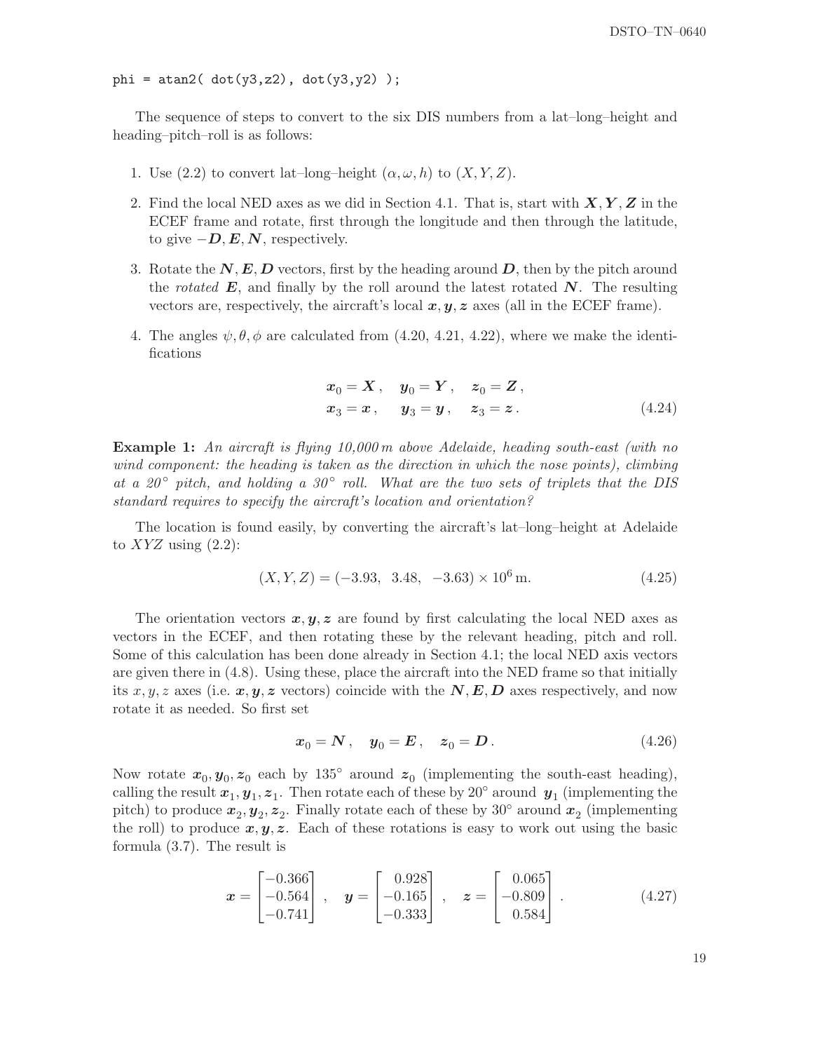```
phi = atan2( dot(y3,z2), dot(y3,y2) );
```

The sequence of steps to convert to the six DIS numbers from a lat–long–height and heading–pitch–roll is as follows:

1. Use (2.2) to convert lat–long–height $(\alpha, \omega, h)$ to $(X, Y, Z)$.
2. Find the local NED axes as we did in Section 4.1. That is, start with $\boldsymbol{X}, \boldsymbol{Y}, \boldsymbol{Z}$ in the ECEF frame and rotate, first through the longitude and then through the latitude, to give $-\boldsymbol{D}, \boldsymbol{E}, \boldsymbol{N}$, respectively.
3. Rotate the $\boldsymbol{N}, \boldsymbol{E}, \boldsymbol{D}$ vectors, first by the heading around $\boldsymbol{D}$, then by the pitch around the *rotated* $\boldsymbol{E}$, and finally by the roll around the latest rotated $\boldsymbol{N}$. The resulting vectors are, respectively, the aircraft's local $\boldsymbol{x}, \boldsymbol{y}, \boldsymbol{z}$ axes (all in the ECEF frame).
4. The angles $\psi, \theta, \phi$ are calculated from (4.20, 4.21, 4.22), where we make the identifications

$$\begin{aligned} \boldsymbol{x}_0 &= \boldsymbol{X}\,, \quad \boldsymbol{y}_0 = \boldsymbol{Y}\,, \quad \boldsymbol{z}_0 = \boldsymbol{Z}\,, \\ \boldsymbol{x}_3 &= \boldsymbol{x}\,, \quad \boldsymbol{y}_3 = \boldsymbol{y}\,, \quad \boldsymbol{z}_3 = \boldsymbol{z}\,. \end{aligned} \tag{4.24}$$

**Example 1:** *An aircraft is flying 10,000 m above Adelaide, heading south-east (with no wind component: the heading is taken as the direction in which the nose points), climbing at a 20° pitch, and holding a 30° roll. What are the two sets of triplets that the DIS standard requires to specify the aircraft's location and orientation?*

The location is found easily, by converting the aircraft's lat–long–height at Adelaide to $XYZ$ using (2.2):

$$(X, Y, Z) = (-3.93,\ \ 3.48,\ \ -3.63) \times 10^6\,\text{m}. \tag{4.25}$$

The orientation vectors $\boldsymbol{x}, \boldsymbol{y}, \boldsymbol{z}$ are found by first calculating the local NED axes as vectors in the ECEF, and then rotating these by the relevant heading, pitch and roll. Some of this calculation has been done already in Section 4.1; the local NED axis vectors are given there in (4.8). Using these, place the aircraft into the NED frame so that initially its $x, y, z$ axes (i.e. $\boldsymbol{x}, \boldsymbol{y}, \boldsymbol{z}$ vectors) coincide with the $\boldsymbol{N}, \boldsymbol{E}, \boldsymbol{D}$ axes respectively, and now rotate it as needed. So first set

$$\boldsymbol{x}_0 = \boldsymbol{N}\,, \quad \boldsymbol{y}_0 = \boldsymbol{E}\,, \quad \boldsymbol{z}_0 = \boldsymbol{D}\,. \tag{4.26}$$

Now rotate $\boldsymbol{x}_0, \boldsymbol{y}_0, \boldsymbol{z}_0$ each by 135° around $\boldsymbol{z}_0$ (implementing the south-east heading), calling the result $\boldsymbol{x}_1, \boldsymbol{y}_1, \boldsymbol{z}_1$. Then rotate each of these by 20° around $\boldsymbol{y}_1$ (implementing the pitch) to produce $\boldsymbol{x}_2, \boldsymbol{y}_2, \boldsymbol{z}_2$. Finally rotate each of these by 30° around $\boldsymbol{x}_2$ (implementing the roll) to produce $\boldsymbol{x}, \boldsymbol{y}, \boldsymbol{z}$. Each of these rotations is easy to work out using the basic formula (3.7). The result is

$$\boldsymbol{x} = \begin{bmatrix} -0.366 \\ -0.564 \\ -0.741 \end{bmatrix}, \quad \boldsymbol{y} = \begin{bmatrix} 0.928 \\ -0.165 \\ -0.333 \end{bmatrix}, \quad \boldsymbol{z} = \begin{bmatrix} 0.065 \\ -0.809 \\ 0.584 \end{bmatrix}. \tag{4.27}$$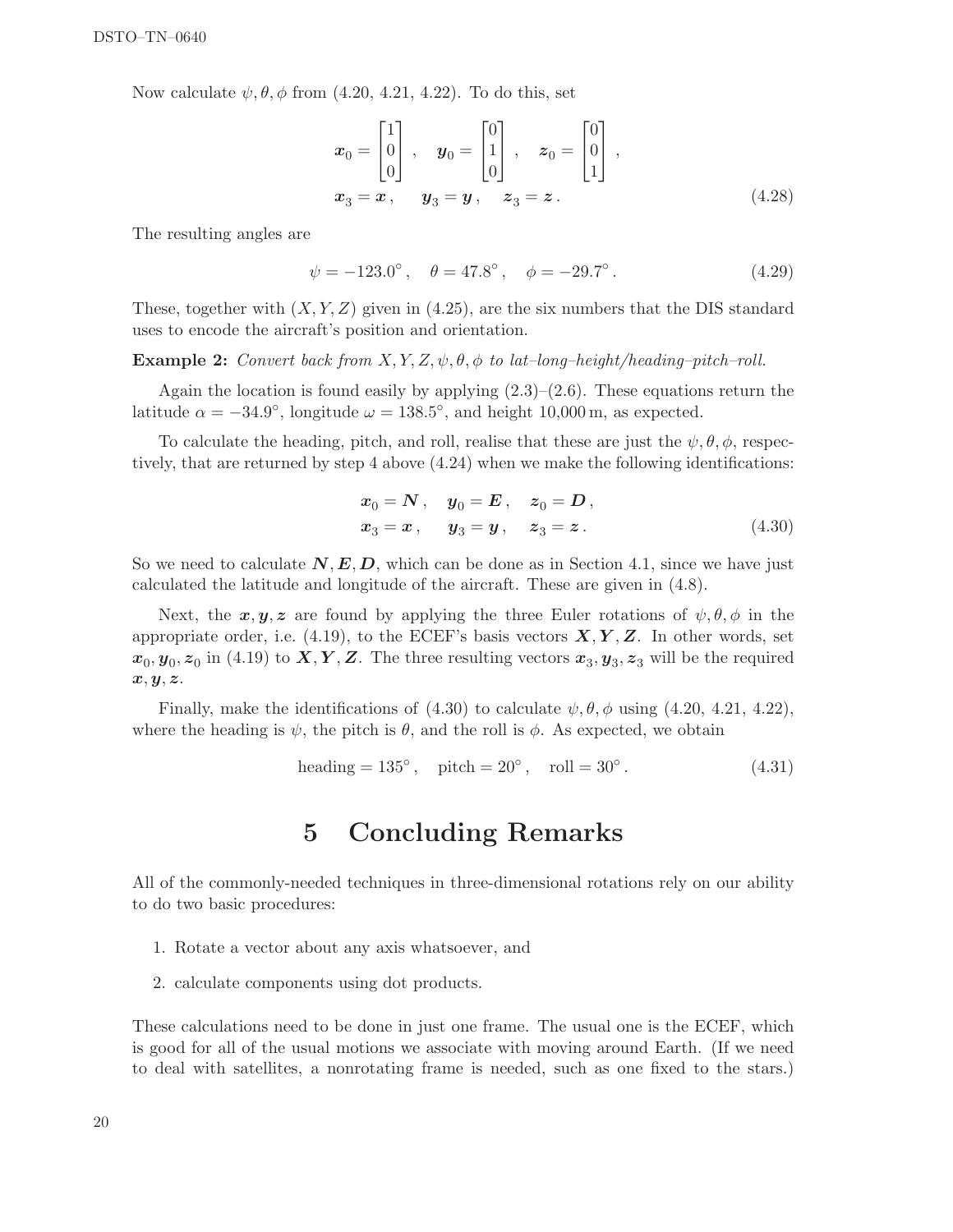Now calculate $\psi, \theta, \phi$ from (4.20, 4.21, 4.22). To do this, set

$$
\begin{aligned}
\boldsymbol{x}_0 &= \begin{bmatrix} 1 \\ 0 \\ 0 \end{bmatrix}, \quad \boldsymbol{y}_0 = \begin{bmatrix} 0 \\ 1 \\ 0 \end{bmatrix}, \quad \boldsymbol{z}_0 = \begin{bmatrix} 0 \\ 0 \\ 1 \end{bmatrix}, \\
\boldsymbol{x}_3 &= \boldsymbol{x}, \quad \boldsymbol{y}_3 = \boldsymbol{y}, \quad \boldsymbol{z}_3 = \boldsymbol{z}.
\end{aligned} \tag{4.28}
$$

The resulting angles are

$$
\psi = -123.0^\circ, \quad \theta = 47.8^\circ, \quad \phi = -29.7^\circ. \tag{4.29}
$$

These, together with $(X, Y, Z)$ given in (4.25), are the six numbers that the DIS standard uses to encode the aircraft's position and orientation.

**Example 2:** *Convert back from $X, Y, Z, \psi, \theta, \phi$ to lat–long–height/heading–pitch–roll.*

Again the location is found easily by applying (2.3)–(2.6). These equations return the latitude $\alpha = -34.9^\circ$, longitude $\omega = 138.5^\circ$, and height 10,000 m, as expected.

To calculate the heading, pitch, and roll, realise that these are just the $\psi, \theta, \phi$, respectively, that are returned by step 4 above (4.24) when we make the following identifications:

$$
\begin{aligned}
\boldsymbol{x}_0 &= \boldsymbol{N}, \quad \boldsymbol{y}_0 = \boldsymbol{E}, \quad \boldsymbol{z}_0 = \boldsymbol{D}, \\
\boldsymbol{x}_3 &= \boldsymbol{x}, \quad \boldsymbol{y}_3 = \boldsymbol{y}, \quad \boldsymbol{z}_3 = \boldsymbol{z}.
\end{aligned} \tag{4.30}
$$

So we need to calculate $\boldsymbol{N}, \boldsymbol{E}, \boldsymbol{D}$, which can be done as in Section 4.1, since we have just calculated the latitude and longitude of the aircraft. These are given in (4.8).

Next, the $\boldsymbol{x}, \boldsymbol{y}, \boldsymbol{z}$ are found by applying the three Euler rotations of $\psi, \theta, \phi$ in the appropriate order, i.e. (4.19), to the ECEF's basis vectors $\boldsymbol{X}, \boldsymbol{Y}, \boldsymbol{Z}$. In other words, set $\boldsymbol{x}_0, \boldsymbol{y}_0, \boldsymbol{z}_0$ in (4.19) to $\boldsymbol{X}, \boldsymbol{Y}, \boldsymbol{Z}$. The three resulting vectors $\boldsymbol{x}_3, \boldsymbol{y}_3, \boldsymbol{z}_3$ will be the required $\boldsymbol{x}, \boldsymbol{y}, \boldsymbol{z}$.

Finally, make the identifications of (4.30) to calculate $\psi, \theta, \phi$ using (4.20, 4.21, 4.22), where the heading is $\psi$, the pitch is $\theta$, and the roll is $\phi$. As expected, we obtain

$$
\text{heading} = 135^\circ, \quad \text{pitch} = 20^\circ, \quad \text{roll} = 30^\circ. \tag{4.31}
$$

# 5 Concluding Remarks

All of the commonly-needed techniques in three-dimensional rotations rely on our ability to do two basic procedures:

1. Rotate a vector about any axis whatsoever, and
2. calculate components using dot products.

These calculations need to be done in just one frame. The usual one is the ECEF, which is good for all of the usual motions we associate with moving around Earth. (If we need to deal with satellites, a nonrotating frame is needed, such as one fixed to the stars.)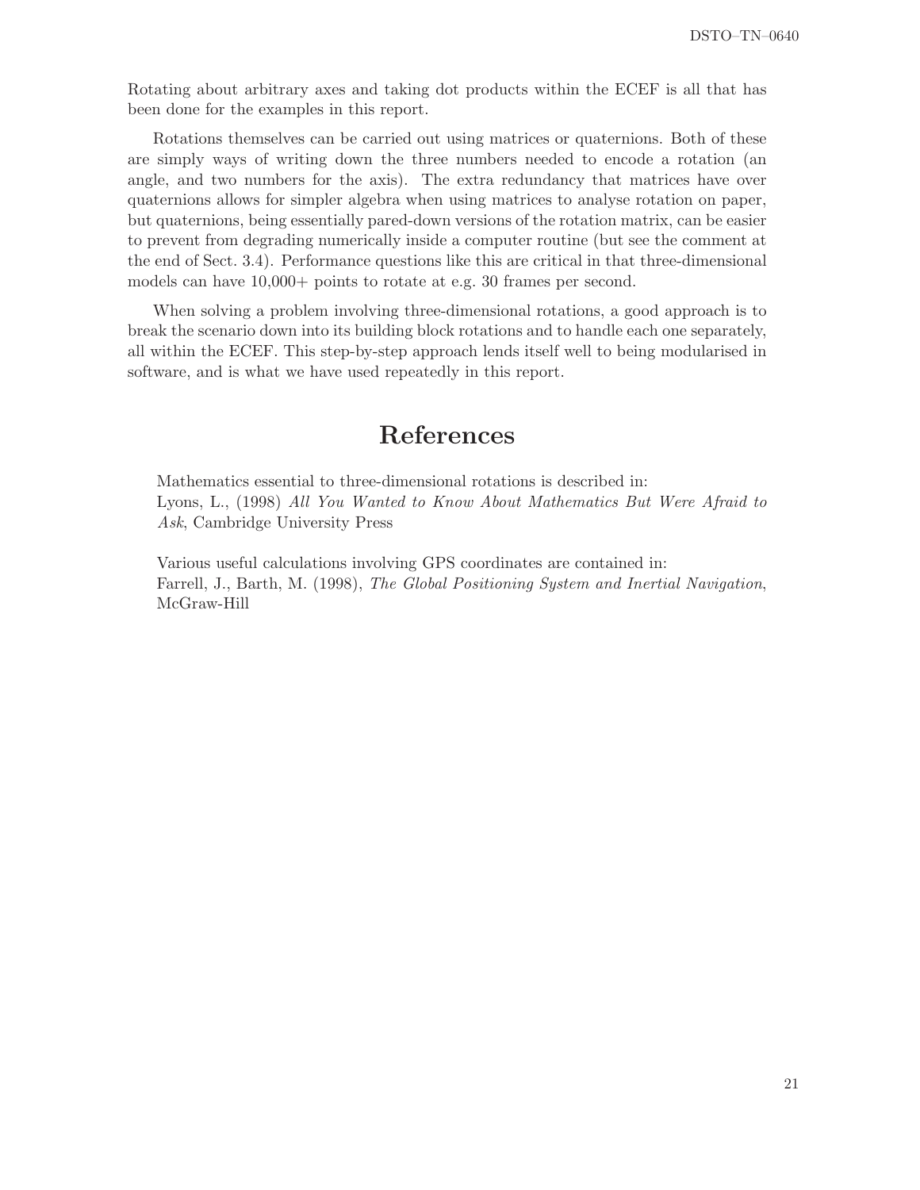Rotating about arbitrary axes and taking dot products within the ECEF is all that has been done for the examples in this report.

Rotations themselves can be carried out using matrices or quaternions. Both of these are simply ways of writing down the three numbers needed to encode a rotation (an angle, and two numbers for the axis). The extra redundancy that matrices have over quaternions allows for simpler algebra when using matrices to analyse rotation on paper, but quaternions, being essentially pared-down versions of the rotation matrix, can be easier to prevent from degrading numerically inside a computer routine (but see the comment at the end of Sect. 3.4). Performance questions like this are critical in that three-dimensional models can have 10,000+ points to rotate at e.g. 30 frames per second.

When solving a problem involving three-dimensional rotations, a good approach is to break the scenario down into its building block rotations and to handle each one separately, all within the ECEF. This step-by-step approach lends itself well to being modularised in software, and is what we have used repeatedly in this report.

# References

Mathematics essential to three-dimensional rotations is described in:
Lyons, L., (1998) *All You Wanted to Know About Mathematics But Were Afraid to Ask*, Cambridge University Press

Various useful calculations involving GPS coordinates are contained in:
Farrell, J., Barth, M. (1998), *The Global Positioning System and Inertial Navigation*, McGraw-Hill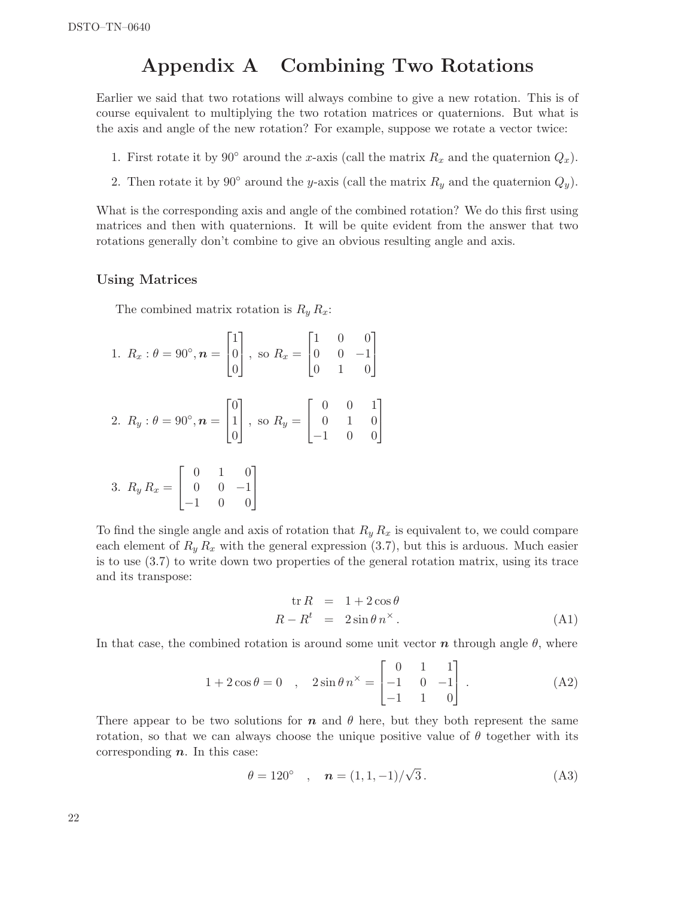# Appendix A Combining Two Rotations

Earlier we said that two rotations will always combine to give a new rotation. This is of course equivalent to multiplying the two rotation matrices or quaternions. But what is the axis and angle of the new rotation? For example, suppose we rotate a vector twice:

1. First rotate it by 90° around the $x$-axis (call the matrix $R_x$ and the quaternion $Q_x$).
2. Then rotate it by 90° around the $y$-axis (call the matrix $R_y$ and the quaternion $Q_y$).

What is the corresponding axis and angle of the combined rotation? We do this first using matrices and then with quaternions. It will be quite evident from the answer that two rotations generally don't combine to give an obvious resulting angle and axis.

### Using Matrices

The combined matrix rotation is $R_y\, R_x$:

1. $R_x : \theta = 90°, \boldsymbol{n} = \begin{bmatrix} 1 \\ 0 \\ 0 \end{bmatrix}$, so $R_x = \begin{bmatrix} 1 & 0 & 0 \\ 0 & 0 & -1 \\ 0 & 1 & 0 \end{bmatrix}$

2. $R_y : \theta = 90°, \boldsymbol{n} = \begin{bmatrix} 0 \\ 1 \\ 0 \end{bmatrix}$, so $R_y = \begin{bmatrix} 0 & 0 & 1 \\ 0 & 1 & 0 \\ -1 & 0 & 0 \end{bmatrix}$

3. $R_y\, R_x = \begin{bmatrix} 0 & 1 & 0 \\ 0 & 0 & -1 \\ -1 & 0 & 0 \end{bmatrix}$

To find the single angle and axis of rotation that $R_y\, R_x$ is equivalent to, we could compare each element of $R_y\, R_x$ with the general expression (3.7), but this is arduous. Much easier is to use (3.7) to write down two properties of the general rotation matrix, using its trace and its transpose:

$$\begin{aligned} \operatorname{tr} R &= 1 + 2\cos\theta \\ R - R^t &= 2\sin\theta\, n^\times . \end{aligned} \tag{A1}$$

In that case, the combined rotation is around some unit vector $\boldsymbol{n}$ through angle $\theta$, where

$$1 + 2\cos\theta = 0 \quad , \quad 2\sin\theta\, n^\times = \begin{bmatrix} 0 & 1 & 1 \\ -1 & 0 & -1 \\ -1 & 1 & 0 \end{bmatrix} . \tag{A2}$$

There appear to be two solutions for $\boldsymbol{n}$ and $\theta$ here, but they both represent the same rotation, so that we can always choose the unique positive value of $\theta$ together with its corresponding $\boldsymbol{n}$. In this case:

$$\theta = 120° \quad , \quad \boldsymbol{n} = (1, 1, -1)/\sqrt{3} . \tag{A3}$$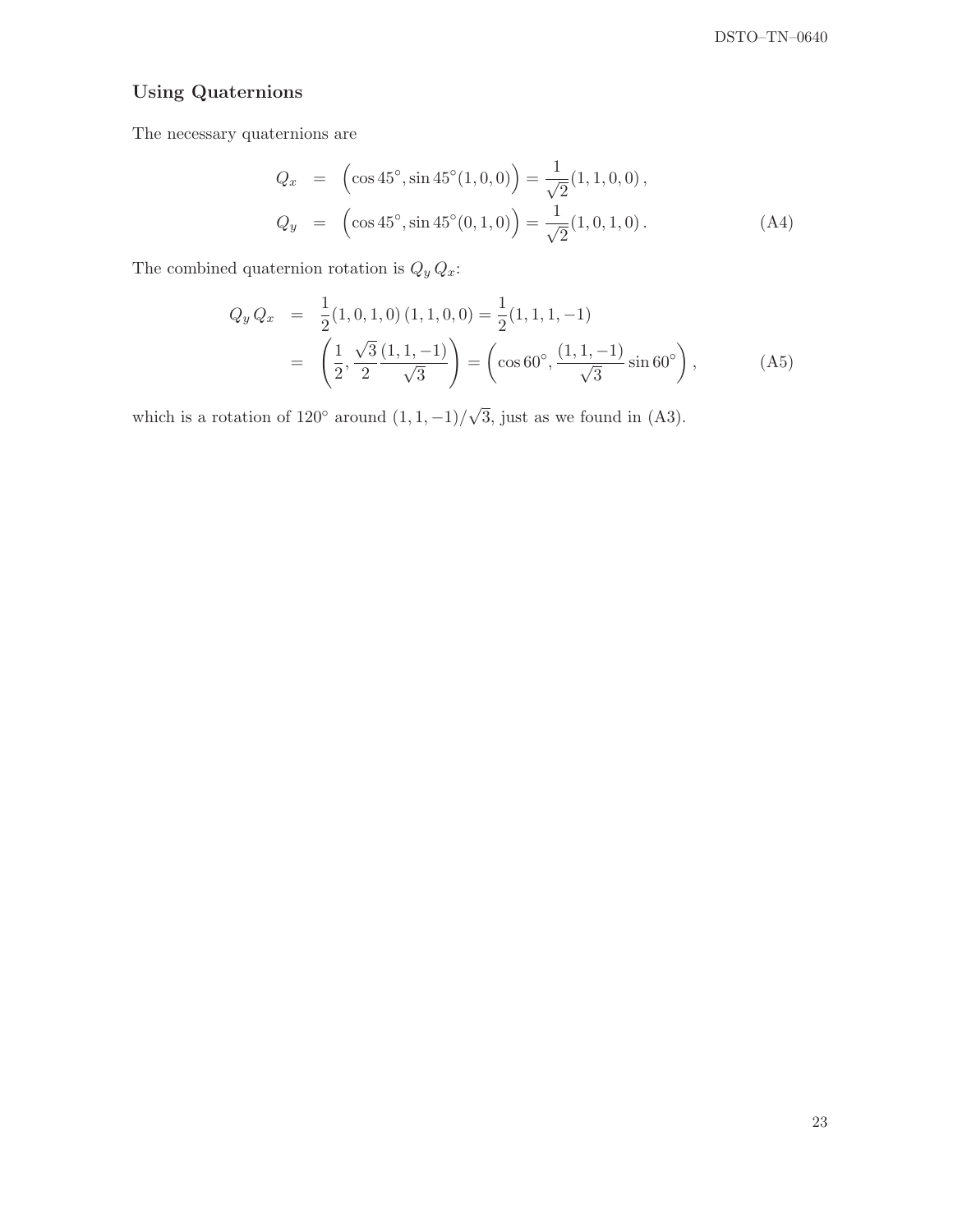### Using Quaternions

The necessary quaternions are

$$
\begin{aligned}
Q_x &= \Big(\cos 45^\circ, \sin 45^\circ (1,0,0)\Big) = \frac{1}{\sqrt{2}}(1,1,0,0)\,, \\
Q_y &= \Big(\cos 45^\circ, \sin 45^\circ (0,1,0)\Big) = \frac{1}{\sqrt{2}}(1,0,1,0)\,. 
\end{aligned}
\tag{A4}
$$

The combined quaternion rotation is $Q_y\, Q_x$:

$$
\begin{aligned}
Q_y\, Q_x &= \frac{1}{2}(1,0,1,0)\,(1,1,0,0) = \frac{1}{2}(1,1,1,-1) \\
&= \left(\frac{1}{2}, \frac{\sqrt{3}}{2}\frac{(1,1,-1)}{\sqrt{3}}\right) = \left(\cos 60^\circ, \frac{(1,1,-1)}{\sqrt{3}}\sin 60^\circ\right),
\end{aligned}
\tag{A5}
$$

which is a rotation of $120^\circ$ around $(1,1,-1)/\sqrt{3}$, just as we found in (A3).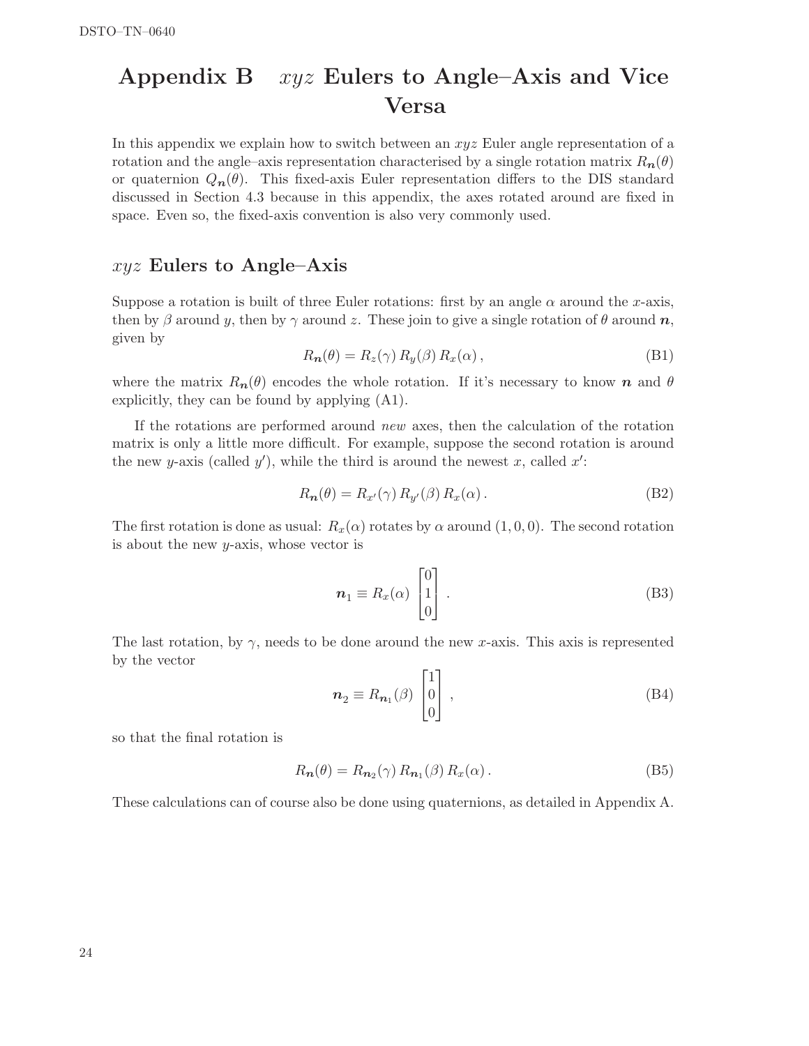# Appendix B $xyz$ Eulers to Angle–Axis and Vice Versa

In this appendix we explain how to switch between an $xyz$ Euler angle representation of a rotation and the angle–axis representation characterised by a single rotation matrix $R_{\boldsymbol{n}}(\theta)$ or quaternion $Q_{\boldsymbol{n}}(\theta)$. This fixed-axis Euler representation differs to the DIS standard discussed in Section 4.3 because in this appendix, the axes rotated around are fixed in space. Even so, the fixed-axis convention is also very commonly used.

## $xyz$ Eulers to Angle–Axis

Suppose a rotation is built of three Euler rotations: first by an angle $\alpha$ around the $x$-axis, then by $\beta$ around $y$, then by $\gamma$ around $z$. These join to give a single rotation of $\theta$ around $\boldsymbol{n}$, given by

$$R_{\boldsymbol{n}}(\theta) = R_z(\gamma)\, R_y(\beta)\, R_x(\alpha)\,, \tag{B1}$$

where the matrix $R_{\boldsymbol{n}}(\theta)$ encodes the whole rotation. If it's necessary to know $\boldsymbol{n}$ and $\theta$ explicitly, they can be found by applying (A1).

If the rotations are performed around *new* axes, then the calculation of the rotation matrix is only a little more difficult. For example, suppose the second rotation is around the new $y$-axis (called $y'$), while the third is around the newest $x$, called $x'$:

$$R_{\boldsymbol{n}}(\theta) = R_{x'}(\gamma)\, R_{y'}(\beta)\, R_x(\alpha)\,. \tag{B2}$$

The first rotation is done as usual: $R_x(\alpha)$ rotates by $\alpha$ around $(1, 0, 0)$. The second rotation is about the new $y$-axis, whose vector is

$$\boldsymbol{n}_1 \equiv R_x(\alpha) \begin{bmatrix} 0 \\ 1 \\ 0 \end{bmatrix} . \tag{B3}$$

The last rotation, by $\gamma$, needs to be done around the new $x$-axis. This axis is represented by the vector

$$\boldsymbol{n}_2 \equiv R_{\boldsymbol{n}_1}(\beta) \begin{bmatrix} 1 \\ 0 \\ 0 \end{bmatrix} , \tag{B4}$$

so that the final rotation is

$$R_{\boldsymbol{n}}(\theta) = R_{\boldsymbol{n}_2}(\gamma)\, R_{\boldsymbol{n}_1}(\beta)\, R_x(\alpha)\,. \tag{B5}$$

These calculations can of course also be done using quaternions, as detailed in Appendix A.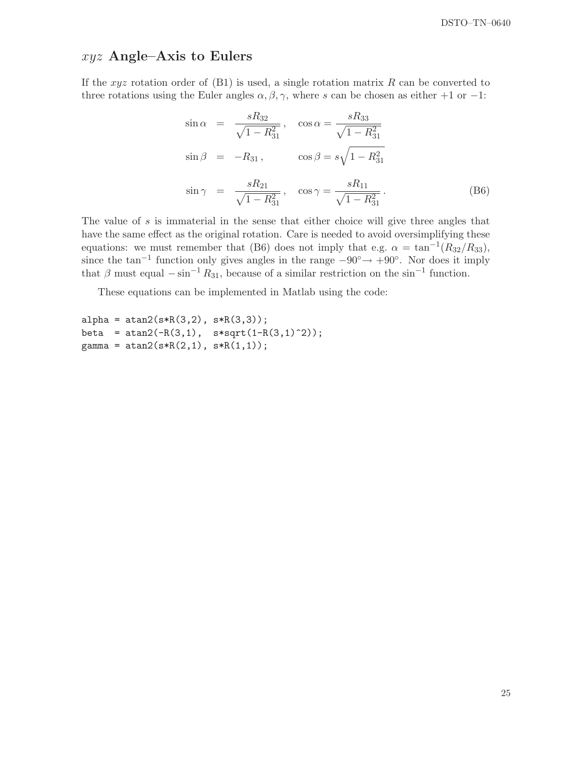## $xyz$ Angle–Axis to Eulers

If the $xyz$ rotation order of (B1) is used, a single rotation matrix $R$ can be converted to three rotations using the Euler angles $\alpha, \beta, \gamma$, where $s$ can be chosen as either $+1$ or $-1$:

$$
\begin{aligned}
\sin\alpha &= \frac{sR_{32}}{\sqrt{1-R_{31}^2}}\,, \quad \cos\alpha = \frac{sR_{33}}{\sqrt{1-R_{31}^2}} \\
\sin\beta &= -R_{31}\,, \qquad\quad \cos\beta = s\sqrt{1-R_{31}^2} \\
\sin\gamma &= \frac{sR_{21}}{\sqrt{1-R_{31}^2}}\,, \quad \cos\gamma = \frac{sR_{11}}{\sqrt{1-R_{31}^2}}\,.
\end{aligned}
\tag{B6}
$$

The value of $s$ is immaterial in the sense that either choice will give three angles that have the same effect as the original rotation. Care is needed to avoid oversimplifying these equations: we must remember that (B6) does not imply that e.g. $\alpha = \tan^{-1}(R_{32}/R_{33})$, since the $\tan^{-1}$ function only gives angles in the range $-90° \rightarrow +90°$. Nor does it imply that $\beta$ must equal $-\sin^{-1} R_{31}$, because of a similar restriction on the $\sin^{-1}$ function.

These equations can be implemented in Matlab using the code:

```
alpha = atan2(s*R(3,2), s*R(3,3));
beta  = atan2(-R(3,1),  s*sqrt(1-R(3,1)^2));
gamma = atan2(s*R(2,1), s*R(1,1));
```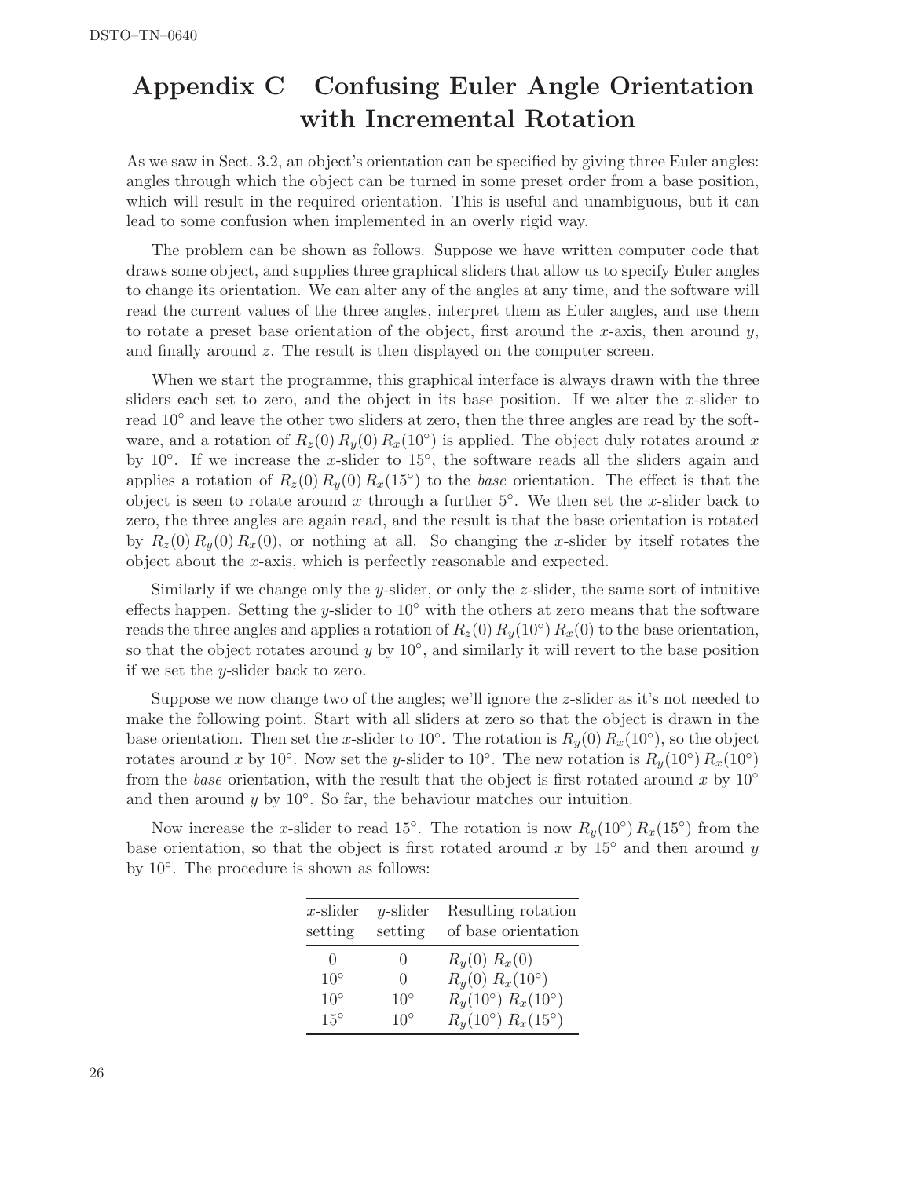# Appendix C Confusing Euler Angle Orientation with Incremental Rotation

As we saw in Sect. 3.2, an object's orientation can be specified by giving three Euler angles: angles through which the object can be turned in some preset order from a base position, which will result in the required orientation. This is useful and unambiguous, but it can lead to some confusion when implemented in an overly rigid way.

The problem can be shown as follows. Suppose we have written computer code that draws some object, and supplies three graphical sliders that allow us to specify Euler angles to change its orientation. We can alter any of the angles at any time, and the software will read the current values of the three angles, interpret them as Euler angles, and use them to rotate a preset base orientation of the object, first around the $x$-axis, then around $y$, and finally around $z$. The result is then displayed on the computer screen.

When we start the programme, this graphical interface is always drawn with the three sliders each set to zero, and the object in its base position. If we alter the $x$-slider to read $10^\circ$ and leave the other two sliders at zero, then the three angles are read by the software, and a rotation of $R_z(0)\,R_y(0)\,R_x(10^\circ)$ is applied. The object duly rotates around $x$ by $10^\circ$. If we increase the $x$-slider to $15^\circ$, the software reads all the sliders again and applies a rotation of $R_z(0)\,R_y(0)\,R_x(15^\circ)$ to the *base* orientation. The effect is that the object is seen to rotate around $x$ through a further $5^\circ$. We then set the $x$-slider back to zero, the three angles are again read, and the result is that the base orientation is rotated by $R_z(0)\,R_y(0)\,R_x(0)$, or nothing at all. So changing the $x$-slider by itself rotates the object about the $x$-axis, which is perfectly reasonable and expected.

Similarly if we change only the $y$-slider, or only the $z$-slider, the same sort of intuitive effects happen. Setting the $y$-slider to $10^\circ$ with the others at zero means that the software reads the three angles and applies a rotation of $R_z(0)\,R_y(10^\circ)\,R_x(0)$ to the base orientation, so that the object rotates around $y$ by $10^\circ$, and similarly it will revert to the base position if we set the $y$-slider back to zero.

Suppose we now change two of the angles; we'll ignore the $z$-slider as it's not needed to make the following point. Start with all sliders at zero so that the object is drawn in the base orientation. Then set the $x$-slider to $10^\circ$. The rotation is $R_y(0)\,R_x(10^\circ)$, so the object rotates around $x$ by $10^\circ$. Now set the $y$-slider to $10^\circ$. The new rotation is $R_y(10^\circ)\,R_x(10^\circ)$ from the *base* orientation, with the result that the object is first rotated around $x$ by $10^\circ$ and then around $y$ by $10^\circ$. So far, the behaviour matches our intuition.

Now increase the $x$-slider to read $15^\circ$. The rotation is now $R_y(10^\circ)\,R_x(15^\circ)$ from the base orientation, so that the object is first rotated around $x$ by $15^\circ$ and then around $y$ by $10^\circ$. The procedure is shown as follows:

| $x$-slider setting | $y$-slider setting | Resulting rotation of base orientation |
|---|---|---|
| 0 | 0 | $R_y(0)\ R_x(0)$ |
| $10^\circ$ | 0 | $R_y(0)\ R_x(10^\circ)$ |
| $10^\circ$ | $10^\circ$ | $R_y(10^\circ)\ R_x(10^\circ)$ |
| $15^\circ$ | $10^\circ$ | $R_y(10^\circ)\ R_x(15^\circ)$ |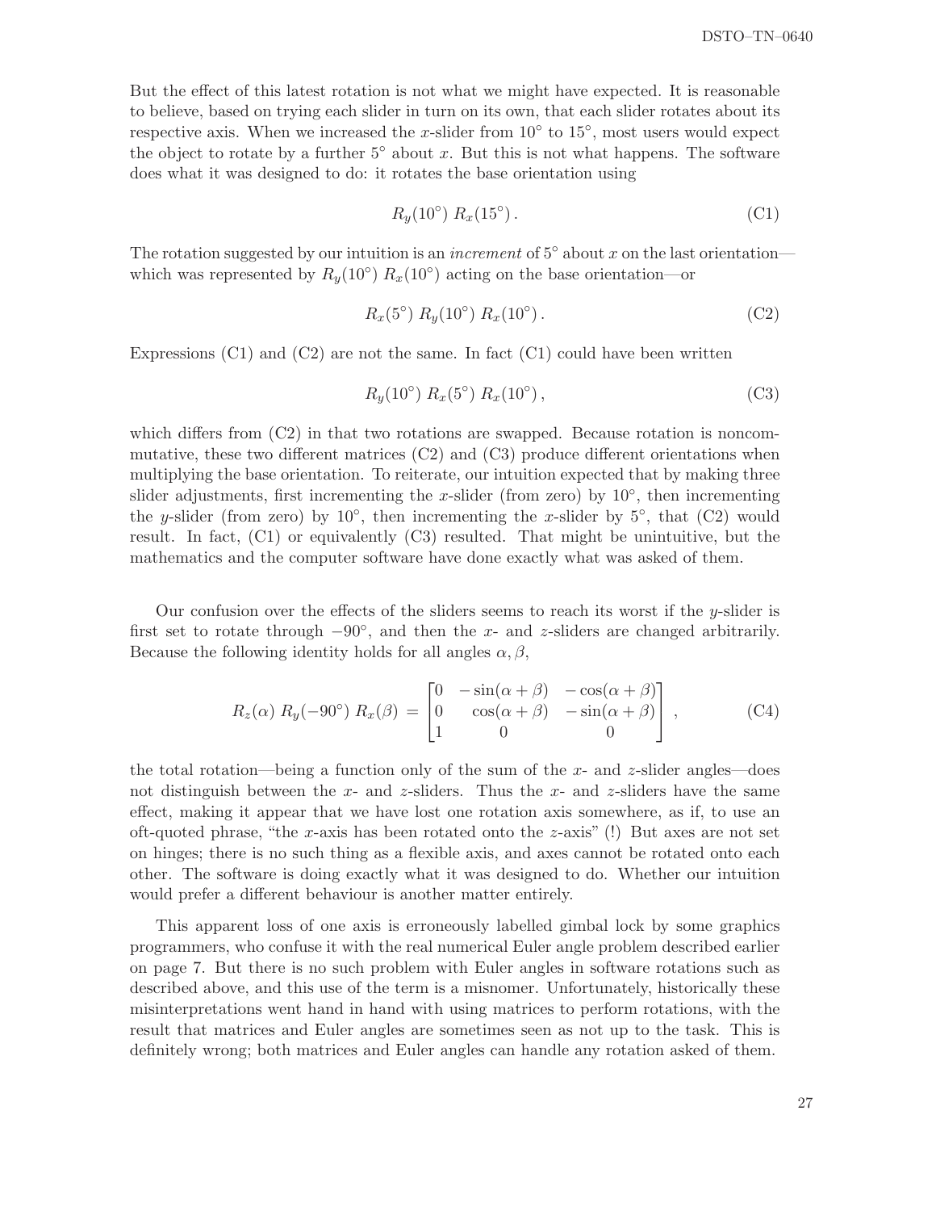But the effect of this latest rotation is not what we might have expected. It is reasonable to believe, based on trying each slider in turn on its own, that each slider rotates about its respective axis. When we increased the $x$-slider from $10^\circ$ to $15^\circ$, most users would expect the object to rotate by a further $5^\circ$ about $x$. But this is not what happens. The software does what it was designed to do: it rotates the base orientation using

$$R_y(10^\circ)\; R_x(15^\circ)\,. \tag{C1}$$

The rotation suggested by our intuition is an *increment* of $5^\circ$ about $x$ on the last orientation—which was represented by $R_y(10^\circ)\; R_x(10^\circ)$ acting on the base orientation—or

$$R_x(5^\circ)\; R_y(10^\circ)\; R_x(10^\circ)\,. \tag{C2}$$

Expressions (C1) and (C2) are not the same. In fact (C1) could have been written

$$R_y(10^\circ)\; R_x(5^\circ)\; R_x(10^\circ)\,, \tag{C3}$$

which differs from (C2) in that two rotations are swapped. Because rotation is noncommutative, these two different matrices (C2) and (C3) produce different orientations when multiplying the base orientation. To reiterate, our intuition expected that by making three slider adjustments, first incrementing the $x$-slider (from zero) by $10^\circ$, then incrementing the $y$-slider (from zero) by $10^\circ$, then incrementing the $x$-slider by $5^\circ$, that (C2) would result. In fact, (C1) or equivalently (C3) resulted. That might be unintuitive, but the mathematics and the computer software have done exactly what was asked of them.

Our confusion over the effects of the sliders seems to reach its worst if the $y$-slider is first set to rotate through $-90^\circ$, and then the $x$- and $z$-sliders are changed arbitrarily. Because the following identity holds for all angles $\alpha, \beta$,

$$R_z(\alpha)\; R_y(-90^\circ)\; R_x(\beta) = \begin{bmatrix} 0 & -\sin(\alpha+\beta) & -\cos(\alpha+\beta) \\ 0 & \cos(\alpha+\beta) & -\sin(\alpha+\beta) \\ 1 & 0 & 0 \end{bmatrix}\,, \tag{C4}$$

the total rotation—being a function only of the sum of the $x$- and $z$-slider angles—does not distinguish between the $x$- and $z$-sliders. Thus the $x$- and $z$-sliders have the same effect, making it appear that we have lost one rotation axis somewhere, as if, to use an oft-quoted phrase, "the $x$-axis has been rotated onto the $z$-axis" (!) But axes are not set on hinges; there is no such thing as a flexible axis, and axes cannot be rotated onto each other. The software is doing exactly what it was designed to do. Whether our intuition would prefer a different behaviour is another matter entirely.

This apparent loss of one axis is erroneously labelled gimbal lock by some graphics programmers, who confuse it with the real numerical Euler angle problem described earlier on page 7. But there is no such problem with Euler angles in software rotations such as described above, and this use of the term is a misnomer. Unfortunately, historically these misinterpretations went hand in hand with using matrices to perform rotations, with the result that matrices and Euler angles are sometimes seen as not up to the task. This is definitely wrong; both matrices and Euler angles can handle any rotation asked of them.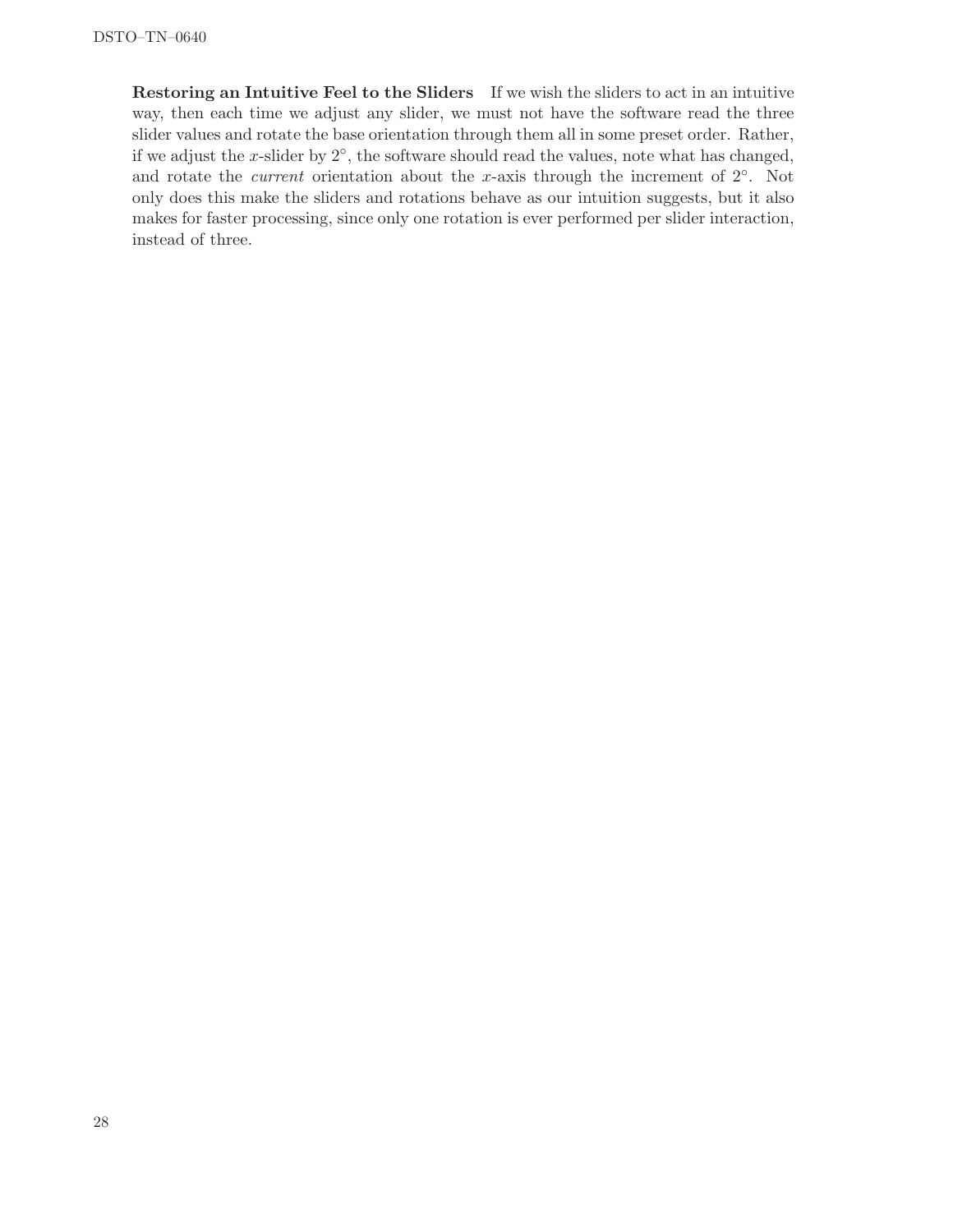**Restoring an Intuitive Feel to the Sliders** If we wish the sliders to act in an intuitive way, then each time we adjust any slider, we must not have the software read the three slider values and rotate the base orientation through them all in some preset order. Rather, if we adjust the $x$-slider by $2^\circ$, the software should read the values, note what has changed, and rotate the *current* orientation about the $x$-axis through the increment of $2^\circ$. Not only does this make the sliders and rotations behave as our intuition suggests, but it also makes for faster processing, since only one rotation is ever performed per slider interaction, instead of three.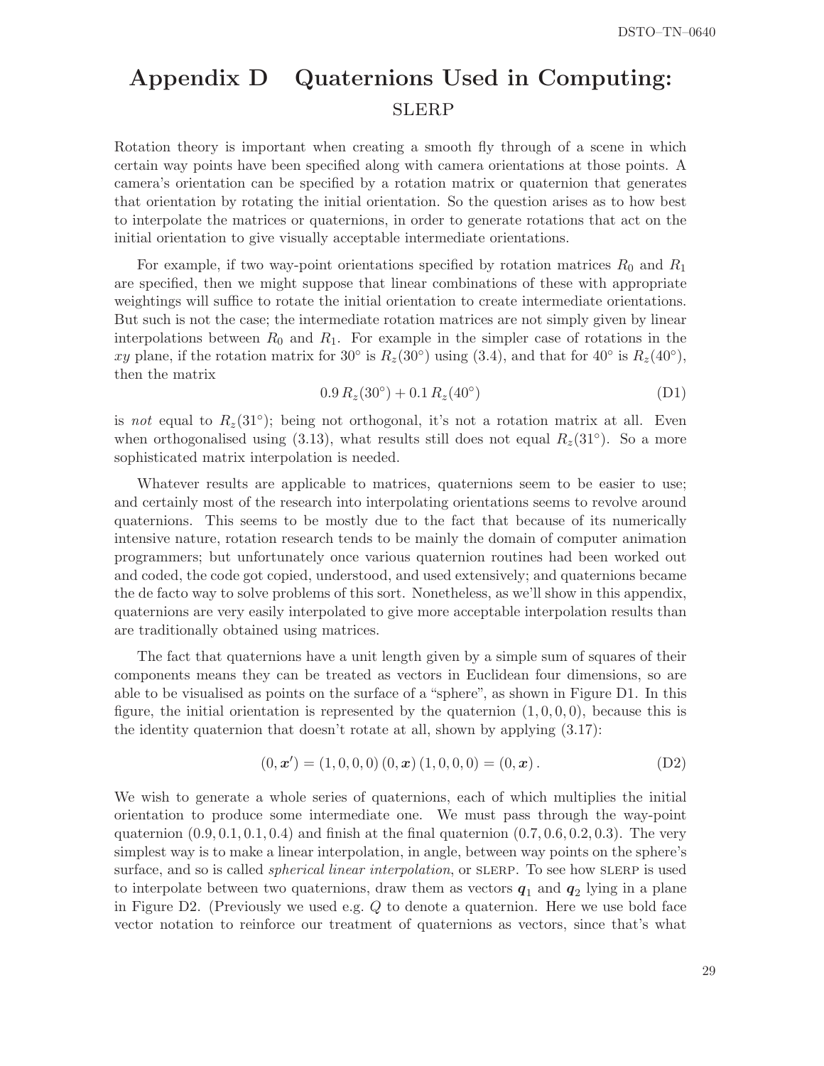# Appendix D Quaternions Used in Computing: SLERP

Rotation theory is important when creating a smooth fly through of a scene in which certain way points have been specified along with camera orientations at those points. A camera's orientation can be specified by a rotation matrix or quaternion that generates that orientation by rotating the initial orientation. So the question arises as to how best to interpolate the matrices or quaternions, in order to generate rotations that act on the initial orientation to give visually acceptable intermediate orientations.

For example, if two way-point orientations specified by rotation matrices $R_0$ and $R_1$ are specified, then we might suppose that linear combinations of these with appropriate weightings will suffice to rotate the initial orientation to create intermediate orientations. But such is not the case; the intermediate rotation matrices are not simply given by linear interpolations between $R_0$ and $R_1$. For example in the simpler case of rotations in the $xy$ plane, if the rotation matrix for $30°$ is $R_z(30°)$ using (3.4), and that for $40°$ is $R_z(40°)$, then the matrix

$$0.9\, R_z(30°) + 0.1\, R_z(40°) \tag{D1}$$

is *not* equal to $R_z(31°)$; being not orthogonal, it's not a rotation matrix at all. Even when orthogonalised using (3.13), what results still does not equal $R_z(31°)$. So a more sophisticated matrix interpolation is needed.

Whatever results are applicable to matrices, quaternions seem to be easier to use; and certainly most of the research into interpolating orientations seems to revolve around quaternions. This seems to be mostly due to the fact that because of its numerically intensive nature, rotation research tends to be mainly the domain of computer animation programmers; but unfortunately once various quaternion routines had been worked out and coded, the code got copied, understood, and used extensively; and quaternions became the de facto way to solve problems of this sort. Nonetheless, as we'll show in this appendix, quaternions are very easily interpolated to give more acceptable interpolation results than are traditionally obtained using matrices.

The fact that quaternions have a unit length given by a simple sum of squares of their components means they can be treated as vectors in Euclidean four dimensions, so are able to be visualised as points on the surface of a "sphere", as shown in Figure D1. In this figure, the initial orientation is represented by the quaternion $(1, 0, 0, 0)$, because this is the identity quaternion that doesn't rotate at all, shown by applying (3.17):

$$(0, \boldsymbol{x}') = (1, 0, 0, 0)\,(0, \boldsymbol{x})\,(1, 0, 0, 0) = (0, \boldsymbol{x})\,. \tag{D2}$$

We wish to generate a whole series of quaternions, each of which multiplies the initial orientation to produce some intermediate one. We must pass through the way-point quaternion $(0.9, 0.1, 0.1, 0.4)$ and finish at the final quaternion $(0.7, 0.6, 0.2, 0.3)$. The very simplest way is to make a linear interpolation, in angle, between way points on the sphere's surface, and so is called *spherical linear interpolation*, or SLERP. To see how SLERP is used to interpolate between two quaternions, draw them as vectors $\boldsymbol{q}_1$ and $\boldsymbol{q}_2$ lying in a plane in Figure D2. (Previously we used e.g. $Q$ to denote a quaternion. Here we use bold face vector notation to reinforce our treatment of quaternions as vectors, since that's what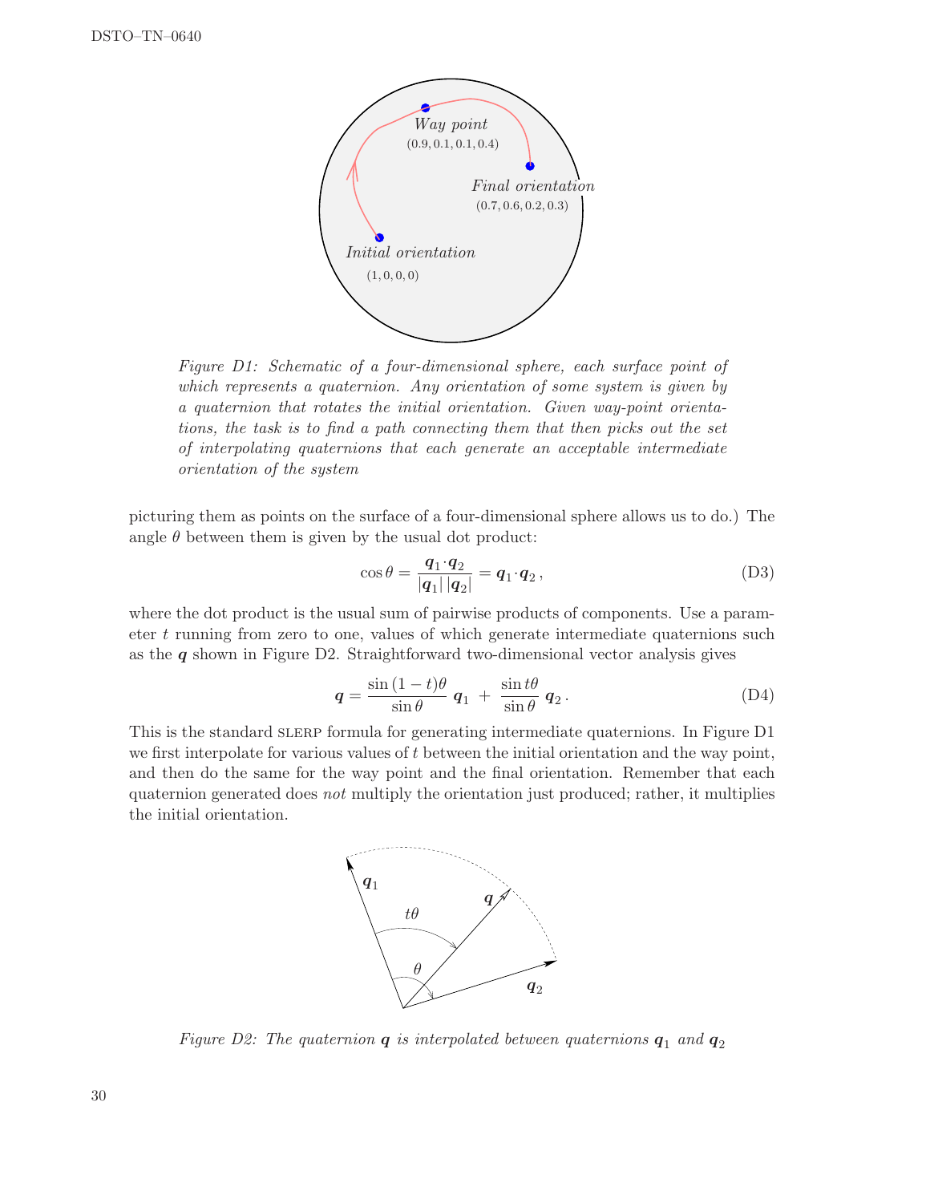Figure D1: Schematic of a four-dimensional sphere, each surface point of which represents a quaternion. Any orientation of some system is given by a quaternion that rotates the initial orientation. Given way-point orientations, the task is to find a path connecting them that then picks out the set of interpolating quaternions that each generate an acceptable intermediate orientation of the system

picturing them as points on the surface of a four-dimensional sphere allows us to do.) The angle $\theta$ between them is given by the usual dot product:

$$\cos\theta = \frac{\boldsymbol{q}_1 \cdot \boldsymbol{q}_2}{|\boldsymbol{q}_1|\,|\boldsymbol{q}_2|} = \boldsymbol{q}_1 \cdot \boldsymbol{q}_2\,, \tag{D3}$$

where the dot product is the usual sum of pairwise products of components. Use a parameter $t$ running from zero to one, values of which generate intermediate quaternions such as the $\boldsymbol{q}$ shown in Figure D2. Straightforward two-dimensional vector analysis gives

$$\boldsymbol{q} = \frac{\sin{(1-t)\theta}}{\sin\theta}\,\boldsymbol{q}_1 \;+\; \frac{\sin t\theta}{\sin\theta}\,\boldsymbol{q}_2\,. \tag{D4}$$

This is the standard SLERP formula for generating intermediate quaternions. In Figure D1 we first interpolate for various values of $t$ between the initial orientation and the way point, and then do the same for the way point and the final orientation. Remember that each quaternion generated does *not* multiply the orientation just produced; rather, it multiplies the initial orientation.

Figure D2: The quaternion $\boldsymbol{q}$ is interpolated between quaternions $\boldsymbol{q}_1$ and $\boldsymbol{q}_2$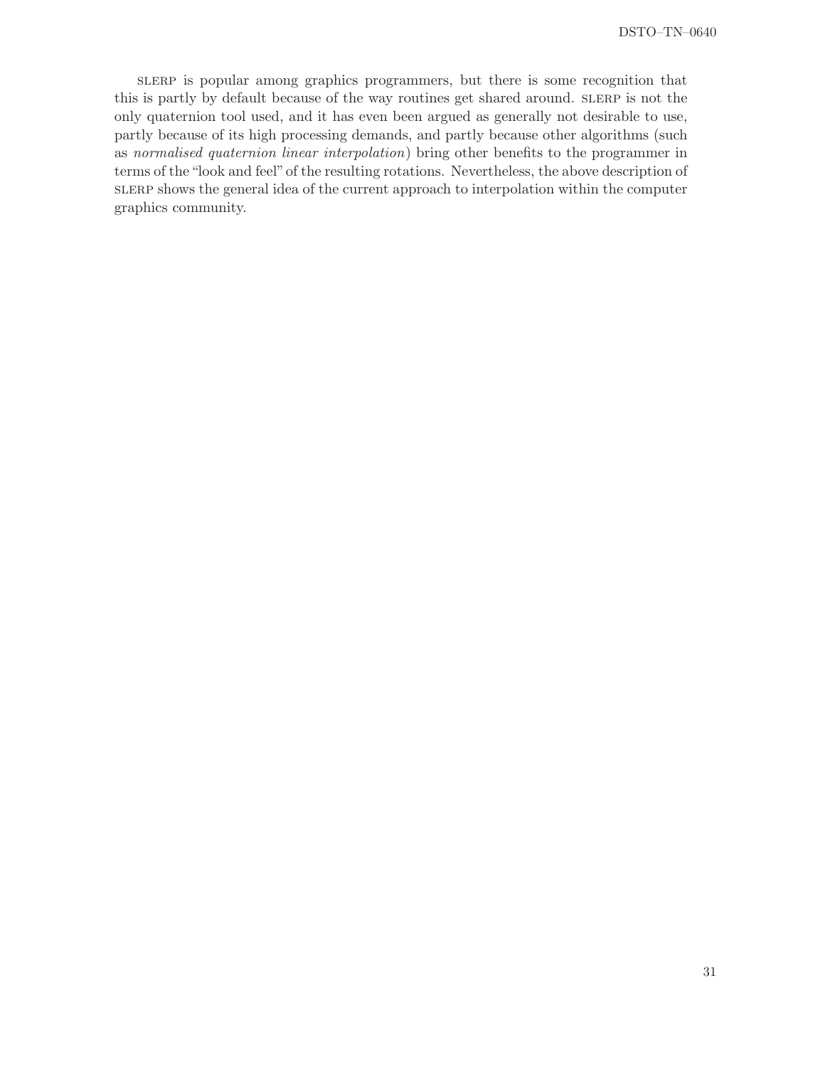SLERP is popular among graphics programmers, but there is some recognition that this is partly by default because of the way routines get shared around. SLERP is not the only quaternion tool used, and it has even been argued as generally not desirable to use, partly because of its high processing demands, and partly because other algorithms (such as *normalised quaternion linear interpolation*) bring other benefits to the programmer in terms of the "look and feel" of the resulting rotations. Nevertheless, the above description of SLERP shows the general idea of the current approach to interpolation within the computer graphics community.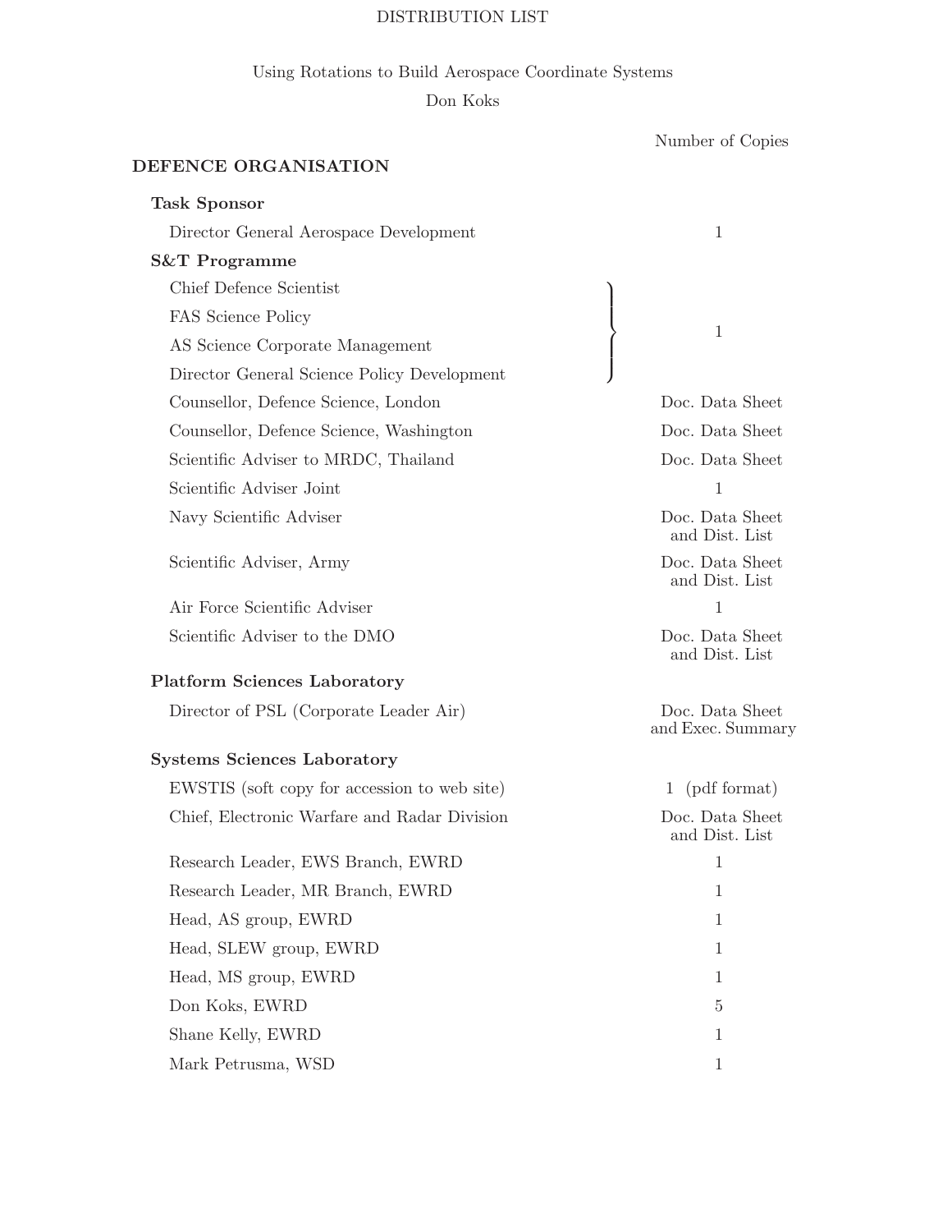# DISTRIBUTION LIST

Using Rotations to Build Aerospace Coordinate Systems

Don Koks

| | Number of Copies |
|---|---|
| **DEFENCE ORGANISATION** | |
| **Task Sponsor** | |
| Director General Aerospace Development | 1 |
| **S&T Programme** | |
| Chief Defence Scientist | 1 |
| FAS Science Policy | |
| AS Science Corporate Management | |
| Director General Science Policy Development | |
| Counsellor, Defence Science, London | Doc. Data Sheet |
| Counsellor, Defence Science, Washington | Doc. Data Sheet |
| Scientific Adviser to MRDC, Thailand | Doc. Data Sheet |
| Scientific Adviser Joint | 1 |
| Navy Scientific Adviser | Doc. Data Sheet and Dist. List |
| Scientific Adviser, Army | Doc. Data Sheet and Dist. List |
| Air Force Scientific Adviser | 1 |
| Scientific Adviser to the DMO | Doc. Data Sheet and Dist. List |
| **Platform Sciences Laboratory** | |
| Director of PSL (Corporate Leader Air) | Doc. Data Sheet and Exec. Summary |
| **Systems Sciences Laboratory** | |
| EWSTIS (soft copy for accession to web site) | 1 (pdf format) |
| Chief, Electronic Warfare and Radar Division | Doc. Data Sheet and Dist. List |
| Research Leader, EWS Branch, EWRD | 1 |
| Research Leader, MR Branch, EWRD | 1 |
| Head, AS group, EWRD | 1 |
| Head, SLEW group, EWRD | 1 |
| Head, MS group, EWRD | 1 |
| Don Koks, EWRD | 5 |
| Shane Kelly, EWRD | 1 |
| Mark Petrusma, WSD | 1 |

Note: Chief Defence Scientist, FAS Science Policy, AS Science Corporate Management and Director General Science Policy Development share 1 copy.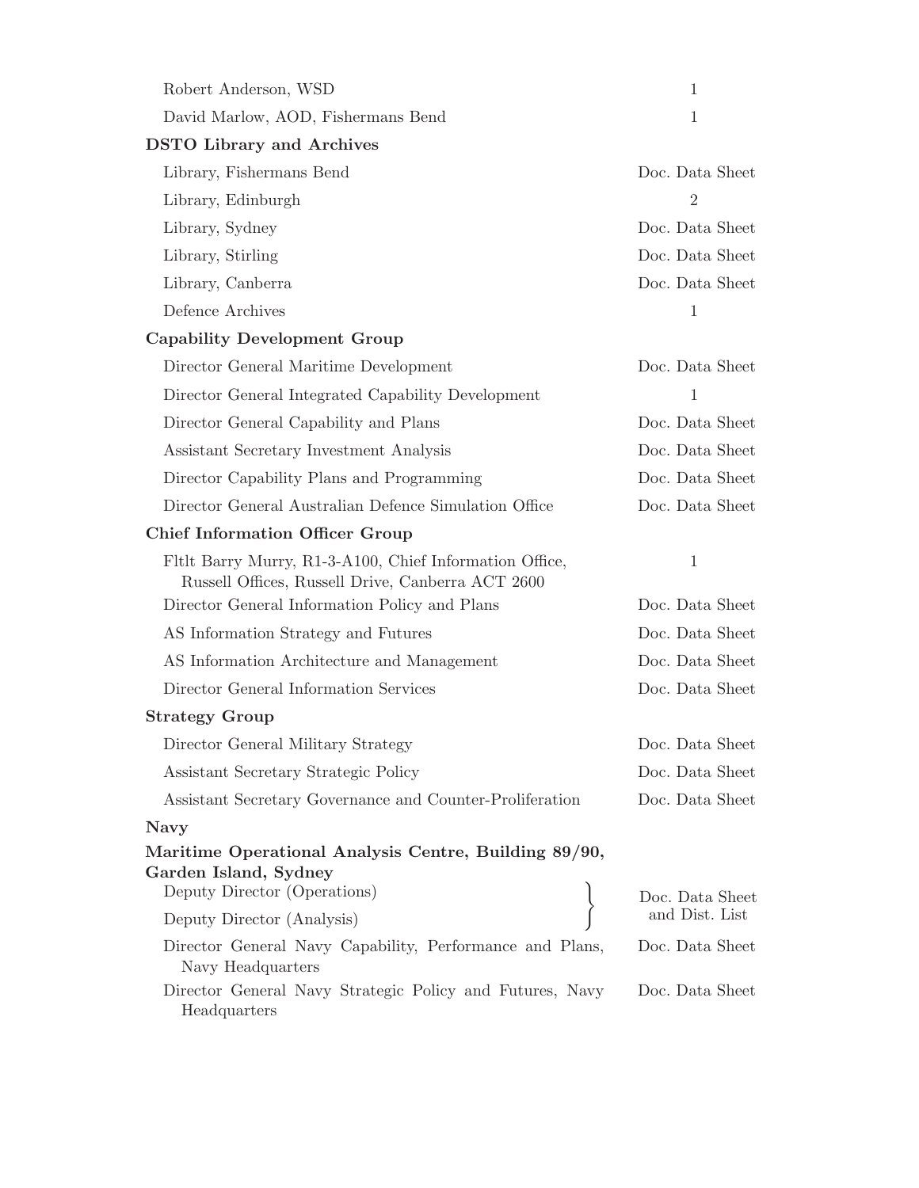| | |
|---|---|
| Robert Anderson, WSD | 1 |
| David Marlow, AOD, Fishermans Bend | 1 |
| **DSTO Library and Archives** | |
| Library, Fishermans Bend | Doc. Data Sheet |
| Library, Edinburgh | 2 |
| Library, Sydney | Doc. Data Sheet |
| Library, Stirling | Doc. Data Sheet |
| Library, Canberra | Doc. Data Sheet |
| Defence Archives | 1 |
| **Capability Development Group** | |
| Director General Maritime Development | Doc. Data Sheet |
| Director General Integrated Capability Development | 1 |
| Director General Capability and Plans | Doc. Data Sheet |
| Assistant Secretary Investment Analysis | Doc. Data Sheet |
| Director Capability Plans and Programming | Doc. Data Sheet |
| Director General Australian Defence Simulation Office | Doc. Data Sheet |
| **Chief Information Officer Group** | |
| Fltlt Barry Murry, R1-3-A100, Chief Information Office, Russell Offices, Russell Drive, Canberra ACT 2600 | 1 |
| Director General Information Policy and Plans | Doc. Data Sheet |
| AS Information Strategy and Futures | Doc. Data Sheet |
| AS Information Architecture and Management | Doc. Data Sheet |
| Director General Information Services | Doc. Data Sheet |
| **Strategy Group** | |
| Director General Military Strategy | Doc. Data Sheet |
| Assistant Secretary Strategic Policy | Doc. Data Sheet |
| Assistant Secretary Governance and Counter-Proliferation | Doc. Data Sheet |
| **Navy** | |
| **Maritime Operational Analysis Centre, Building 89/90, Garden Island, Sydney** | |
| Deputy Director (Operations) | Doc. Data Sheet and Dist. List |
| Deputy Director (Analysis) | |
| Director General Navy Capability, Performance and Plans, Navy Headquarters | Doc. Data Sheet |
| Director General Navy Strategic Policy and Futures, Navy Headquarters | Doc. Data Sheet |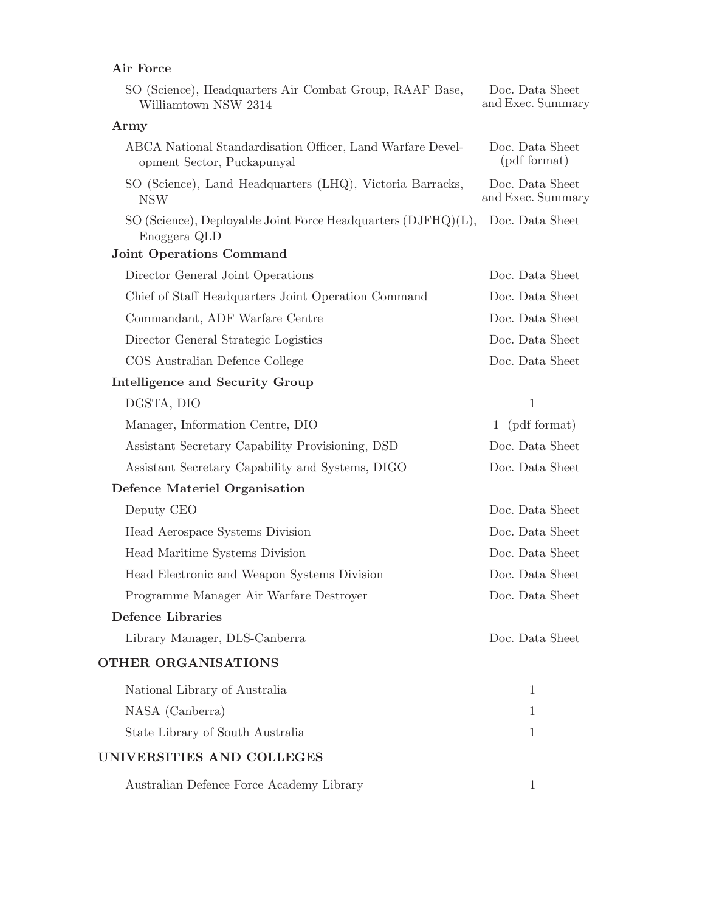**Air Force**

| | |
|---|---|
| SO (Science), Headquarters Air Combat Group, RAAF Base, Williamtown NSW 2314 | Doc. Data Sheet and Exec. Summary |

**Army**

| | |
|---|---|
| ABCA National Standardisation Officer, Land Warfare Development Sector, Puckapunyal | Doc. Data Sheet (pdf format) |
| SO (Science), Land Headquarters (LHQ), Victoria Barracks, NSW | Doc. Data Sheet and Exec. Summary |
| SO (Science), Deployable Joint Force Headquarters (DJFHQ)(L), Enoggera QLD | Doc. Data Sheet |

**Joint Operations Command**

| | |
|---|---|
| Director General Joint Operations | Doc. Data Sheet |
| Chief of Staff Headquarters Joint Operation Command | Doc. Data Sheet |
| Commandant, ADF Warfare Centre | Doc. Data Sheet |
| Director General Strategic Logistics | Doc. Data Sheet |
| COS Australian Defence College | Doc. Data Sheet |

**Intelligence and Security Group**

| | |
|---|---|
| DGSTA, DIO | 1 |
| Manager, Information Centre, DIO | 1 (pdf format) |
| Assistant Secretary Capability Provisioning, DSD | Doc. Data Sheet |
| Assistant Secretary Capability and Systems, DIGO | Doc. Data Sheet |

**Defence Materiel Organisation**

| | |
|---|---|
| Deputy CEO | Doc. Data Sheet |
| Head Aerospace Systems Division | Doc. Data Sheet |
| Head Maritime Systems Division | Doc. Data Sheet |
| Head Electronic and Weapon Systems Division | Doc. Data Sheet |
| Programme Manager Air Warfare Destroyer | Doc. Data Sheet |

**Defence Libraries**

| | |
|---|---|
| Library Manager, DLS-Canberra | Doc. Data Sheet |

## OTHER ORGANISATIONS

| | |
|---|---|
| National Library of Australia | 1 |
| NASA (Canberra) | 1 |
| State Library of South Australia | 1 |

## UNIVERSITIES AND COLLEGES

| | |
|---|---|
| Australian Defence Force Academy Library | 1 |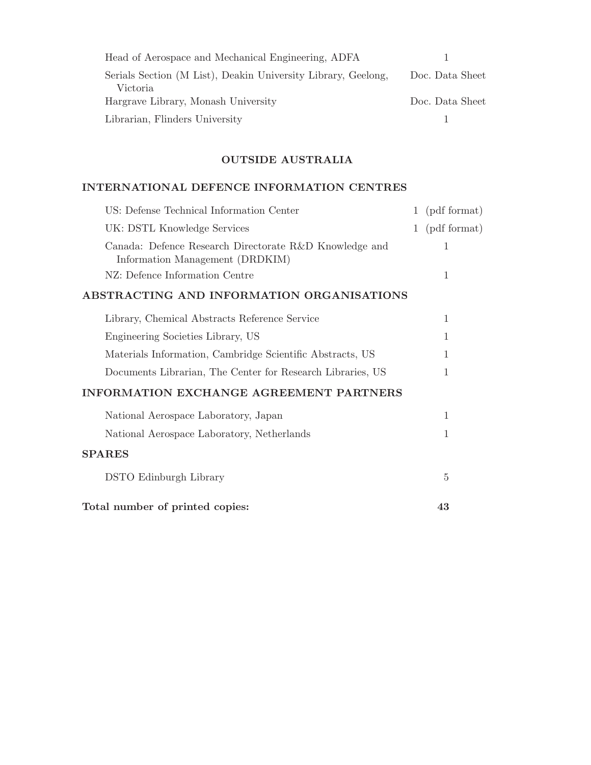| | |
|---|---|
| Head of Aerospace and Mechanical Engineering, ADFA | 1 |
| Serials Section (M List), Deakin University Library, Geelong, Victoria | Doc. Data Sheet |
| Hargrave Library, Monash University | Doc. Data Sheet |
| Librarian, Flinders University | 1 |

## OUTSIDE AUSTRALIA

### INTERNATIONAL DEFENCE INFORMATION CENTRES

| | |
|---|---|
| US: Defense Technical Information Center | 1 (pdf format) |
| UK: DSTL Knowledge Services | 1 (pdf format) |
| Canada: Defence Research Directorate R&D Knowledge and Information Management (DRDKIM) | 1 |
| NZ: Defence Information Centre | 1 |

### ABSTRACTING AND INFORMATION ORGANISATIONS

| | |
|---|---|
| Library, Chemical Abstracts Reference Service | 1 |
| Engineering Societies Library, US | 1 |
| Materials Information, Cambridge Scientific Abstracts, US | 1 |
| Documents Librarian, The Center for Research Libraries, US | 1 |

### INFORMATION EXCHANGE AGREEMENT PARTNERS

| | |
|---|---|
| National Aerospace Laboratory, Japan | 1 |
| National Aerospace Laboratory, Netherlands | 1 |

### SPARES

| | |
|---|---|
| DSTO Edinburgh Library | 5 |

**Total number of printed copies: 43**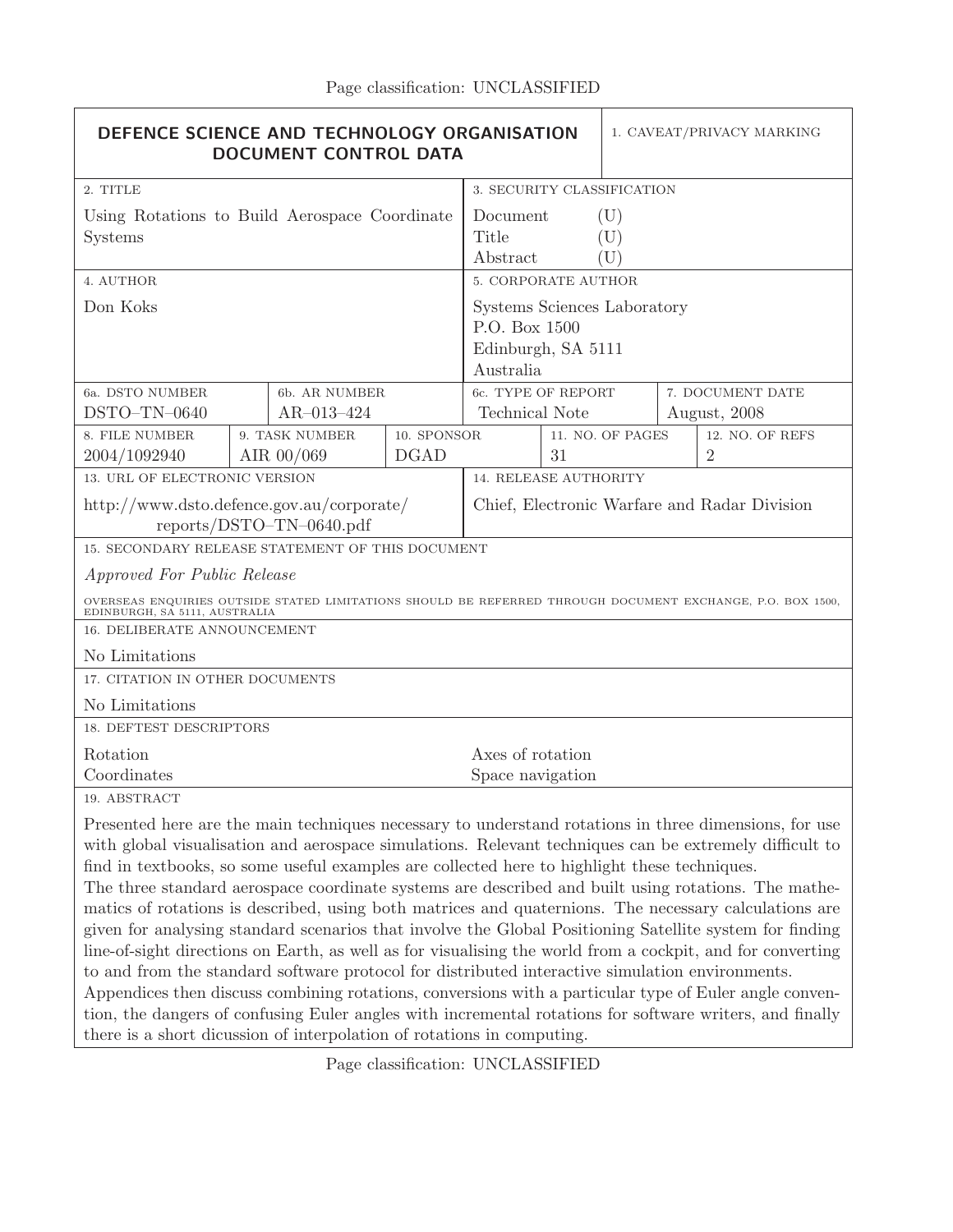Page classification: UNCLASSIFIED

| DEFENCE SCIENCE AND TECHNOLOGY ORGANISATION DOCUMENT CONTROL DATA | | | | | | 1. CAVEAT/PRIVACY MARKING |
|---|---|---|---|---|---|---|

| | |
|---|---|
| 2. TITLE<br>Using Rotations to Build Aerospace Coordinate Systems | 3. SECURITY CLASSIFICATION<br>Document (U)<br>Title (U)<br>Abstract (U) |
| 4. AUTHOR<br>Don Koks | 5. CORPORATE AUTHOR<br>Systems Sciences Laboratory<br>P.O. Box 1500<br>Edinburgh, SA 5111<br>Australia |

| | | | |
|---|---|---|---|
| 6a. DSTO NUMBER<br>DSTO–TN–0640 | 6b. AR NUMBER<br>AR–013–424 | 6c. TYPE OF REPORT<br>Technical Note | 7. DOCUMENT DATE<br>August, 2008 |

| | | | | |
|---|---|---|---|---|
| 8. FILE NUMBER<br>2004/1092940 | 9. TASK NUMBER<br>AIR 00/069 | 10. SPONSOR<br>DGAD | 11. NO. OF PAGES<br>31 | 12. NO. OF REFS<br>2 |

| | |
|---|---|
| 13. URL OF ELECTRONIC VERSION<br>http://www.dsto.defence.gov.au/corporate/reports/DSTO–TN–0640.pdf | 14. RELEASE AUTHORITY<br>Chief, Electronic Warfare and Radar Division |

15. SECONDARY RELEASE STATEMENT OF THIS DOCUMENT

*Approved For Public Release*

OVERSEAS ENQUIRIES OUTSIDE STATED LIMITATIONS SHOULD BE REFERRED THROUGH DOCUMENT EXCHANGE, P.O. BOX 1500, EDINBURGH, SA 5111, AUSTRALIA

16. DELIBERATE ANNOUNCEMENT

No Limitations

17. CITATION IN OTHER DOCUMENTS

No Limitations

18. DEFTEST DESCRIPTORS

| | |
|---|---|
| Rotation | Axes of rotation |
| Coordinates | Space navigation |

19. ABSTRACT

Presented here are the main techniques necessary to understand rotations in three dimensions, for use with global visualisation and aerospace simulations. Relevant techniques can be extremely difficult to find in textbooks, so some useful examples are collected here to highlight these techniques.

The three standard aerospace coordinate systems are described and built using rotations. The mathematics of rotations is described, using both matrices and quaternions. The necessary calculations are given for analysing standard scenarios that involve the Global Positioning Satellite system for finding line-of-sight directions on Earth, as well as for visualising the world from a cockpit, and for converting to and from the standard software protocol for distributed interactive simulation environments.

Appendices then discuss combining rotations, conversions with a particular type of Euler angle convention, the dangers of confusing Euler angles with incremental rotations for software writers, and finally there is a short dicussion of interpolation of rotations in computing.

Page classification: UNCLASSIFIED